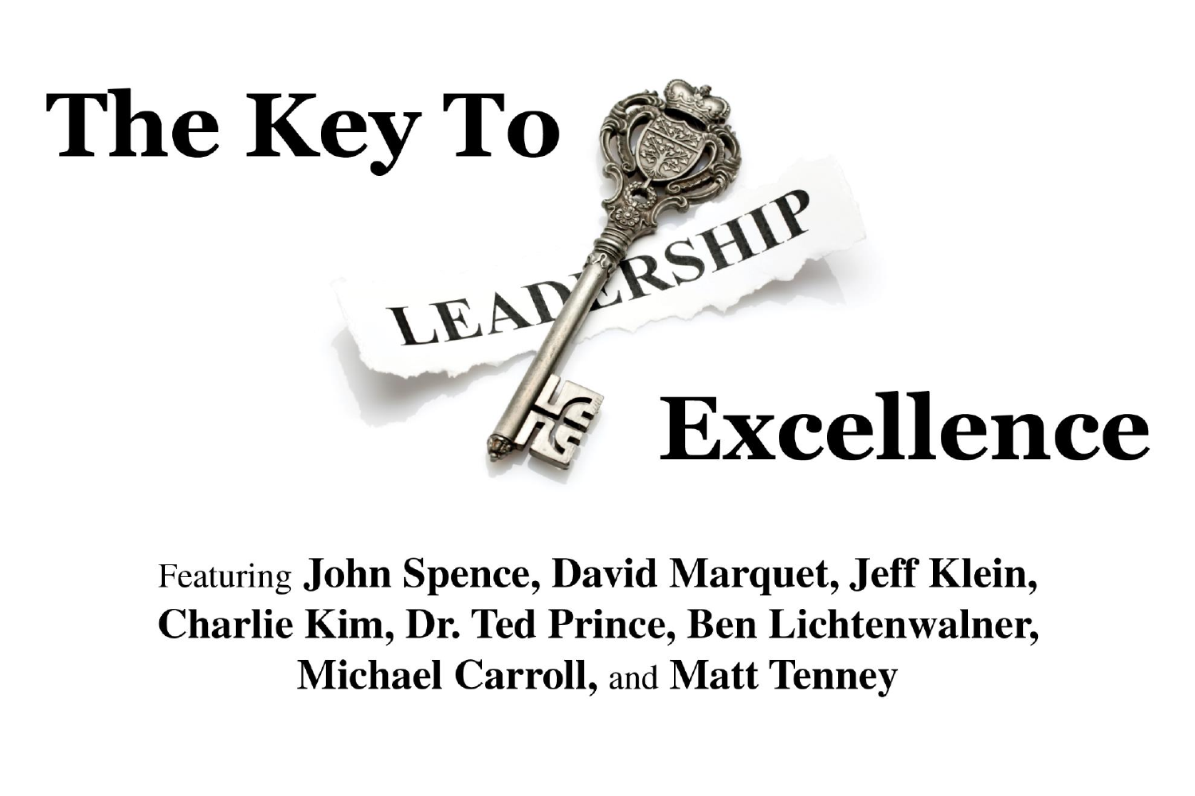# The Key To Leadership Excellence

Featuring **John Spence, David Marquet, Jeff Klein, Charlie Kim, Dr. Ted Prince, Ben Lichtenwalner, Michael Carroll,** and **Matt Tenney**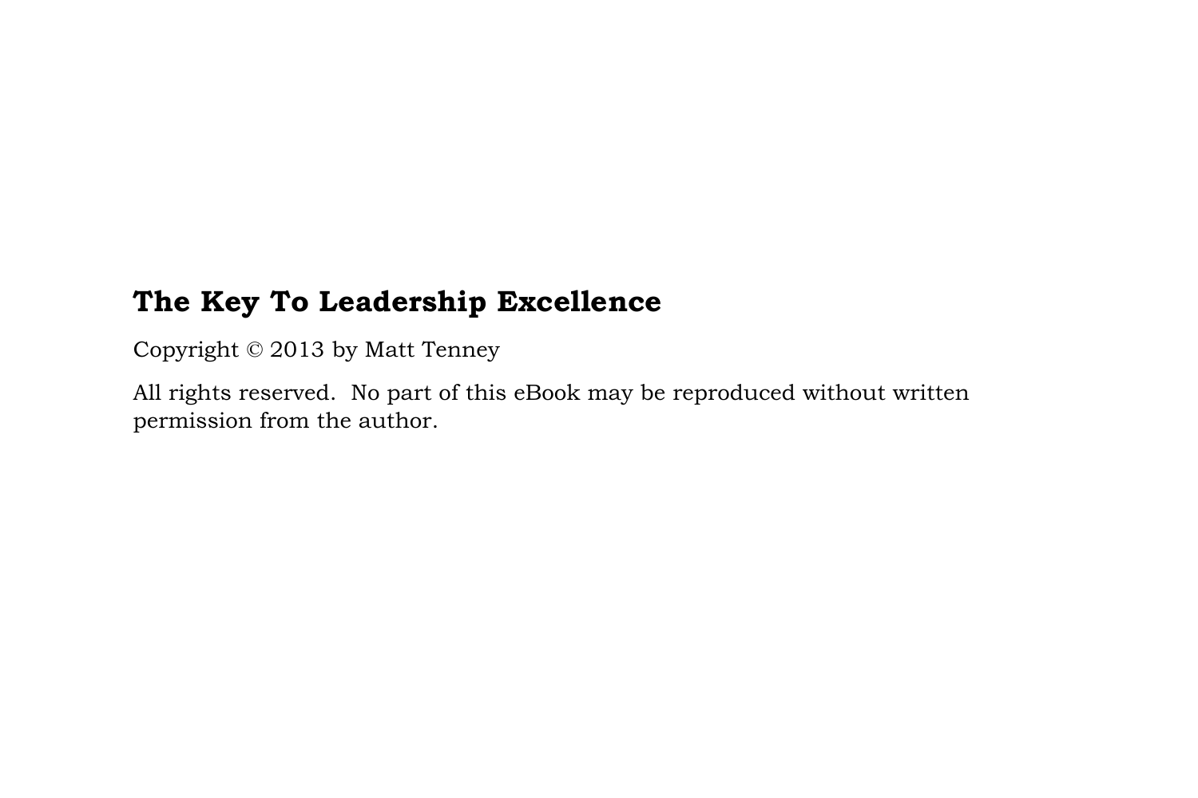**The Key To Leadership Excellence**

Copyright © 2013 by Matt Tenney

All rights reserved.  No part of this eBook may be reproduced without written permission from the author.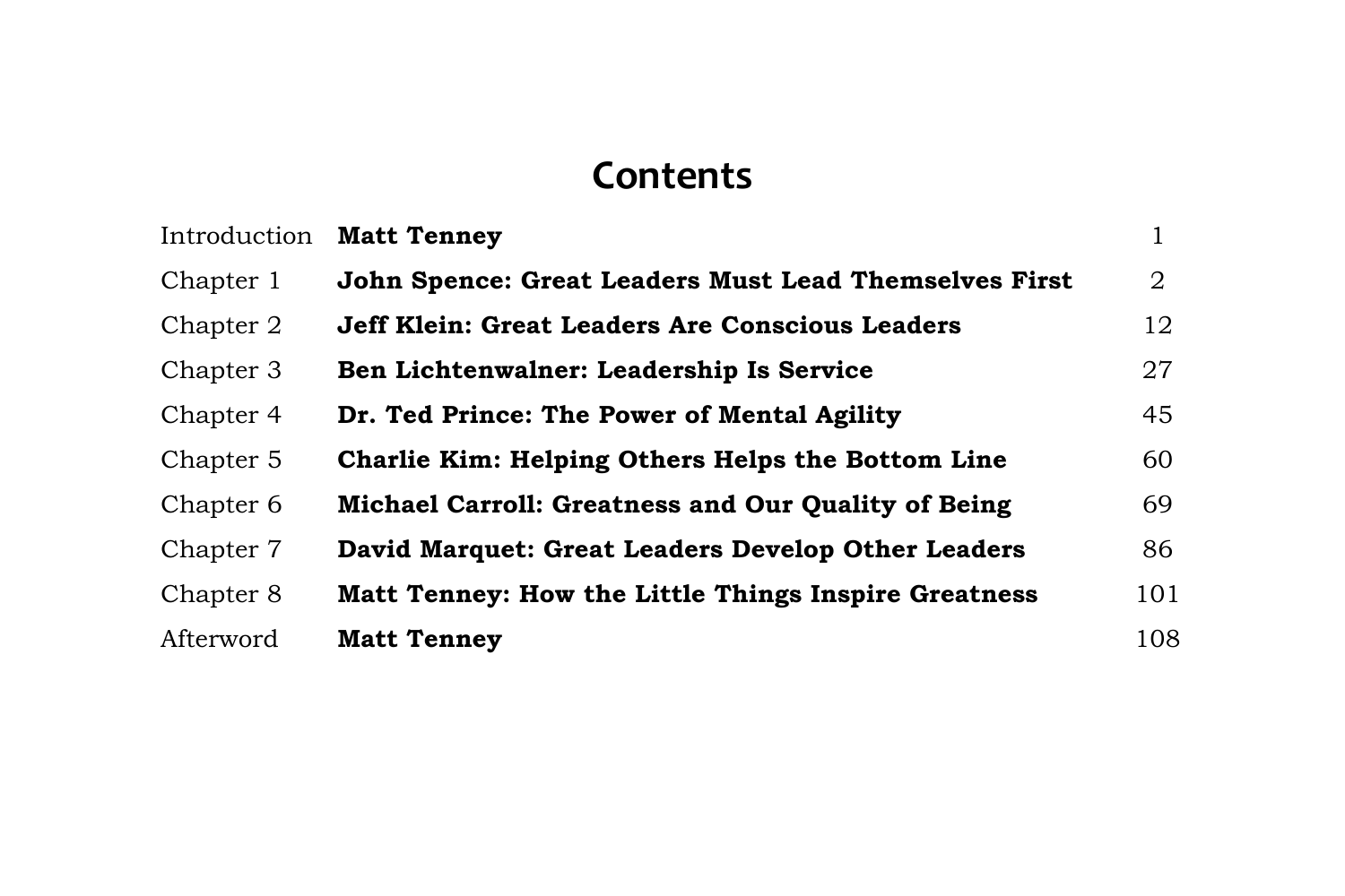# Contents

| | | |
|---|---|---|
| Introduction | **Matt Tenney** | 1 |
| Chapter 1 | **John Spence: Great Leaders Must Lead Themselves First** | 2 |
| Chapter 2 | **Jeff Klein: Great Leaders Are Conscious Leaders** | 12 |
| Chapter 3 | **Ben Lichtenwalner: Leadership Is Service** | 27 |
| Chapter 4 | **Dr. Ted Prince: The Power of Mental Agility** | 45 |
| Chapter 5 | **Charlie Kim: Helping Others Helps the Bottom Line** | 60 |
| Chapter 6 | **Michael Carroll: Greatness and Our Quality of Being** | 69 |
| Chapter 7 | **David Marquet: Great Leaders Develop Other Leaders** | 86 |
| Chapter 8 | **Matt Tenney: How the Little Things Inspire Greatness** | 101 |
| Afterword | **Matt Tenney** | 108 |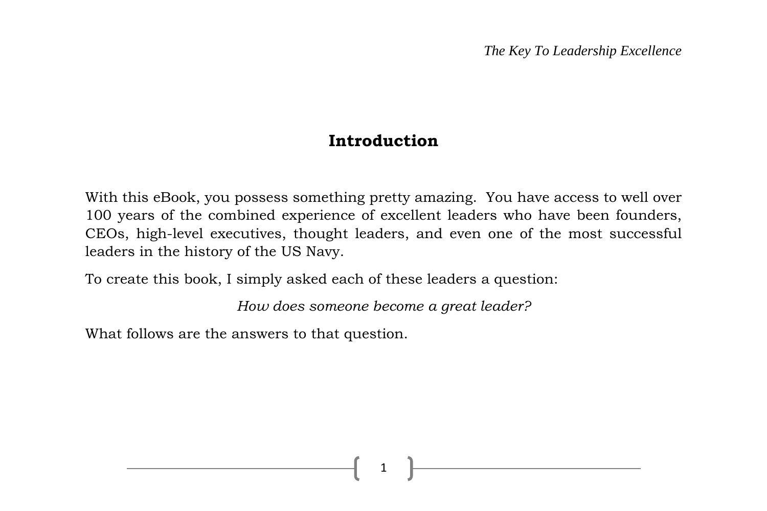# Introduction

With this eBook, you possess something pretty amazing. You have access to well over 100 years of the combined experience of excellent leaders who have been founders, CEOs, high-level executives, thought leaders, and even one of the most successful leaders in the history of the US Navy.

To create this book, I simply asked each of these leaders a question:

*How does someone become a great leader?*

What follows are the answers to that question.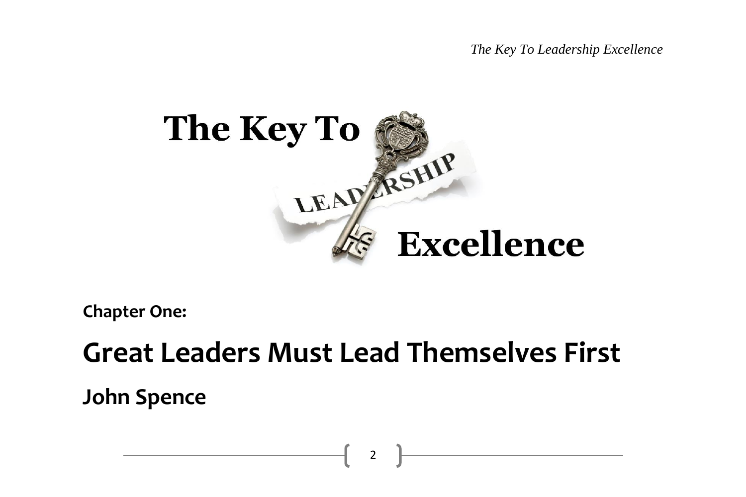# The Key To Leadership Excellence

**Chapter One:**

## Great Leaders Must Lead Themselves First

### John Spence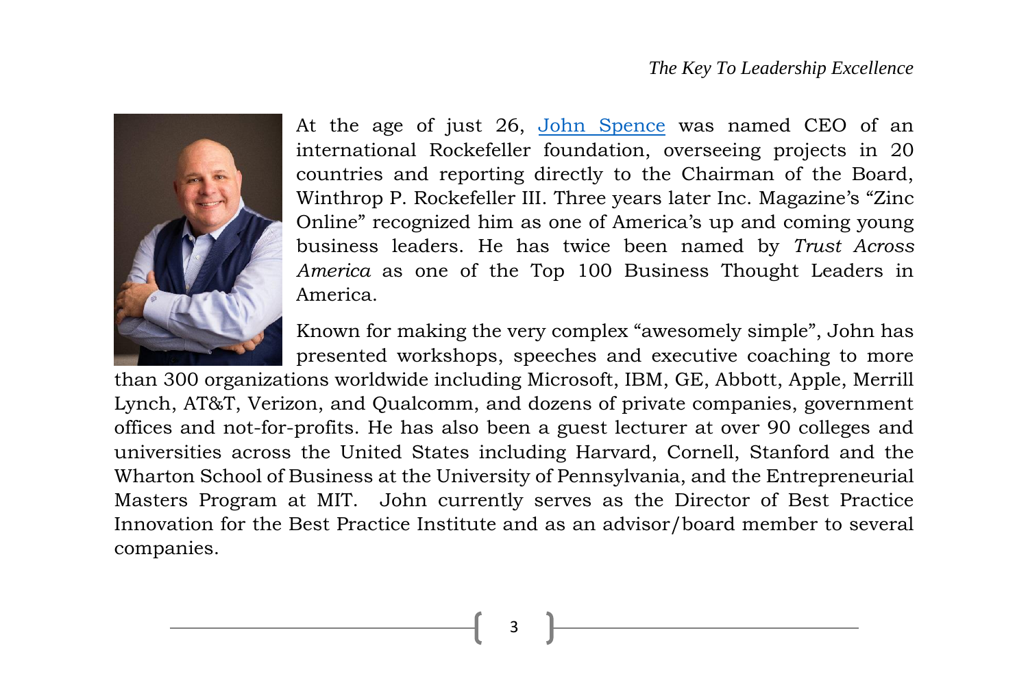At the age of just 26, [John Spence]() was named CEO of an international Rockefeller foundation, overseeing projects in 20 countries and reporting directly to the Chairman of the Board, Winthrop P. Rockefeller III. Three years later Inc. Magazine's "Zinc Online" recognized him as one of America's up and coming young business leaders. He has twice been named by *Trust Across America* as one of the Top 100 Business Thought Leaders in America.

Known for making the very complex "awesomely simple", John has presented workshops, speeches and executive coaching to more than 300 organizations worldwide including Microsoft, IBM, GE, Abbott, Apple, Merrill Lynch, AT&T, Verizon, and Qualcomm, and dozens of private companies, government offices and not-for-profits. He has also been a guest lecturer at over 90 colleges and universities across the United States including Harvard, Cornell, Stanford and the Wharton School of Business at the University of Pennsylvania, and the Entrepreneurial Masters Program at MIT. John currently serves as the Director of Best Practice Innovation for the Best Practice Institute and as an advisor/board member to several companies.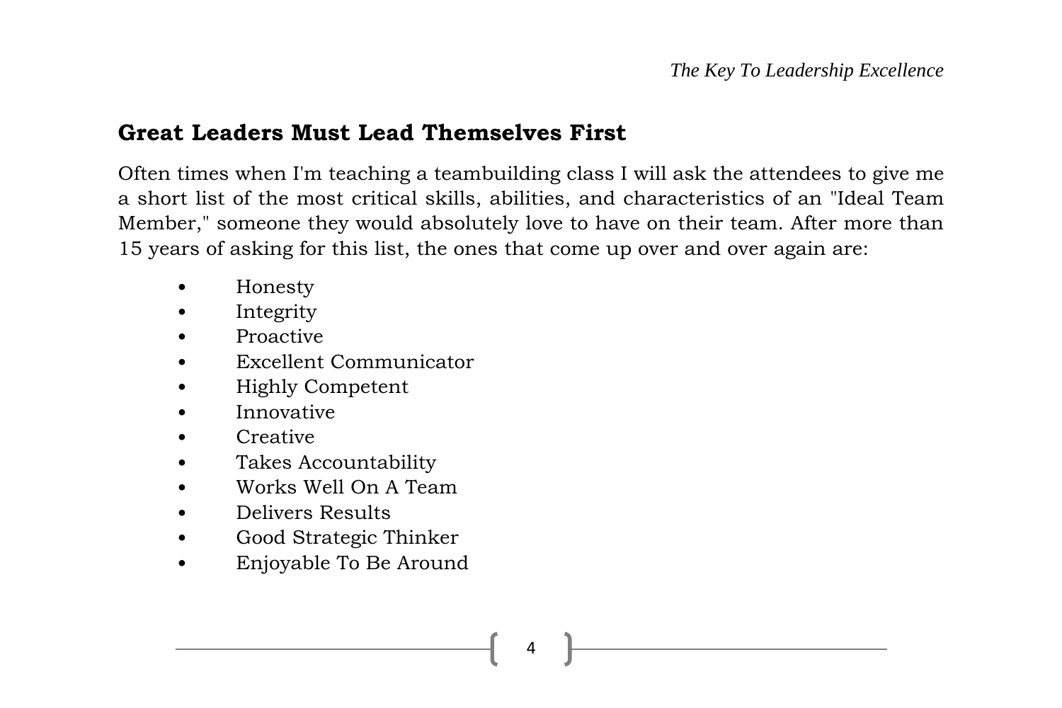## Great Leaders Must Lead Themselves First

Often times when I'm teaching a teambuilding class I will ask the attendees to give me a short list of the most critical skills, abilities, and characteristics of an "Ideal Team Member," someone they would absolutely love to have on their team. After more than 15 years of asking for this list, the ones that come up over and over again are:

- Honesty
- Integrity
- Proactive
- Excellent Communicator
- Highly Competent
- Innovative
- Creative
- Takes Accountability
- Works Well On A Team
- Delivers Results
- Good Strategic Thinker
- Enjoyable To Be Around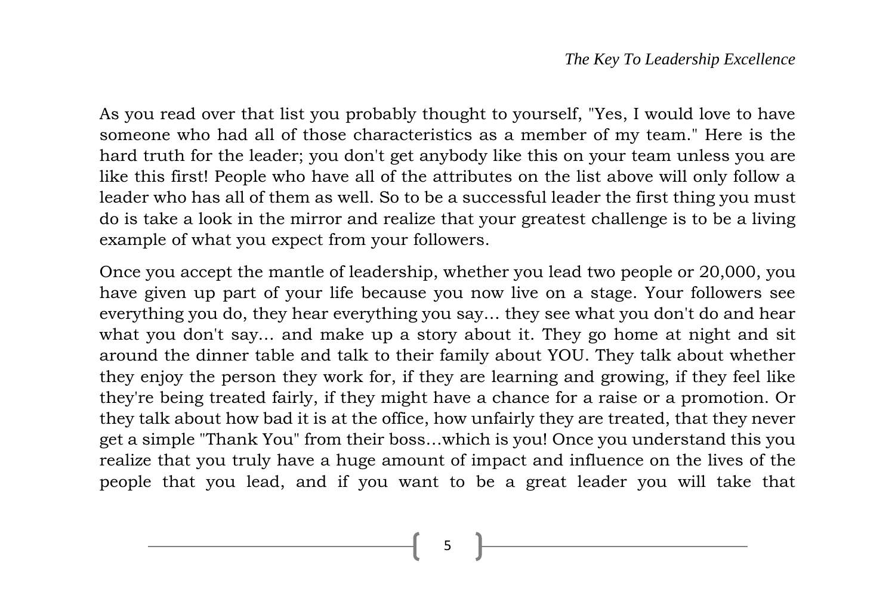As you read over that list you probably thought to yourself, "Yes, I would love to have someone who had all of those characteristics as a member of my team." Here is the hard truth for the leader; you don't get anybody like this on your team unless you are like this first! People who have all of the attributes on the list above will only follow a leader who has all of them as well. So to be a successful leader the first thing you must do is take a look in the mirror and realize that your greatest challenge is to be a living example of what you expect from your followers.

Once you accept the mantle of leadership, whether you lead two people or 20,000, you have given up part of your life because you now live on a stage. Your followers see everything you do, they hear everything you say… they see what you don't do and hear what you don't say… and make up a story about it. They go home at night and sit around the dinner table and talk to their family about YOU. They talk about whether they enjoy the person they work for, if they are learning and growing, if they feel like they're being treated fairly, if they might have a chance for a raise or a promotion. Or they talk about how bad it is at the office, how unfairly they are treated, that they never get a simple "Thank You" from their boss…which is you! Once you understand this you realize that you truly have a huge amount of impact and influence on the lives of the people that you lead, and if you want to be a great leader you will take that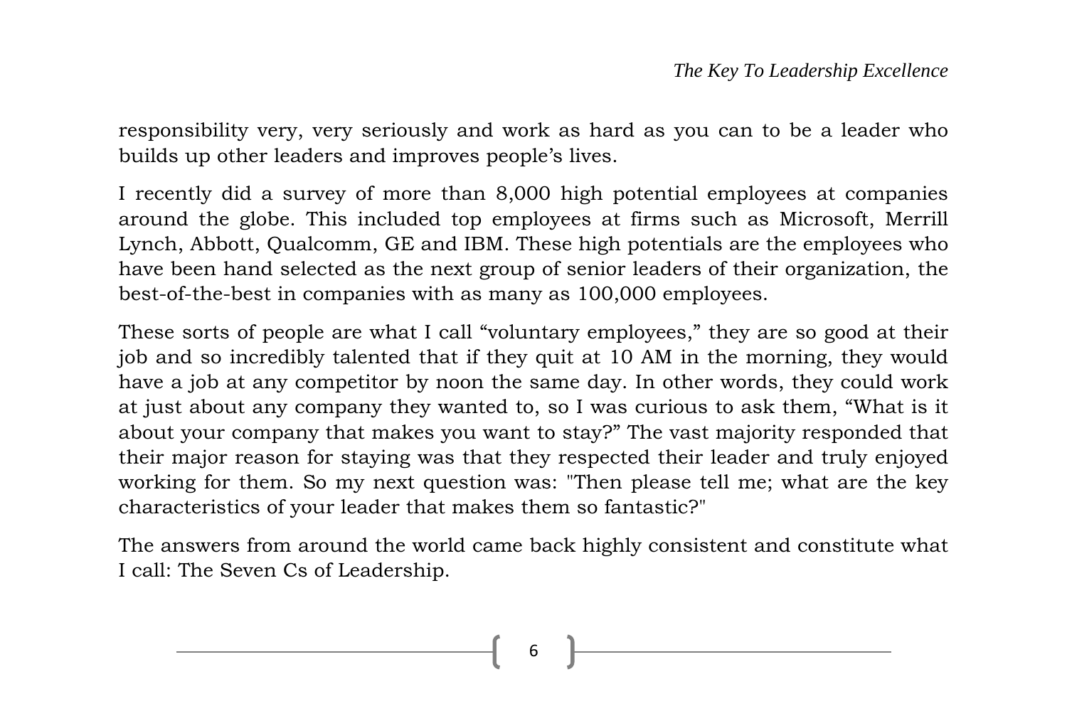responsibility very, very seriously and work as hard as you can to be a leader who builds up other leaders and improves people's lives.

I recently did a survey of more than 8,000 high potential employees at companies around the globe. This included top employees at firms such as Microsoft, Merrill Lynch, Abbott, Qualcomm, GE and IBM. These high potentials are the employees who have been hand selected as the next group of senior leaders of their organization, the best-of-the-best in companies with as many as 100,000 employees.

These sorts of people are what I call "voluntary employees," they are so good at their job and so incredibly talented that if they quit at 10 AM in the morning, they would have a job at any competitor by noon the same day. In other words, they could work at just about any company they wanted to, so I was curious to ask them, "What is it about your company that makes you want to stay?" The vast majority responded that their major reason for staying was that they respected their leader and truly enjoyed working for them. So my next question was: "Then please tell me; what are the key characteristics of your leader that makes them so fantastic?"

The answers from around the world came back highly consistent and constitute what I call: The Seven Cs of Leadership.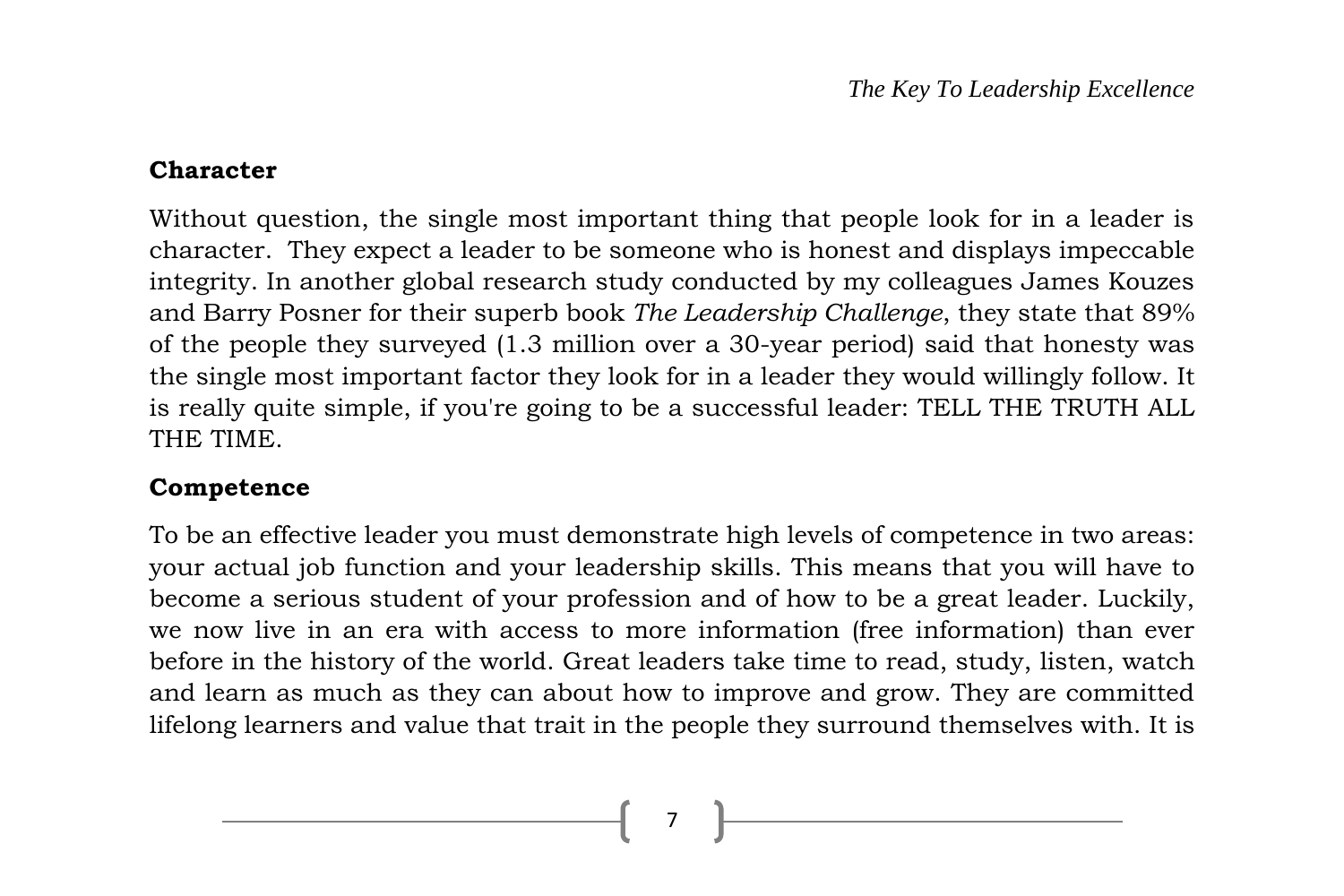### Character

Without question, the single most important thing that people look for in a leader is character. They expect a leader to be someone who is honest and displays impeccable integrity. In another global research study conducted by my colleagues James Kouzes and Barry Posner for their superb book *The Leadership Challenge*, they state that 89% of the people they surveyed (1.3 million over a 30-year period) said that honesty was the single most important factor they look for in a leader they would willingly follow. It is really quite simple, if you're going to be a successful leader: TELL THE TRUTH ALL THE TIME.

### Competence

To be an effective leader you must demonstrate high levels of competence in two areas: your actual job function and your leadership skills. This means that you will have to become a serious student of your profession and of how to be a great leader. Luckily, we now live in an era with access to more information (free information) than ever before in the history of the world. Great leaders take time to read, study, listen, watch and learn as much as they can about how to improve and grow. They are committed lifelong learners and value that trait in the people they surround themselves with. It is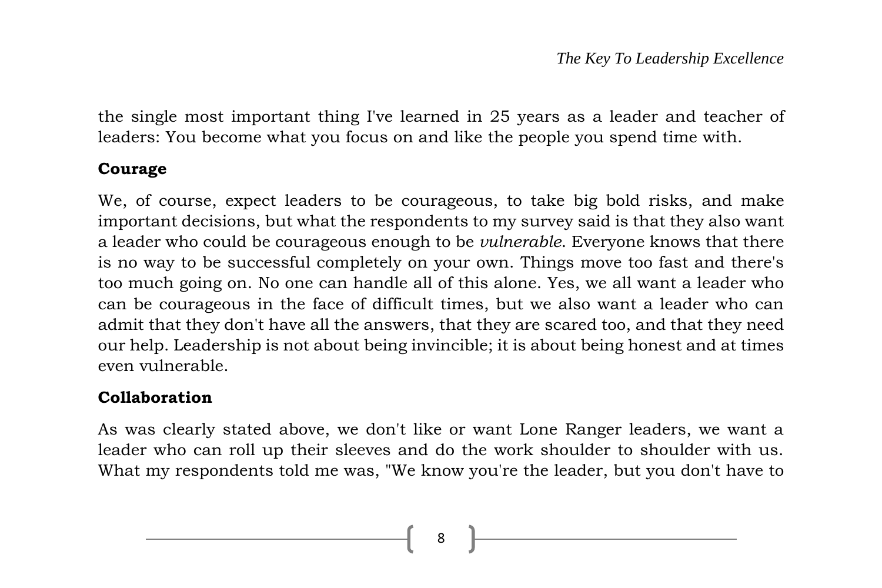the single most important thing I've learned in 25 years as a leader and teacher of leaders: You become what you focus on and like the people you spend time with.

**Courage**

We, of course, expect leaders to be courageous, to take big bold risks, and make important decisions, but what the respondents to my survey said is that they also want a leader who could be courageous enough to be *vulnerable*. Everyone knows that there is no way to be successful completely on your own. Things move too fast and there's too much going on. No one can handle all of this alone. Yes, we all want a leader who can be courageous in the face of difficult times, but we also want a leader who can admit that they don't have all the answers, that they are scared too, and that they need our help. Leadership is not about being invincible; it is about being honest and at times even vulnerable.

**Collaboration**

As was clearly stated above, we don't like or want Lone Ranger leaders, we want a leader who can roll up their sleeves and do the work shoulder to shoulder with us. What my respondents told me was, "We know you're the leader, but you don't have to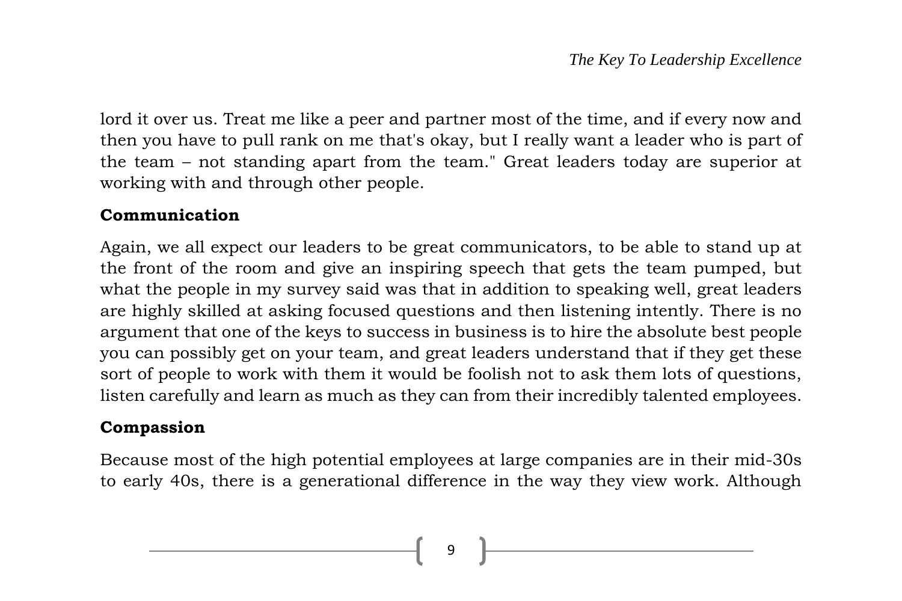lord it over us. Treat me like a peer and partner most of the time, and if every now and then you have to pull rank on me that's okay, but I really want a leader who is part of the team – not standing apart from the team." Great leaders today are superior at working with and through other people.

**Communication**

Again, we all expect our leaders to be great communicators, to be able to stand up at the front of the room and give an inspiring speech that gets the team pumped, but what the people in my survey said was that in addition to speaking well, great leaders are highly skilled at asking focused questions and then listening intently. There is no argument that one of the keys to success in business is to hire the absolute best people you can possibly get on your team, and great leaders understand that if they get these sort of people to work with them it would be foolish not to ask them lots of questions, listen carefully and learn as much as they can from their incredibly talented employees.

**Compassion**

Because most of the high potential employees at large companies are in their mid-30s to early 40s, there is a generational difference in the way they view work. Although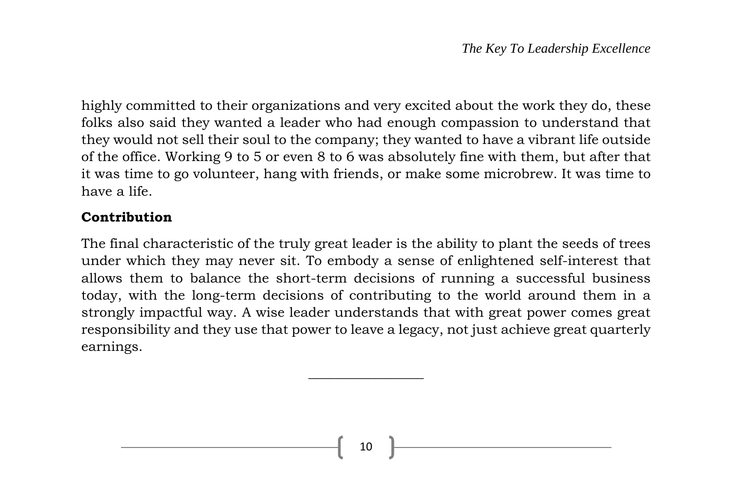highly committed to their organizations and very excited about the work they do, these folks also said they wanted a leader who had enough compassion to understand that they would not sell their soul to the company; they wanted to have a vibrant life outside of the office. Working 9 to 5 or even 8 to 6 was absolutely fine with them, but after that it was time to go volunteer, hang with friends, or make some microbrew. It was time to have a life.

**Contribution**

The final characteristic of the truly great leader is the ability to plant the seeds of trees under which they may never sit. To embody a sense of enlightened self-interest that allows them to balance the short-term decisions of running a successful business today, with the long-term decisions of contributing to the world around them in a strongly impactful way. A wise leader understands that with great power comes great responsibility and they use that power to leave a legacy, not just achieve great quarterly earnings.

---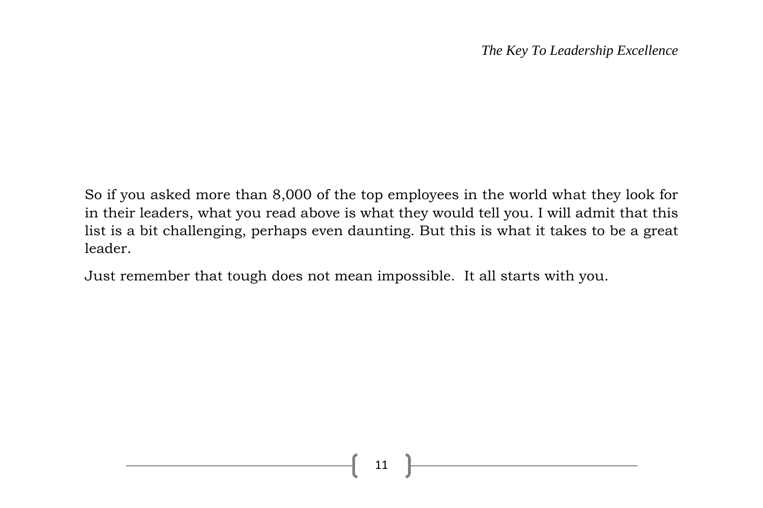So if you asked more than 8,000 of the top employees in the world what they look for in their leaders, what you read above is what they would tell you. I will admit that this list is a bit challenging, perhaps even daunting. But this is what it takes to be a great leader.

Just remember that tough does not mean impossible.  It all starts with you.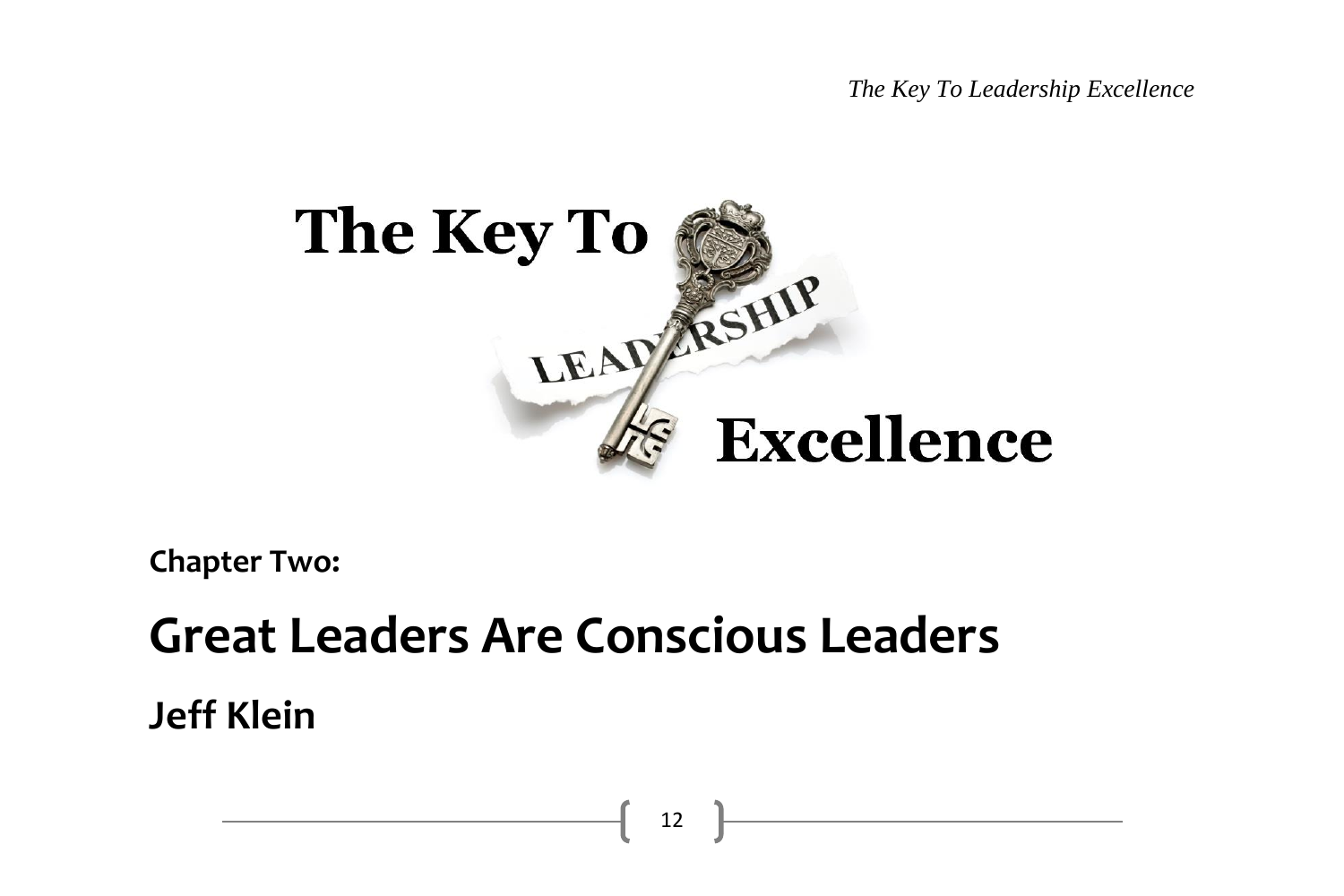## Chapter Two:

# Great Leaders Are Conscious Leaders

## Jeff Klein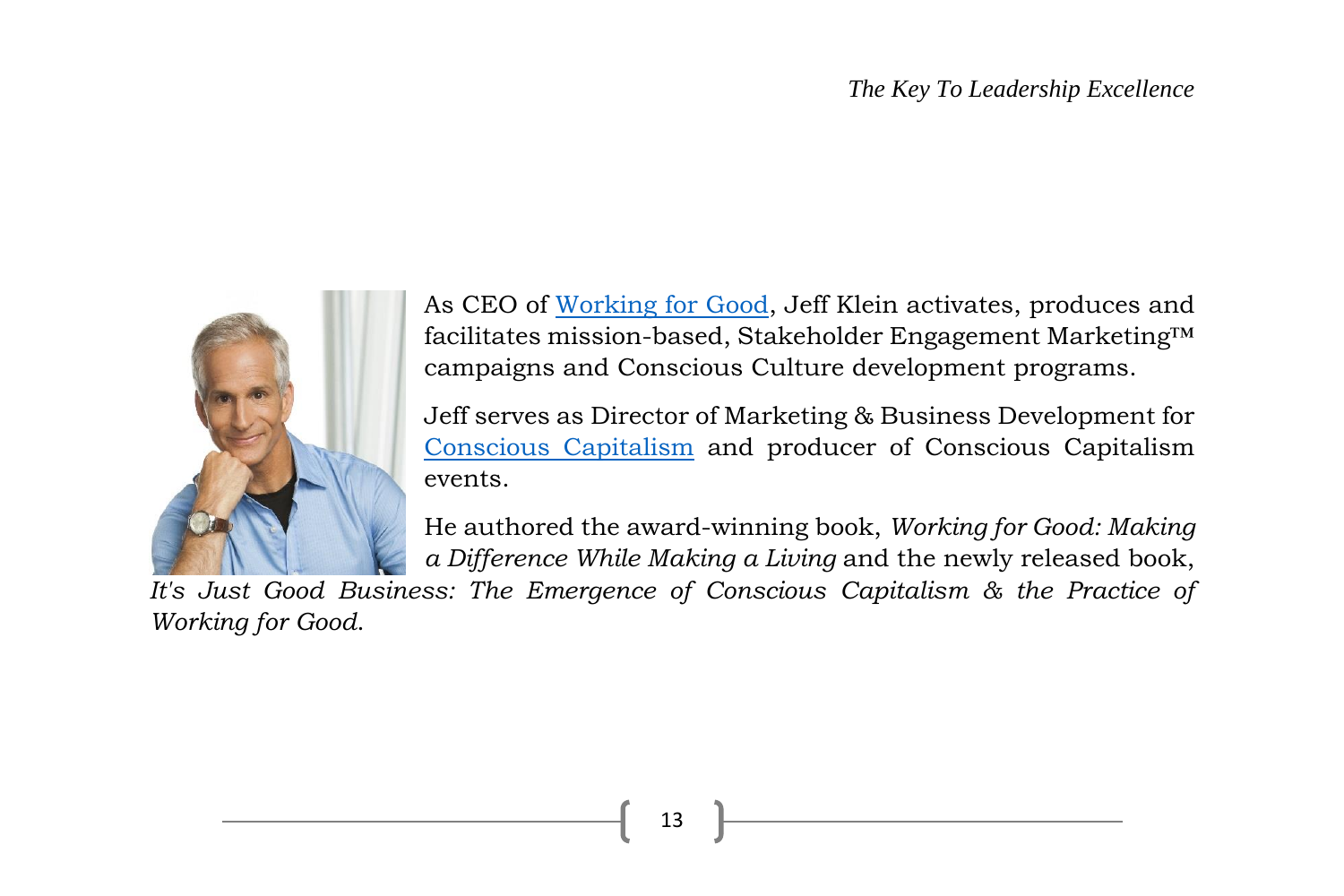As CEO of [Working for Good](), Jeff Klein activates, produces and facilitates mission-based, Stakeholder Engagement Marketing™ campaigns and Conscious Culture development programs.

Jeff serves as Director of Marketing & Business Development for [Conscious Capitalism]() and producer of Conscious Capitalism events.

He authored the award-winning book, *Working for Good: Making a Difference While Making a Living* and the newly released book, *It's Just Good Business: The Emergence of Conscious Capitalism & the Practice of Working for Good*.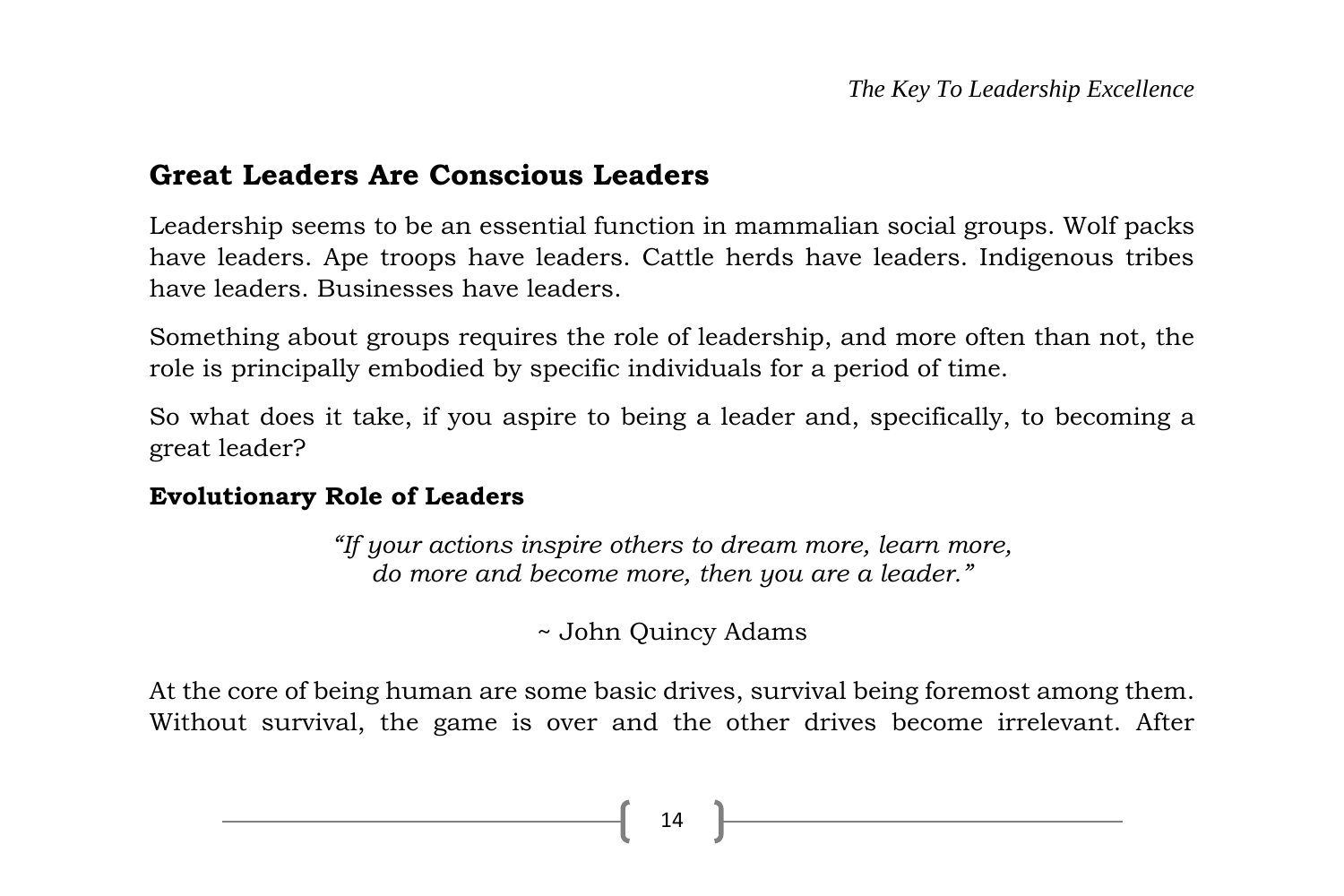## Great Leaders Are Conscious Leaders

Leadership seems to be an essential function in mammalian social groups. Wolf packs have leaders. Ape troops have leaders. Cattle herds have leaders. Indigenous tribes have leaders. Businesses have leaders.

Something about groups requires the role of leadership, and more often than not, the role is principally embodied by specific individuals for a period of time.

So what does it take, if you aspire to being a leader and, specifically, to becoming a great leader?

### Evolutionary Role of Leaders

*"If your actions inspire others to dream more, learn more, do more and become more, then you are a leader."*

~ John Quincy Adams

At the core of being human are some basic drives, survival being foremost among them. Without survival, the game is over and the other drives become irrelevant. After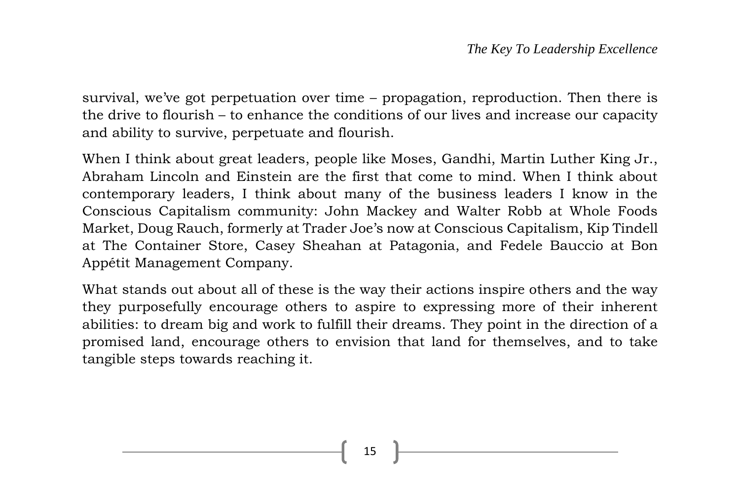survival, we've got perpetuation over time – propagation, reproduction. Then there is the drive to flourish – to enhance the conditions of our lives and increase our capacity and ability to survive, perpetuate and flourish.

When I think about great leaders, people like Moses, Gandhi, Martin Luther King Jr., Abraham Lincoln and Einstein are the first that come to mind. When I think about contemporary leaders, I think about many of the business leaders I know in the Conscious Capitalism community: John Mackey and Walter Robb at Whole Foods Market, Doug Rauch, formerly at Trader Joe's now at Conscious Capitalism, Kip Tindell at The Container Store, Casey Sheahan at Patagonia, and Fedele Bauccio at Bon Appétit Management Company.

What stands out about all of these is the way their actions inspire others and the way they purposefully encourage others to aspire to expressing more of their inherent abilities: to dream big and work to fulfill their dreams. They point in the direction of a promised land, encourage others to envision that land for themselves, and to take tangible steps towards reaching it.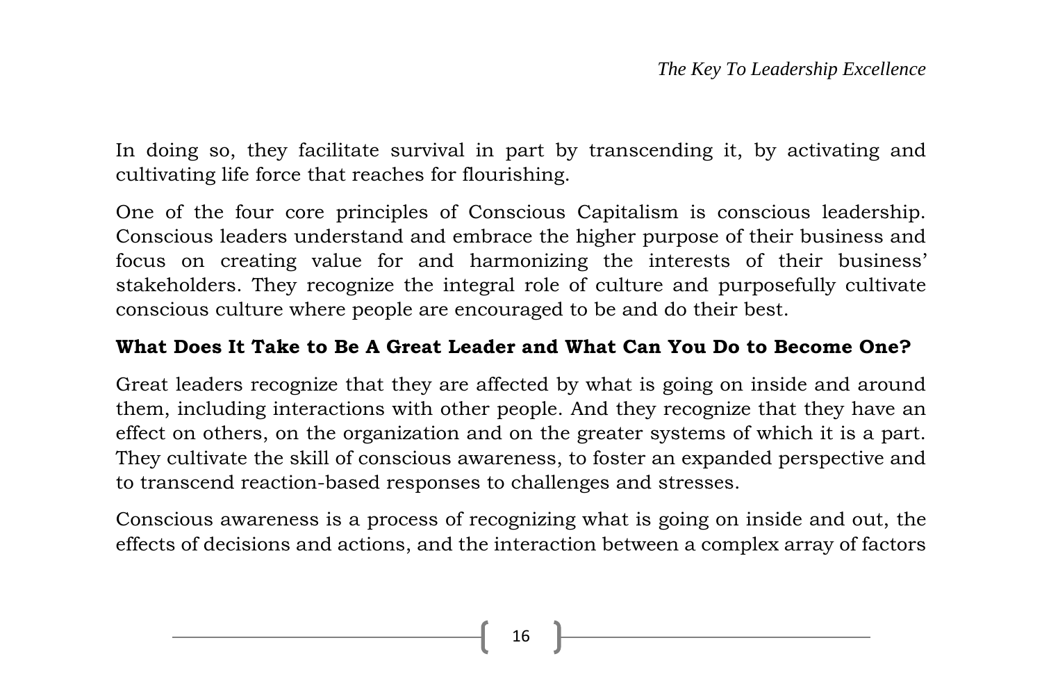In doing so, they facilitate survival in part by transcending it, by activating and cultivating life force that reaches for flourishing.

One of the four core principles of Conscious Capitalism is conscious leadership. Conscious leaders understand and embrace the higher purpose of their business and focus on creating value for and harmonizing the interests of their business' stakeholders. They recognize the integral role of culture and purposefully cultivate conscious culture where people are encouraged to be and do their best.

**What Does It Take to Be A Great Leader and What Can You Do to Become One?**

Great leaders recognize that they are affected by what is going on inside and around them, including interactions with other people. And they recognize that they have an effect on others, on the organization and on the greater systems of which it is a part. They cultivate the skill of conscious awareness, to foster an expanded perspective and to transcend reaction-based responses to challenges and stresses.

Conscious awareness is a process of recognizing what is going on inside and out, the effects of decisions and actions, and the interaction between a complex array of factors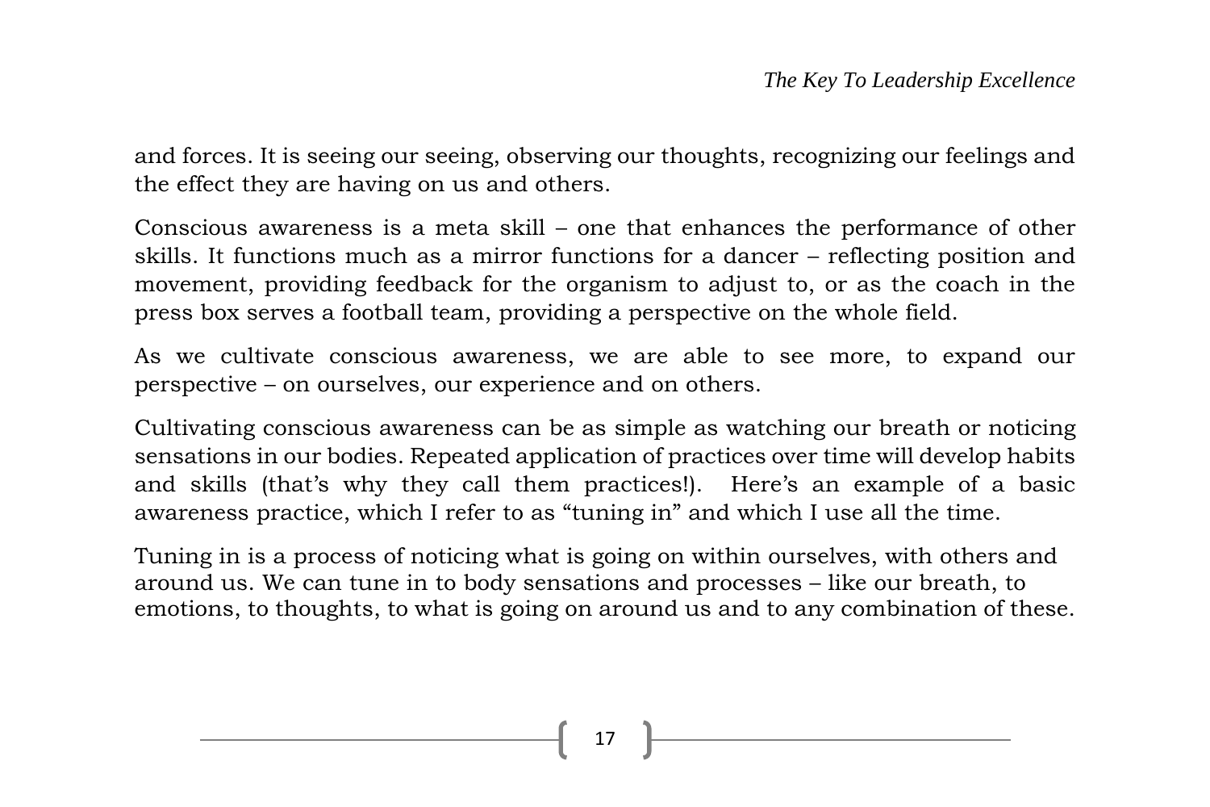and forces. It is seeing our seeing, observing our thoughts, recognizing our feelings and the effect they are having on us and others.

Conscious awareness is a meta skill – one that enhances the performance of other skills. It functions much as a mirror functions for a dancer – reflecting position and movement, providing feedback for the organism to adjust to, or as the coach in the press box serves a football team, providing a perspective on the whole field.

As we cultivate conscious awareness, we are able to see more, to expand our perspective – on ourselves, our experience and on others.

Cultivating conscious awareness can be as simple as watching our breath or noticing sensations in our bodies. Repeated application of practices over time will develop habits and skills (that's why they call them practices!). Here's an example of a basic awareness practice, which I refer to as "tuning in" and which I use all the time.

Tuning in is a process of noticing what is going on within ourselves, with others and around us. We can tune in to body sensations and processes – like our breath, to emotions, to thoughts, to what is going on around us and to any combination of these.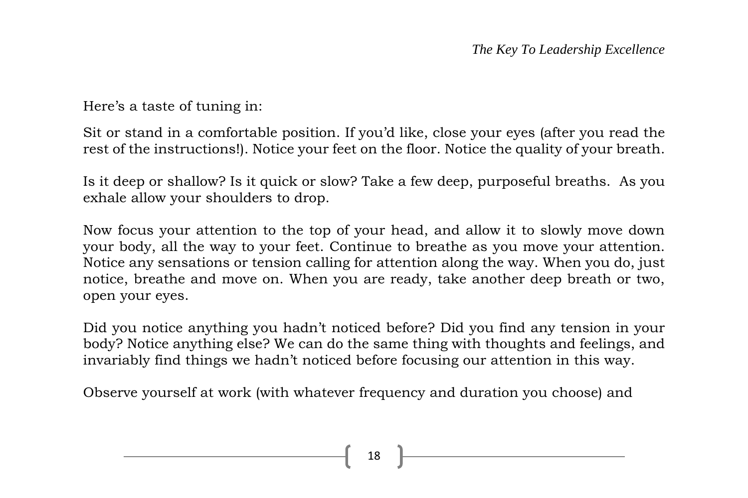Here's a taste of tuning in:

Sit or stand in a comfortable position. If you'd like, close your eyes (after you read the rest of the instructions!). Notice your feet on the floor. Notice the quality of your breath.

Is it deep or shallow? Is it quick or slow? Take a few deep, purposeful breaths. As you exhale allow your shoulders to drop.

Now focus your attention to the top of your head, and allow it to slowly move down your body, all the way to your feet. Continue to breathe as you move your attention. Notice any sensations or tension calling for attention along the way. When you do, just notice, breathe and move on. When you are ready, take another deep breath or two, open your eyes.

Did you notice anything you hadn't noticed before? Did you find any tension in your body? Notice anything else? We can do the same thing with thoughts and feelings, and invariably find things we hadn't noticed before focusing our attention in this way.

Observe yourself at work (with whatever frequency and duration you choose) and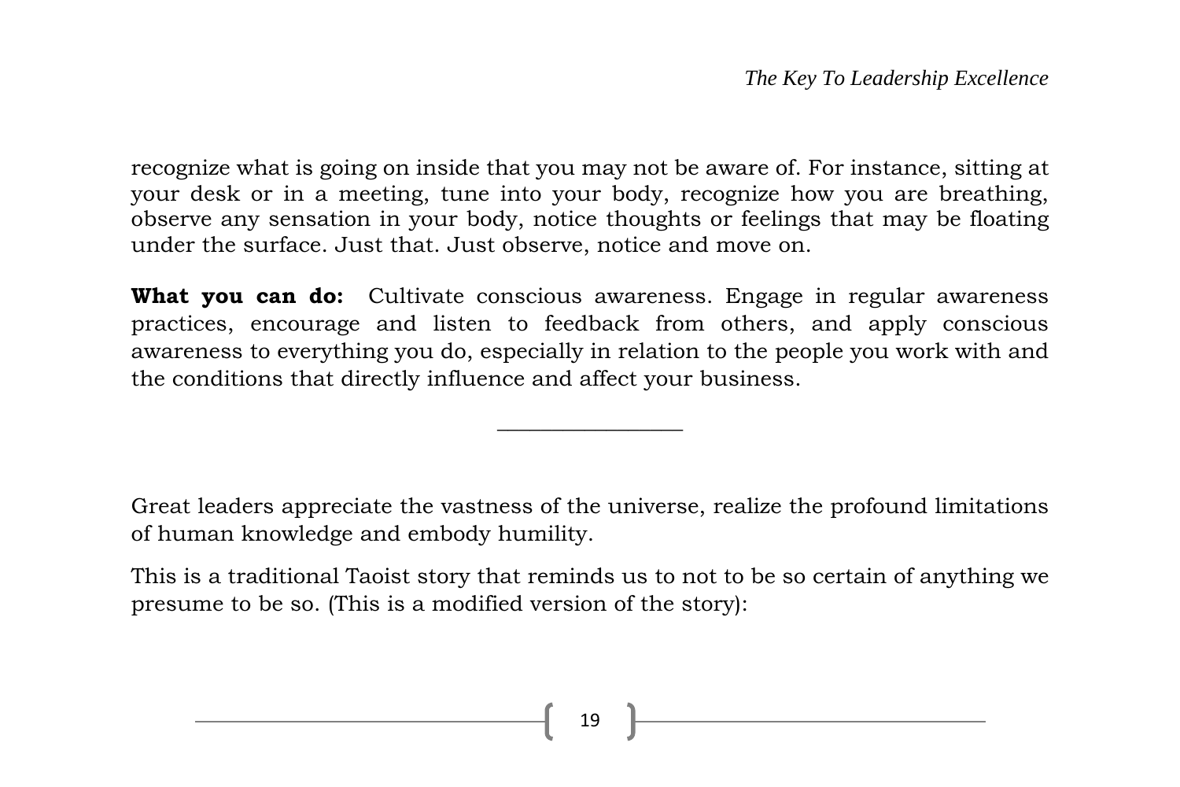recognize what is going on inside that you may not be aware of. For instance, sitting at your desk or in a meeting, tune into your body, recognize how you are breathing, observe any sensation in your body, notice thoughts or feelings that may be floating under the surface. Just that. Just observe, notice and move on.

**What you can do:** Cultivate conscious awareness. Engage in regular awareness practices, encourage and listen to feedback from others, and apply conscious awareness to everything you do, especially in relation to the people you work with and the conditions that directly influence and affect your business.

---

Great leaders appreciate the vastness of the universe, realize the profound limitations of human knowledge and embody humility.

This is a traditional Taoist story that reminds us to not to be so certain of anything we presume to be so. (This is a modified version of the story):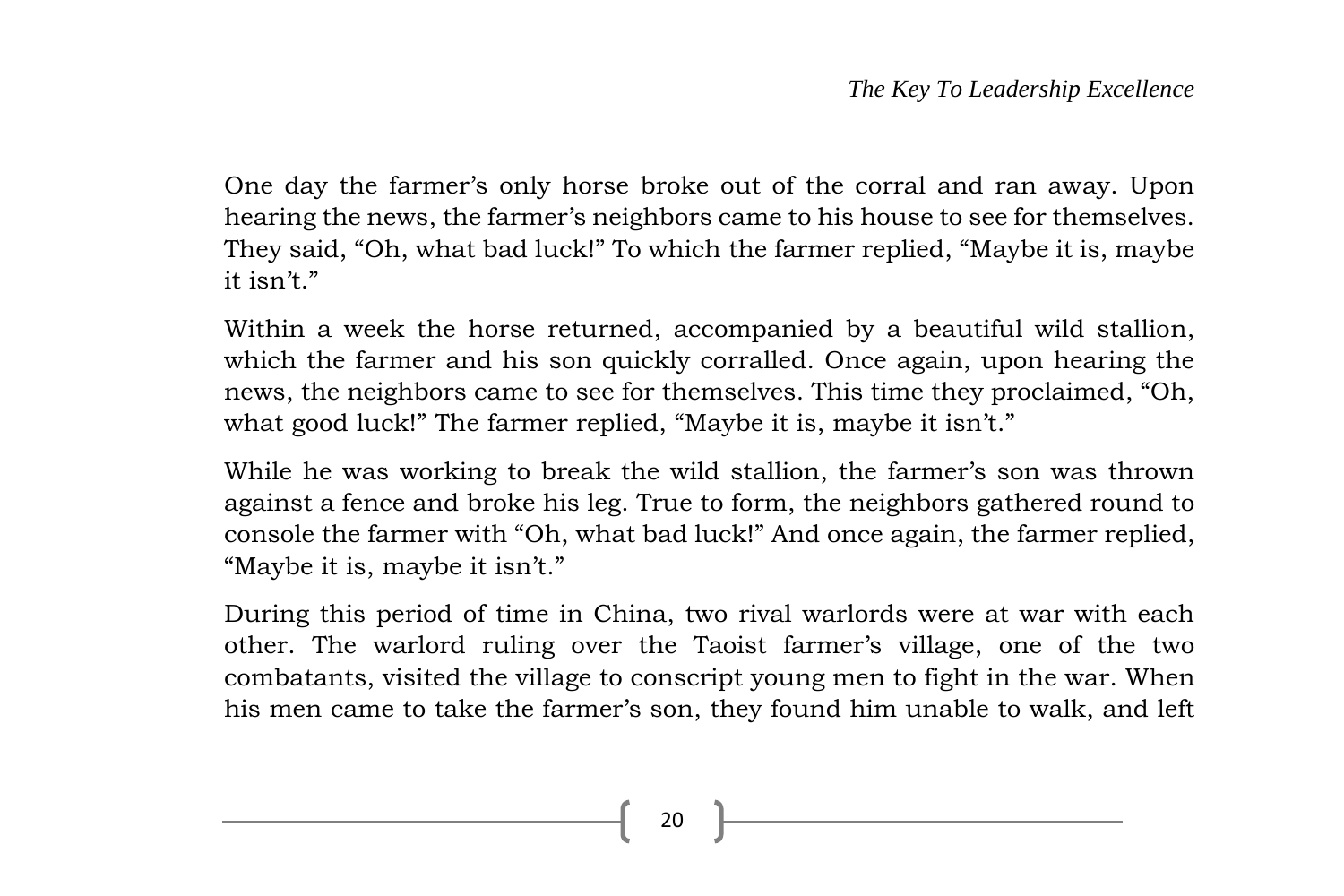One day the farmer's only horse broke out of the corral and ran away. Upon hearing the news, the farmer's neighbors came to his house to see for themselves. They said, "Oh, what bad luck!" To which the farmer replied, "Maybe it is, maybe it isn't."

Within a week the horse returned, accompanied by a beautiful wild stallion, which the farmer and his son quickly corralled. Once again, upon hearing the news, the neighbors came to see for themselves. This time they proclaimed, "Oh, what good luck!" The farmer replied, "Maybe it is, maybe it isn't."

While he was working to break the wild stallion, the farmer's son was thrown against a fence and broke his leg. True to form, the neighbors gathered round to console the farmer with "Oh, what bad luck!" And once again, the farmer replied, "Maybe it is, maybe it isn't."

During this period of time in China, two rival warlords were at war with each other. The warlord ruling over the Taoist farmer's village, one of the two combatants, visited the village to conscript young men to fight in the war. When his men came to take the farmer's son, they found him unable to walk, and left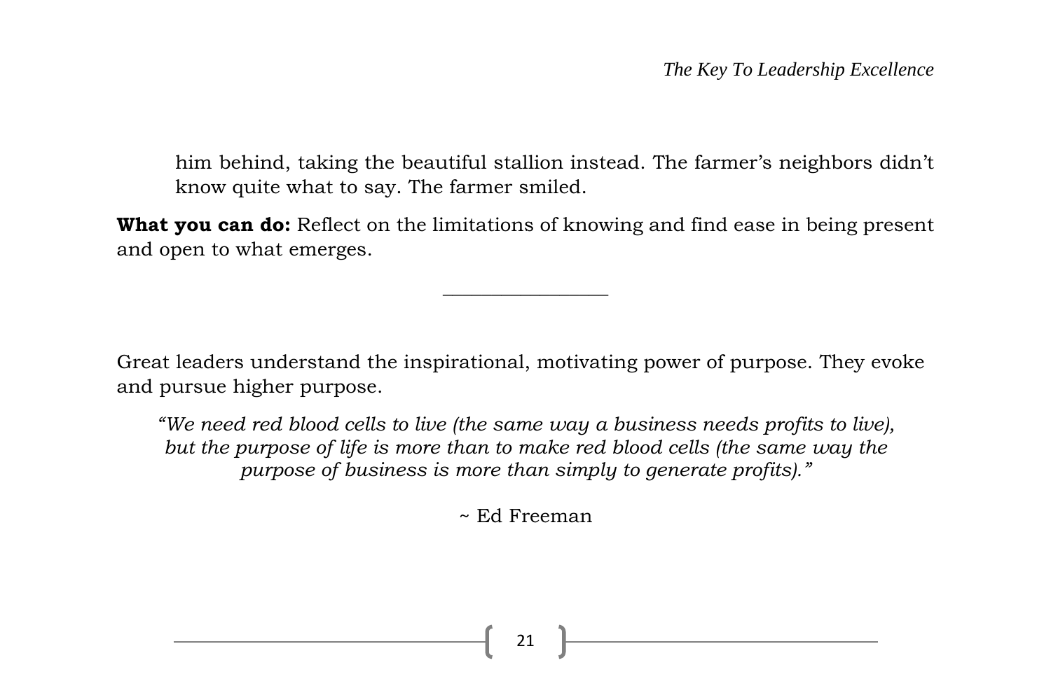> him behind, taking the beautiful stallion instead. The farmer's neighbors didn't know quite what to say. The farmer smiled.

**What you can do:** Reflect on the limitations of knowing and find ease in being present and open to what emerges.

---

Great leaders understand the inspirational, motivating power of purpose. They evoke and pursue higher purpose.

*"We need red blood cells to live (the same way a business needs profits to live), but the purpose of life is more than to make red blood cells (the same way the purpose of business is more than simply to generate profits)."*

~ Ed Freeman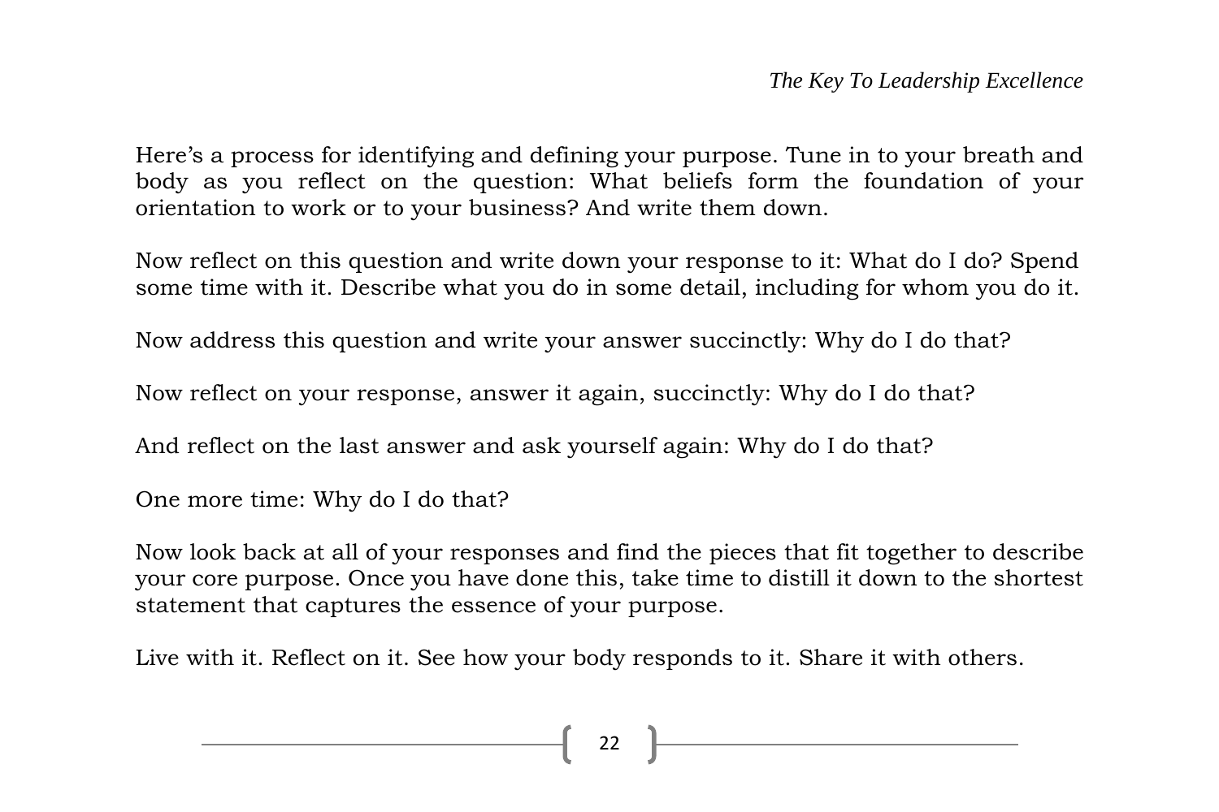Here's a process for identifying and defining your purpose. Tune in to your breath and body as you reflect on the question: What beliefs form the foundation of your orientation to work or to your business? And write them down.

Now reflect on this question and write down your response to it: What do I do? Spend some time with it. Describe what you do in some detail, including for whom you do it.

Now address this question and write your answer succinctly: Why do I do that?

Now reflect on your response, answer it again, succinctly: Why do I do that?

And reflect on the last answer and ask yourself again: Why do I do that?

One more time: Why do I do that?

Now look back at all of your responses and find the pieces that fit together to describe your core purpose. Once you have done this, take time to distill it down to the shortest statement that captures the essence of your purpose.

Live with it. Reflect on it. See how your body responds to it. Share it with others.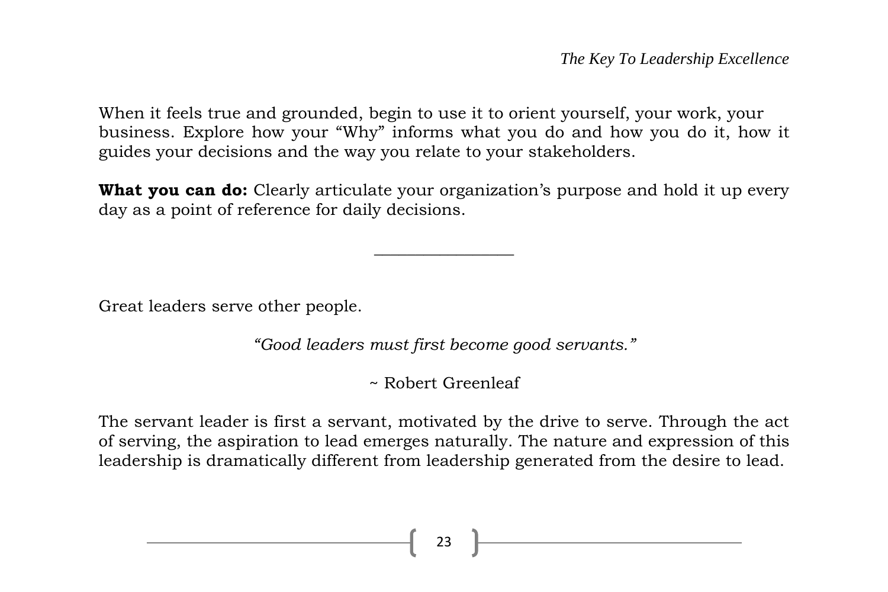When it feels true and grounded, begin to use it to orient yourself, your work, your business. Explore how your “Why” informs what you do and how you do it, how it guides your decisions and the way you relate to your stakeholders.

**What you can do:** Clearly articulate your organization’s purpose and hold it up every day as a point of reference for daily decisions.

---

Great leaders serve other people.

*“Good leaders must first become good servants.”*

~ Robert Greenleaf

The servant leader is first a servant, motivated by the drive to serve. Through the act of serving, the aspiration to lead emerges naturally. The nature and expression of this leadership is dramatically different from leadership generated from the desire to lead.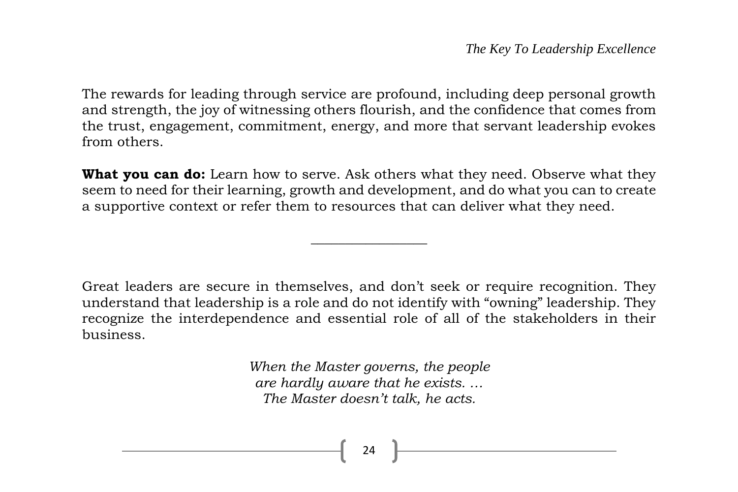The rewards for leading through service are profound, including deep personal growth and strength, the joy of witnessing others flourish, and the confidence that comes from the trust, engagement, commitment, energy, and more that servant leadership evokes from others.

**What you can do:** Learn how to serve. Ask others what they need. Observe what they seem to need for their learning, growth and development, and do what you can to create a supportive context or refer them to resources that can deliver what they need.

---

Great leaders are secure in themselves, and don't seek or require recognition. They understand that leadership is a role and do not identify with "owning" leadership. They recognize the interdependence and essential role of all of the stakeholders in their business.

*When the Master governs, the people*
*are hardly aware that he exists. …*
*The Master doesn't talk, he acts.*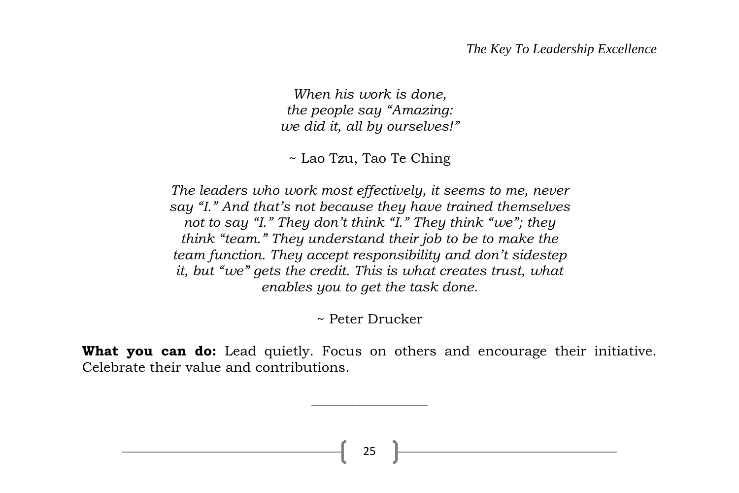*When his work is done,*
*the people say "Amazing:*
*we did it, all by ourselves!"*

~ Lao Tzu, Tao Te Ching

*The leaders who work most effectively, it seems to me, never say "I." And that's not because they have trained themselves not to say "I." They don't think "I." They think "we"; they think "team." They understand their job to be to make the team function. They accept responsibility and don't sidestep it, but "we" gets the credit. This is what creates trust, what enables you to get the task done.*

~ Peter Drucker

**What you can do:** Lead quietly. Focus on others and encourage their initiative. Celebrate their value and contributions.

---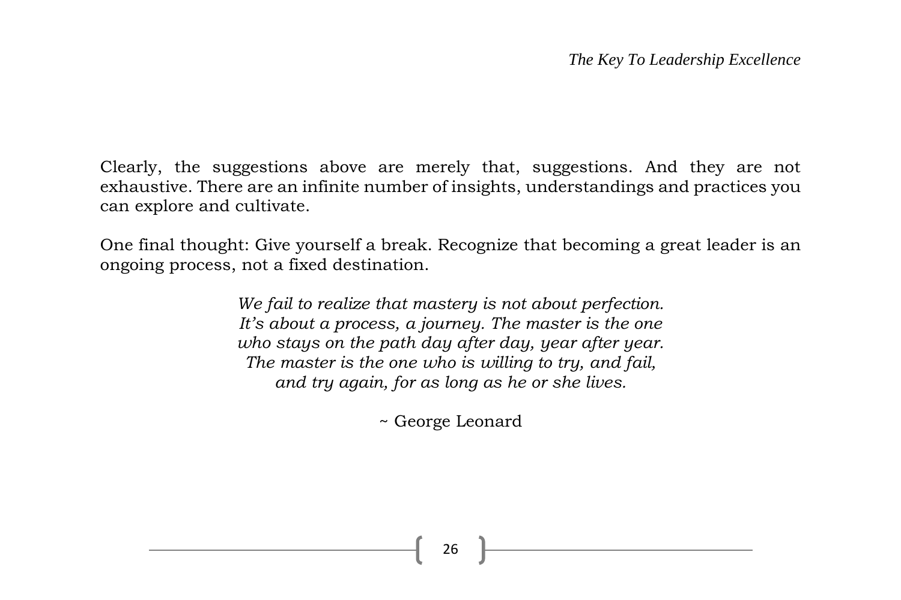Clearly, the suggestions above are merely that, suggestions. And they are not exhaustive. There are an infinite number of insights, understandings and practices you can explore and cultivate.

One final thought: Give yourself a break. Recognize that becoming a great leader is an ongoing process, not a fixed destination.

*We fail to realize that mastery is not about perfection.*
*It's about a process, a journey. The master is the one*
*who stays on the path day after day, year after year.*
*The master is the one who is willing to try, and fail,*
*and try again, for as long as he or she lives.*

~ George Leonard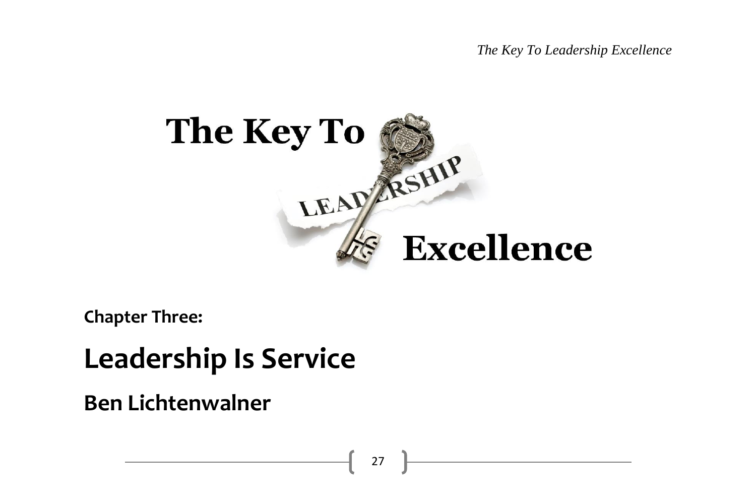**The Key To Excellence**

**Chapter Three:**

# Leadership Is Service

## Ben Lichtenwalner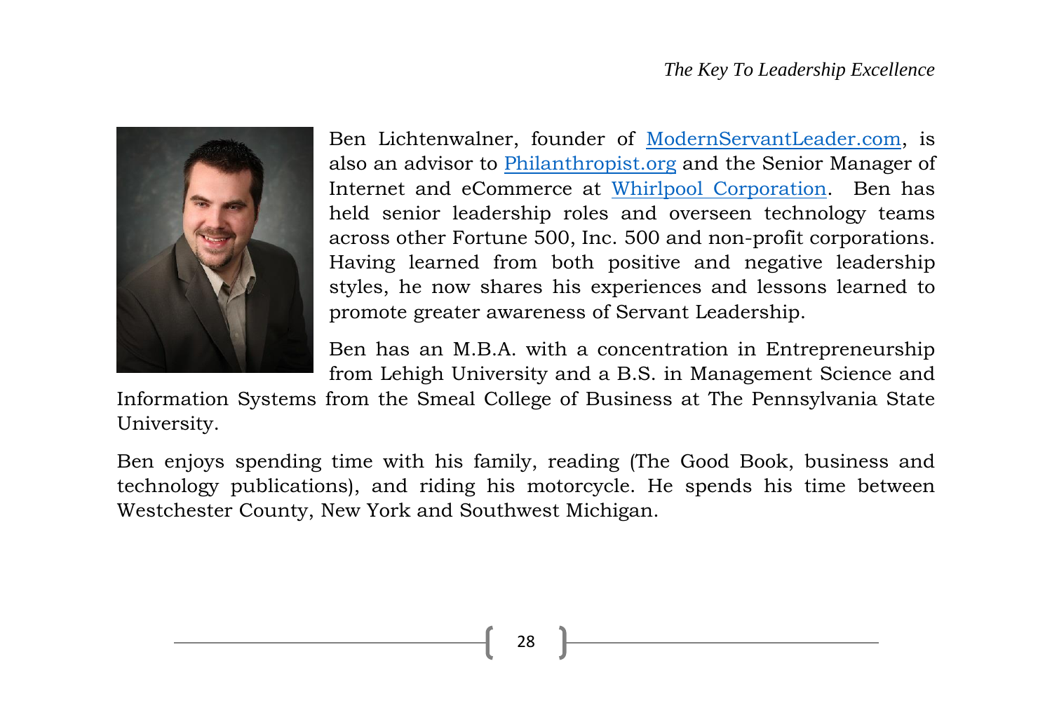Ben Lichtenwalner, founder of [ModernServantLeader.com](ModernServantLeader.com), is also an advisor to [Philanthropist.org](Philanthropist.org) and the Senior Manager of Internet and eCommerce at [Whirlpool Corporation](Whirlpool Corporation). Ben has held senior leadership roles and overseen technology teams across other Fortune 500, Inc. 500 and non-profit corporations. Having learned from both positive and negative leadership styles, he now shares his experiences and lessons learned to promote greater awareness of Servant Leadership.

Ben has an M.B.A. with a concentration in Entrepreneurship from Lehigh University and a B.S. in Management Science and Information Systems from the Smeal College of Business at The Pennsylvania State University.

Ben enjoys spending time with his family, reading (The Good Book, business and technology publications), and riding his motorcycle. He spends his time between Westchester County, New York and Southwest Michigan.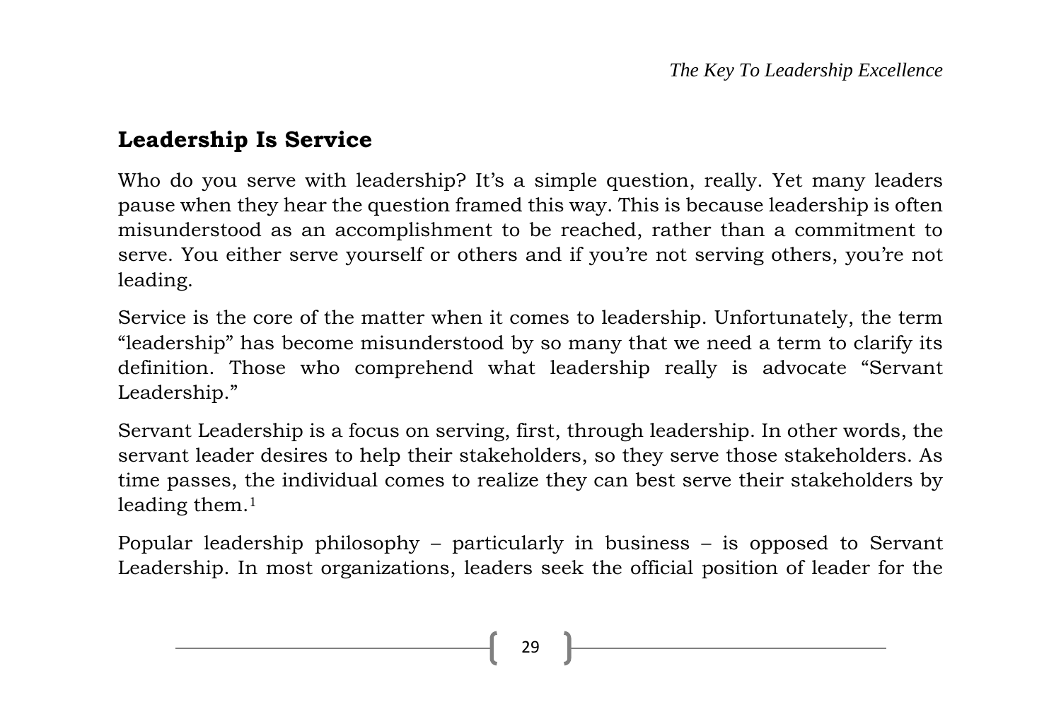## Leadership Is Service

Who do you serve with leadership? It's a simple question, really. Yet many leaders pause when they hear the question framed this way. This is because leadership is often misunderstood as an accomplishment to be reached, rather than a commitment to serve. You either serve yourself or others and if you're not serving others, you're not leading.

Service is the core of the matter when it comes to leadership. Unfortunately, the term "leadership" has become misunderstood by so many that we need a term to clarify its definition. Those who comprehend what leadership really is advocate "Servant Leadership."

Servant Leadership is a focus on serving, first, through leadership. In other words, the servant leader desires to help their stakeholders, so they serve those stakeholders. As time passes, the individual comes to realize they can best serve their stakeholders by leading them.[1]

Popular leadership philosophy – particularly in business – is opposed to Servant Leadership. In most organizations, leaders seek the official position of leader for the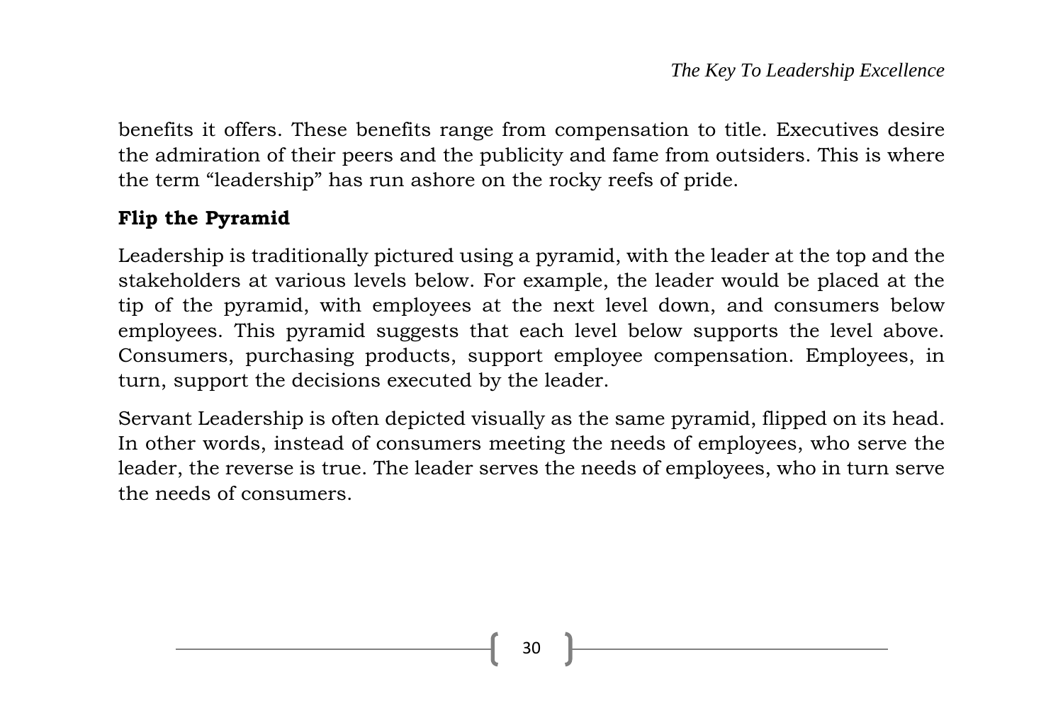benefits it offers. These benefits range from compensation to title. Executives desire the admiration of their peers and the publicity and fame from outsiders. This is where the term “leadership” has run ashore on the rocky reefs of pride.

**Flip the Pyramid**

Leadership is traditionally pictured using a pyramid, with the leader at the top and the stakeholders at various levels below. For example, the leader would be placed at the tip of the pyramid, with employees at the next level down, and consumers below employees. This pyramid suggests that each level below supports the level above. Consumers, purchasing products, support employee compensation. Employees, in turn, support the decisions executed by the leader.

Servant Leadership is often depicted visually as the same pyramid, flipped on its head. In other words, instead of consumers meeting the needs of employees, who serve the leader, the reverse is true. The leader serves the needs of employees, who in turn serve the needs of consumers.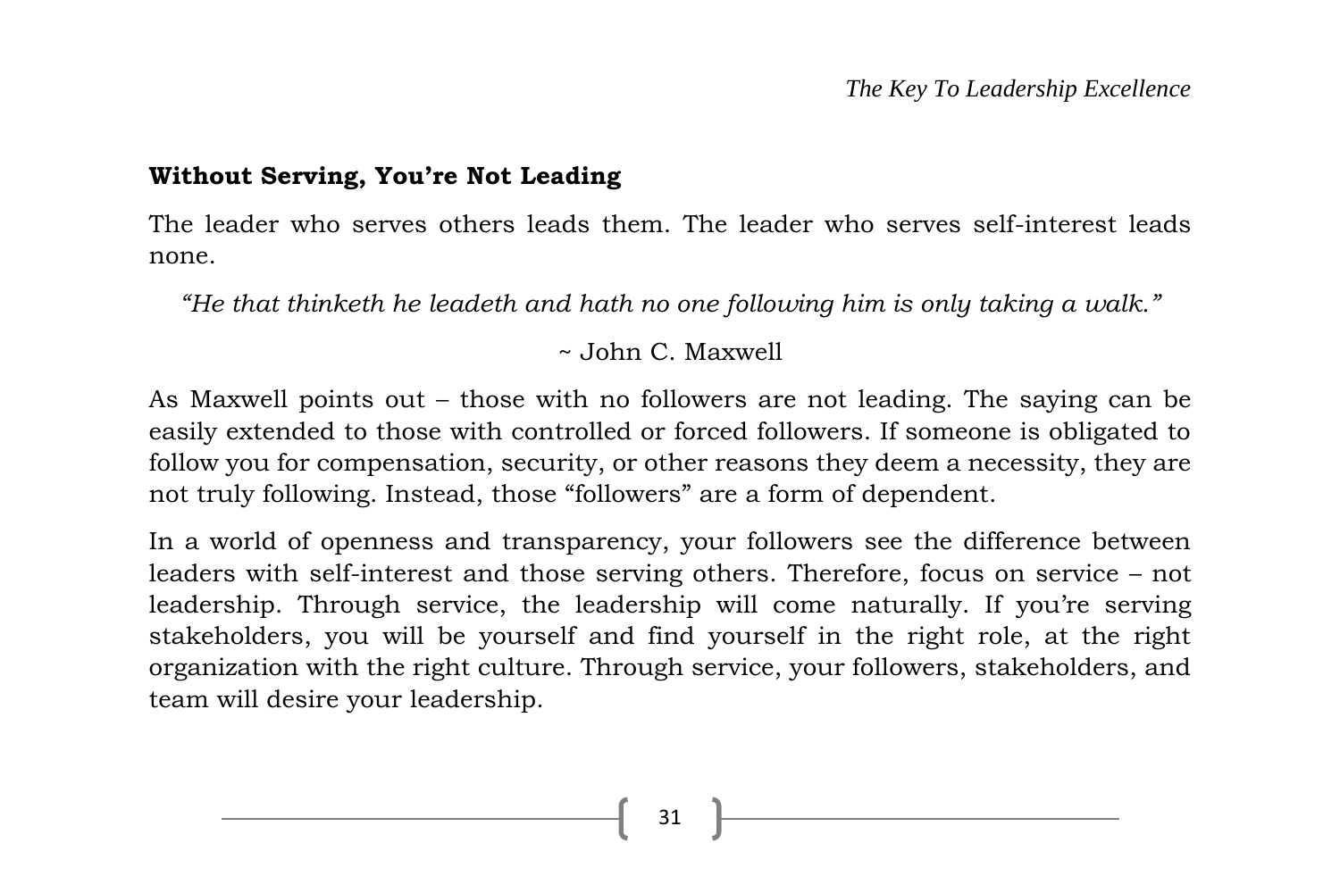## Without Serving, You're Not Leading

The leader who serves others leads them. The leader who serves self-interest leads none.

*"He that thinketh he leadeth and hath no one following him is only taking a walk."*

~ John C. Maxwell

As Maxwell points out – those with no followers are not leading. The saying can be easily extended to those with controlled or forced followers. If someone is obligated to follow you for compensation, security, or other reasons they deem a necessity, they are not truly following. Instead, those "followers" are a form of dependent.

In a world of openness and transparency, your followers see the difference between leaders with self-interest and those serving others. Therefore, focus on service – not leadership. Through service, the leadership will come naturally. If you're serving stakeholders, you will be yourself and find yourself in the right role, at the right organization with the right culture. Through service, your followers, stakeholders, and team will desire your leadership.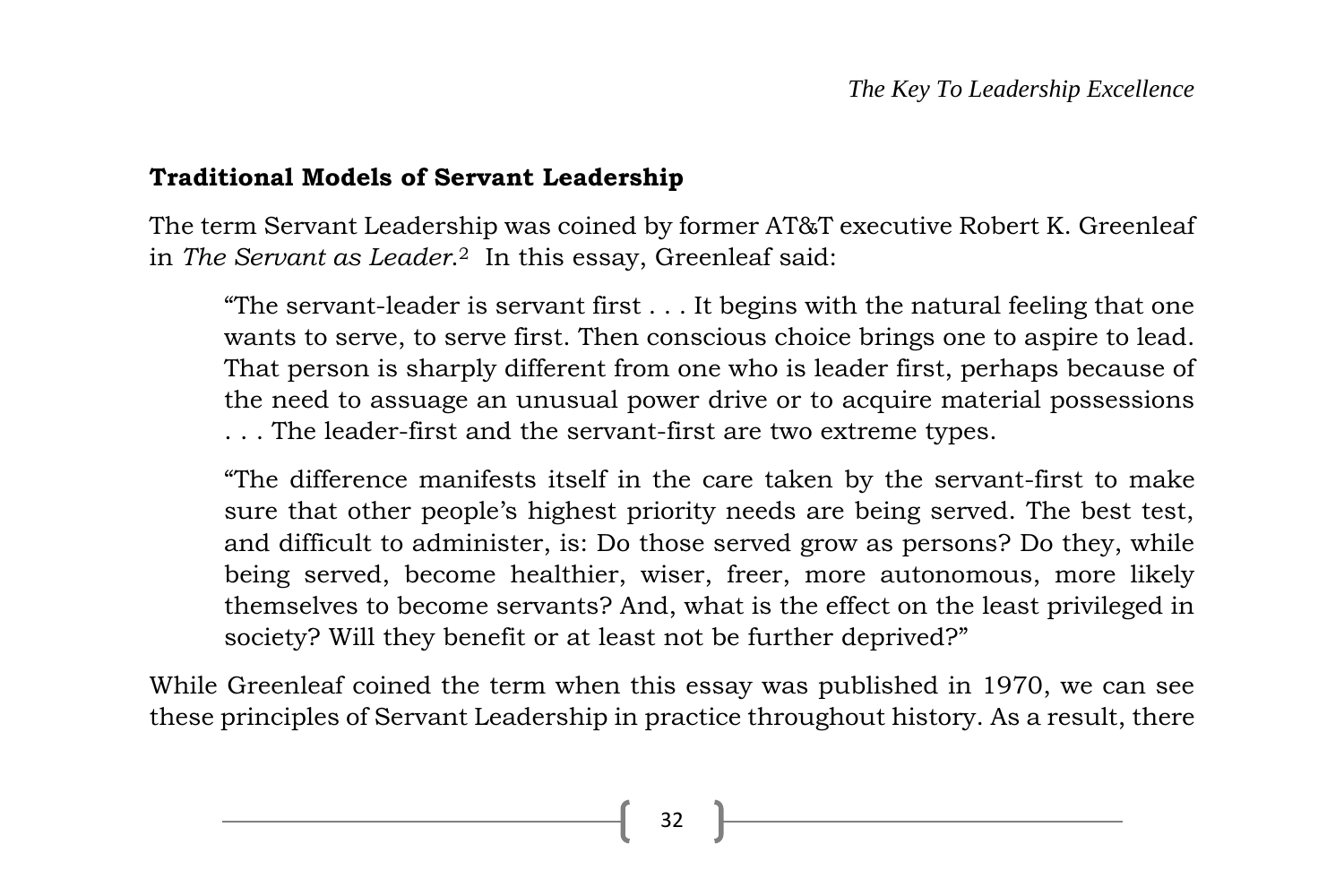### Traditional Models of Servant Leadership

The term Servant Leadership was coined by former AT&T executive Robert K. Greenleaf in *The Servant as Leader.*[2] In this essay, Greenleaf said:

> "The servant-leader is servant first . . . It begins with the natural feeling that one wants to serve, to serve first. Then conscious choice brings one to aspire to lead. That person is sharply different from one who is leader first, perhaps because of the need to assuage an unusual power drive or to acquire material possessions . . . The leader-first and the servant-first are two extreme types.
>
> "The difference manifests itself in the care taken by the servant-first to make sure that other people's highest priority needs are being served. The best test, and difficult to administer, is: Do those served grow as persons? Do they, while being served, become healthier, wiser, freer, more autonomous, more likely themselves to become servants? And, what is the effect on the least privileged in society? Will they benefit or at least not be further deprived?"

While Greenleaf coined the term when this essay was published in 1970, we can see these principles of Servant Leadership in practice throughout history. As a result, there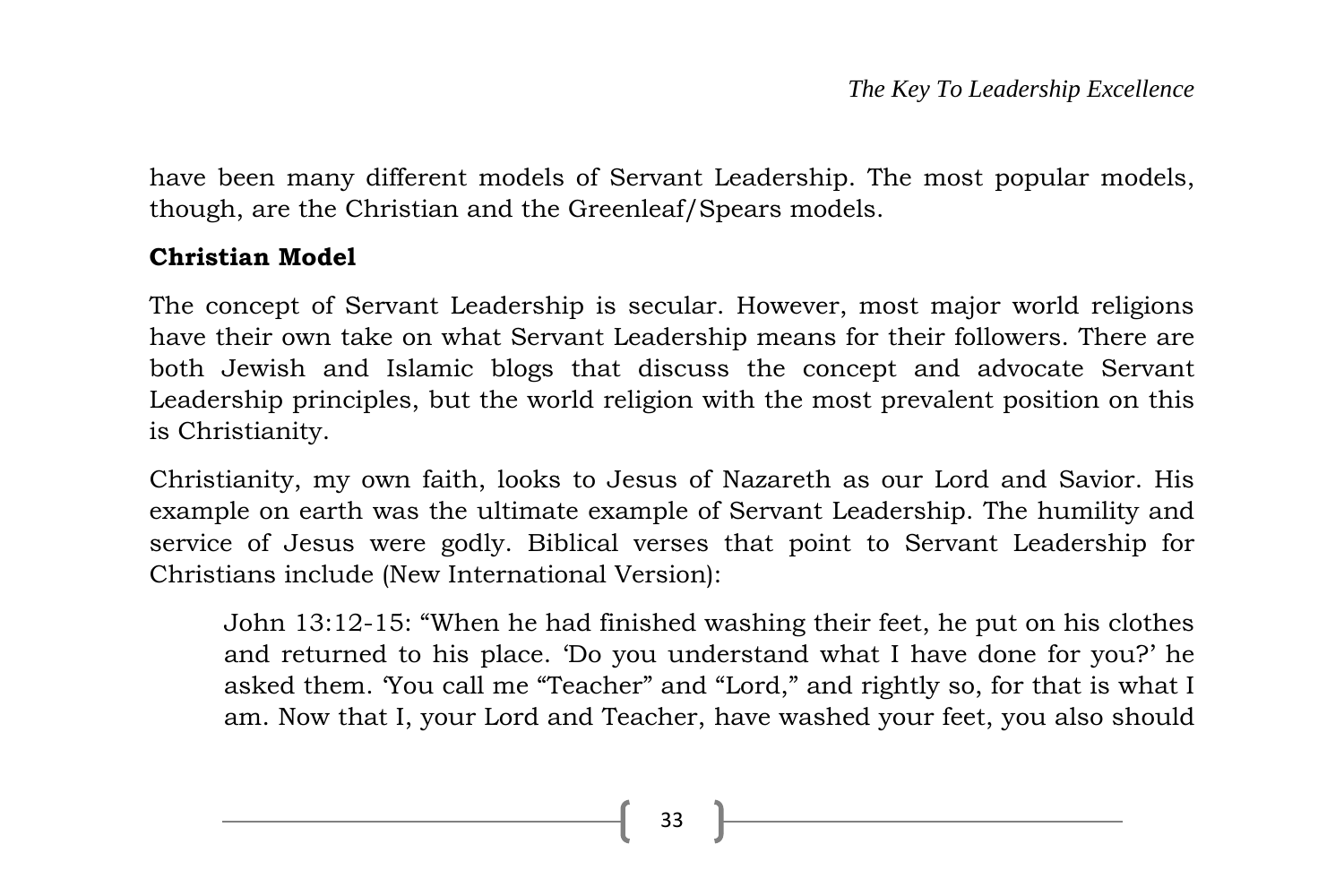have been many different models of Servant Leadership. The most popular models, though, are the Christian and the Greenleaf/Spears models.

**Christian Model**

The concept of Servant Leadership is secular. However, most major world religions have their own take on what Servant Leadership means for their followers. There are both Jewish and Islamic blogs that discuss the concept and advocate Servant Leadership principles, but the world religion with the most prevalent position on this is Christianity.

Christianity, my own faith, looks to Jesus of Nazareth as our Lord and Savior. His example on earth was the ultimate example of Servant Leadership. The humility and service of Jesus were godly. Biblical verses that point to Servant Leadership for Christians include (New International Version):

> John 13:12-15: "When he had finished washing their feet, he put on his clothes and returned to his place. 'Do you understand what I have done for you?' he asked them. 'You call me "Teacher" and "Lord," and rightly so, for that is what I am. Now that I, your Lord and Teacher, have washed your feet, you also should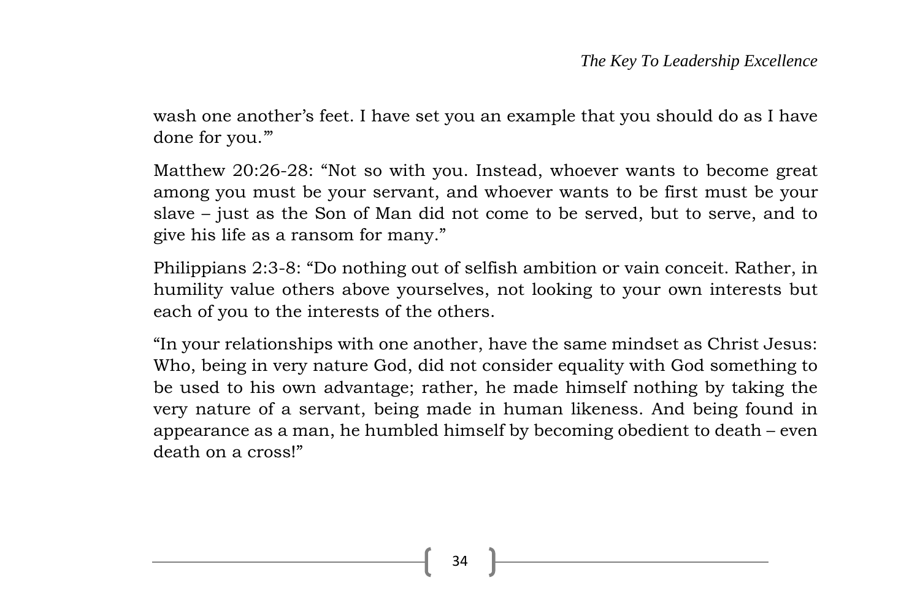wash one another's feet. I have set you an example that you should do as I have done for you.'"

Matthew 20:26-28: "Not so with you. Instead, whoever wants to become great among you must be your servant, and whoever wants to be first must be your slave – just as the Son of Man did not come to be served, but to serve, and to give his life as a ransom for many."

Philippians 2:3-8: "Do nothing out of selfish ambition or vain conceit. Rather, in humility value others above yourselves, not looking to your own interests but each of you to the interests of the others.

"In your relationships with one another, have the same mindset as Christ Jesus: Who, being in very nature God, did not consider equality with God something to be used to his own advantage; rather, he made himself nothing by taking the very nature of a servant, being made in human likeness. And being found in appearance as a man, he humbled himself by becoming obedient to death – even death on a cross!"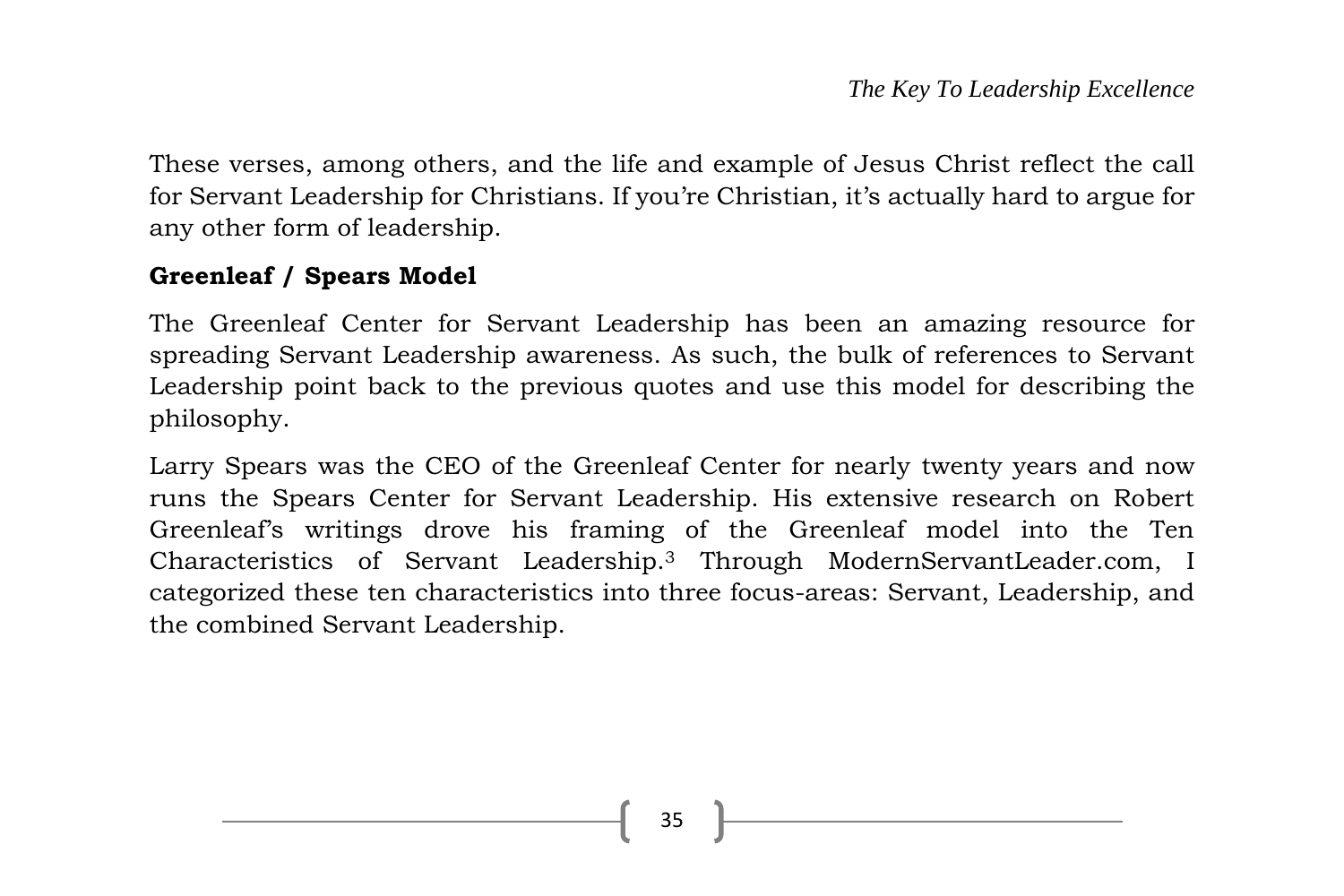These verses, among others, and the life and example of Jesus Christ reflect the call for Servant Leadership for Christians. If you're Christian, it's actually hard to argue for any other form of leadership.

**Greenleaf / Spears Model**

The Greenleaf Center for Servant Leadership has been an amazing resource for spreading Servant Leadership awareness. As such, the bulk of references to Servant Leadership point back to the previous quotes and use this model for describing the philosophy.

Larry Spears was the CEO of the Greenleaf Center for nearly twenty years and now runs the Spears Center for Servant Leadership. His extensive research on Robert Greenleaf's writings drove his framing of the Greenleaf model into the Ten Characteristics of Servant Leadership.[3] Through ModernServantLeader.com, I categorized these ten characteristics into three focus-areas: Servant, Leadership, and the combined Servant Leadership.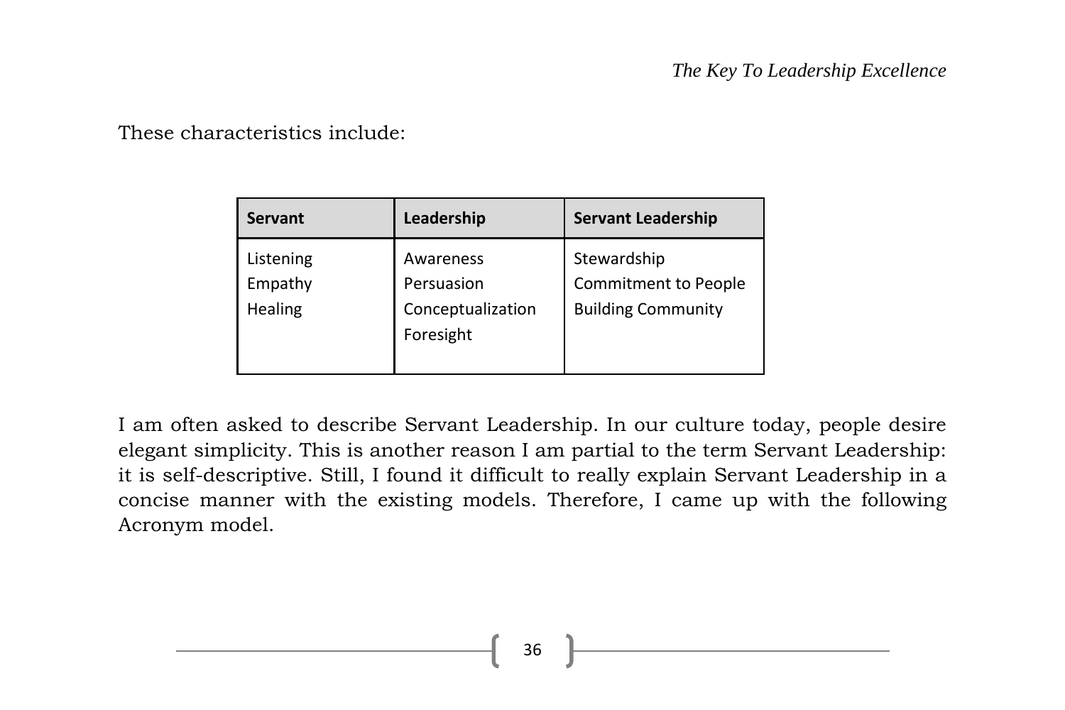These characteristics include:

| Servant | Leadership | Servant Leadership |
|---|---|---|
| Listening<br>Empathy<br>Healing | Awareness<br>Persuasion<br>Conceptualization<br>Foresight | Stewardship<br>Commitment to People<br>Building Community |

I am often asked to describe Servant Leadership. In our culture today, people desire elegant simplicity. This is another reason I am partial to the term Servant Leadership: it is self-descriptive. Still, I found it difficult to really explain Servant Leadership in a concise manner with the existing models. Therefore, I came up with the following Acronym model.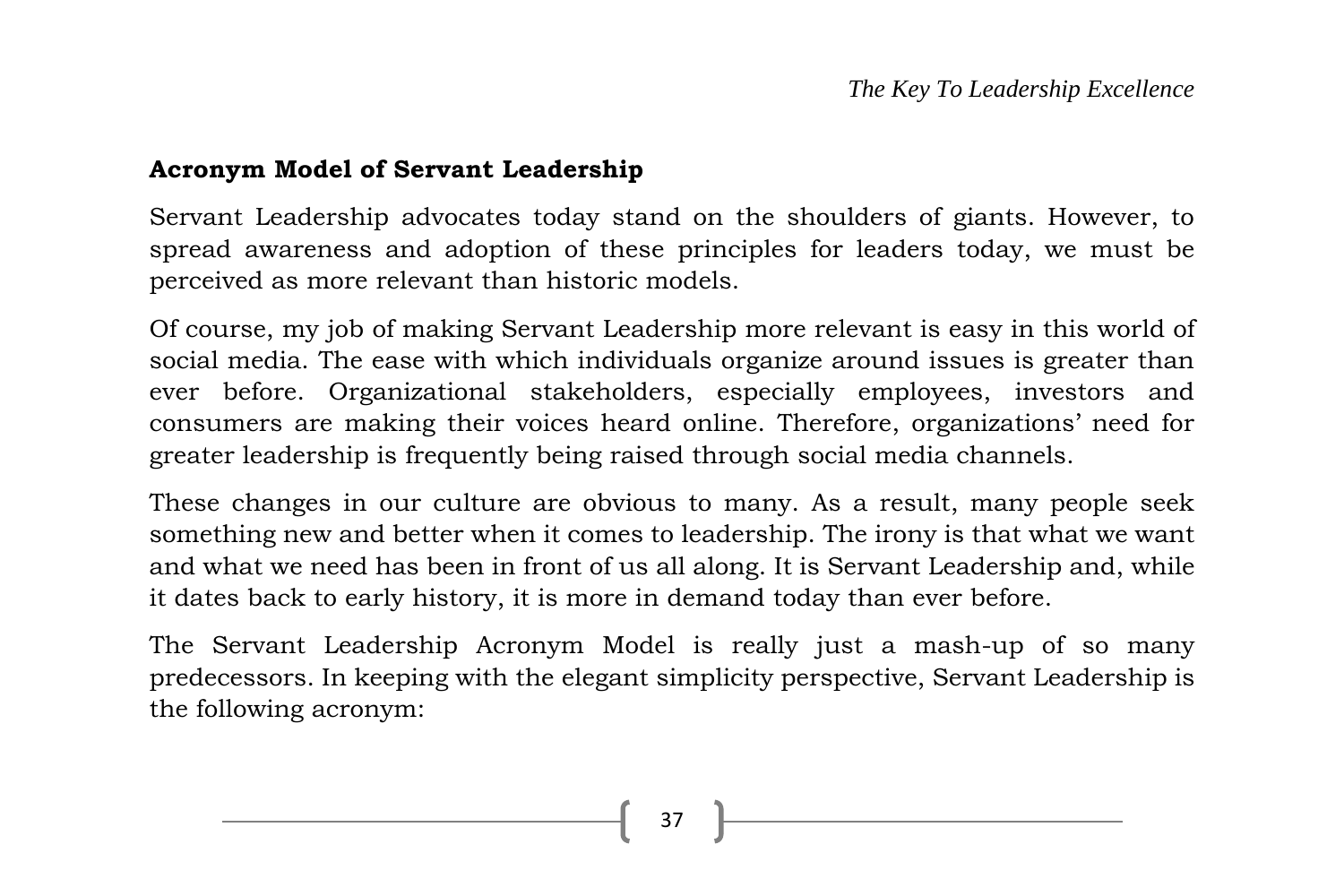## Acronym Model of Servant Leadership

Servant Leadership advocates today stand on the shoulders of giants. However, to spread awareness and adoption of these principles for leaders today, we must be perceived as more relevant than historic models.

Of course, my job of making Servant Leadership more relevant is easy in this world of social media. The ease with which individuals organize around issues is greater than ever before. Organizational stakeholders, especially employees, investors and consumers are making their voices heard online. Therefore, organizations' need for greater leadership is frequently being raised through social media channels.

These changes in our culture are obvious to many. As a result, many people seek something new and better when it comes to leadership. The irony is that what we want and what we need has been in front of us all along. It is Servant Leadership and, while it dates back to early history, it is more in demand today than ever before.

The Servant Leadership Acronym Model is really just a mash-up of so many predecessors. In keeping with the elegant simplicity perspective, Servant Leadership is the following acronym: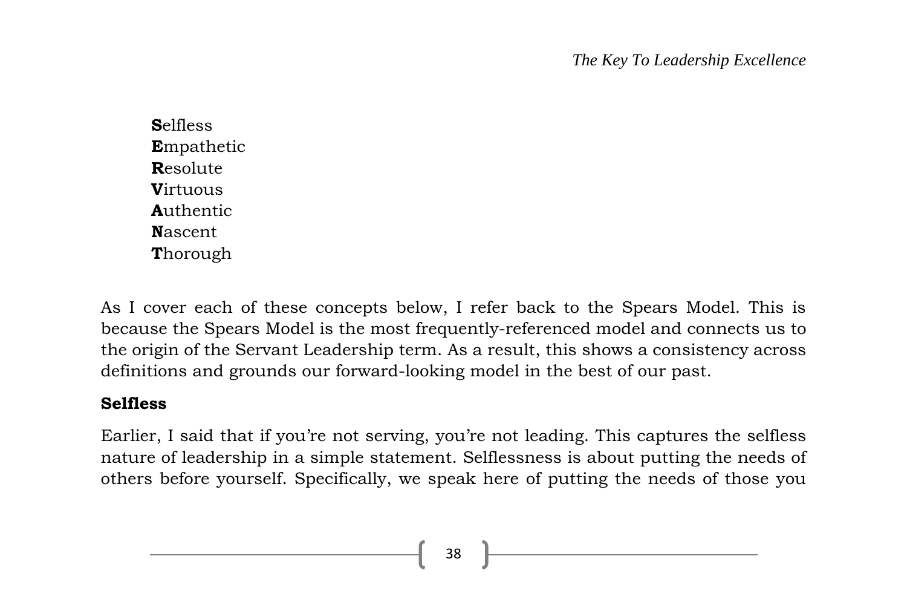**S**elfless  
**E**mpathetic  
**R**esolute  
**V**irtuous  
**A**uthentic  
**N**ascent  
**T**horough

As I cover each of these concepts below, I refer back to the Spears Model. This is because the Spears Model is the most frequently-referenced model and connects us to the origin of the Servant Leadership term. As a result, this shows a consistency across definitions and grounds our forward-looking model in the best of our past.

**Selfless**

Earlier, I said that if you're not serving, you're not leading. This captures the selfless nature of leadership in a simple statement. Selflessness is about putting the needs of others before yourself. Specifically, we speak here of putting the needs of those you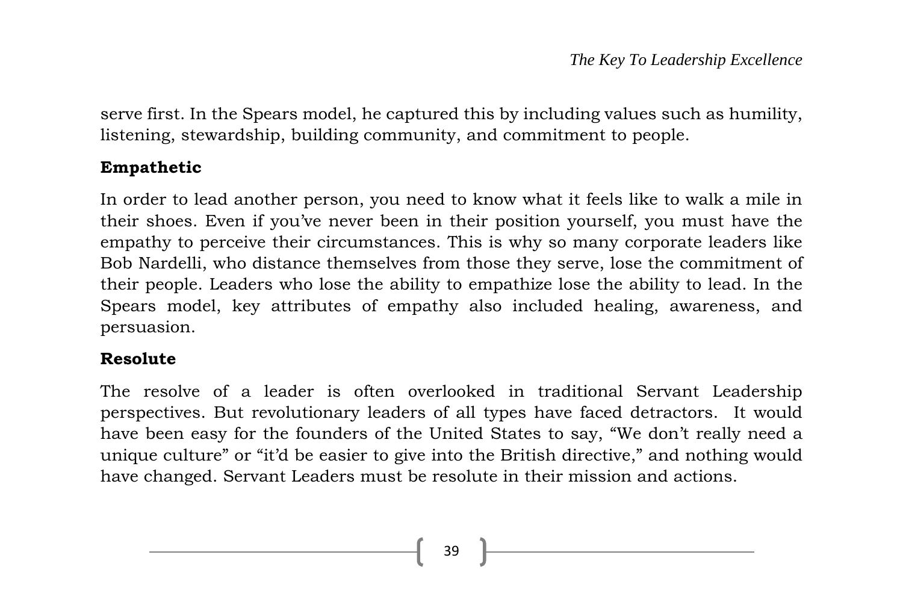serve first. In the Spears model, he captured this by including values such as humility, listening, stewardship, building community, and commitment to people.

**Empathetic**

In order to lead another person, you need to know what it feels like to walk a mile in their shoes. Even if you've never been in their position yourself, you must have the empathy to perceive their circumstances. This is why so many corporate leaders like Bob Nardelli, who distance themselves from those they serve, lose the commitment of their people. Leaders who lose the ability to empathize lose the ability to lead. In the Spears model, key attributes of empathy also included healing, awareness, and persuasion.

**Resolute**

The resolve of a leader is often overlooked in traditional Servant Leadership perspectives. But revolutionary leaders of all types have faced detractors. It would have been easy for the founders of the United States to say, "We don't really need a unique culture" or "it'd be easier to give into the British directive," and nothing would have changed. Servant Leaders must be resolute in their mission and actions.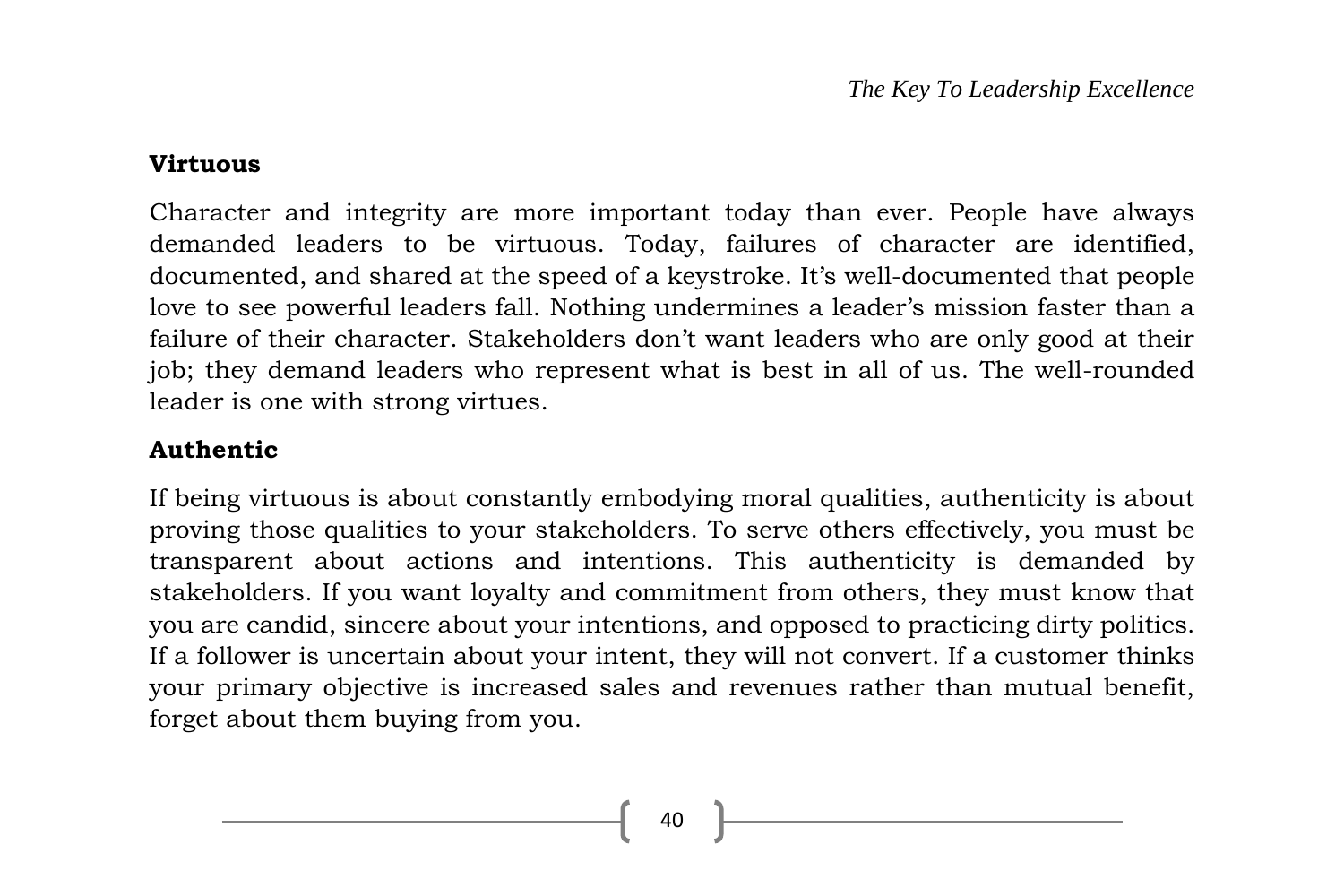### Virtuous

Character and integrity are more important today than ever. People have always demanded leaders to be virtuous. Today, failures of character are identified, documented, and shared at the speed of a keystroke. It's well-documented that people love to see powerful leaders fall. Nothing undermines a leader's mission faster than a failure of their character. Stakeholders don't want leaders who are only good at their job; they demand leaders who represent what is best in all of us. The well-rounded leader is one with strong virtues.

### Authentic

If being virtuous is about constantly embodying moral qualities, authenticity is about proving those qualities to your stakeholders. To serve others effectively, you must be transparent about actions and intentions. This authenticity is demanded by stakeholders. If you want loyalty and commitment from others, they must know that you are candid, sincere about your intentions, and opposed to practicing dirty politics. If a follower is uncertain about your intent, they will not convert. If a customer thinks your primary objective is increased sales and revenues rather than mutual benefit, forget about them buying from you.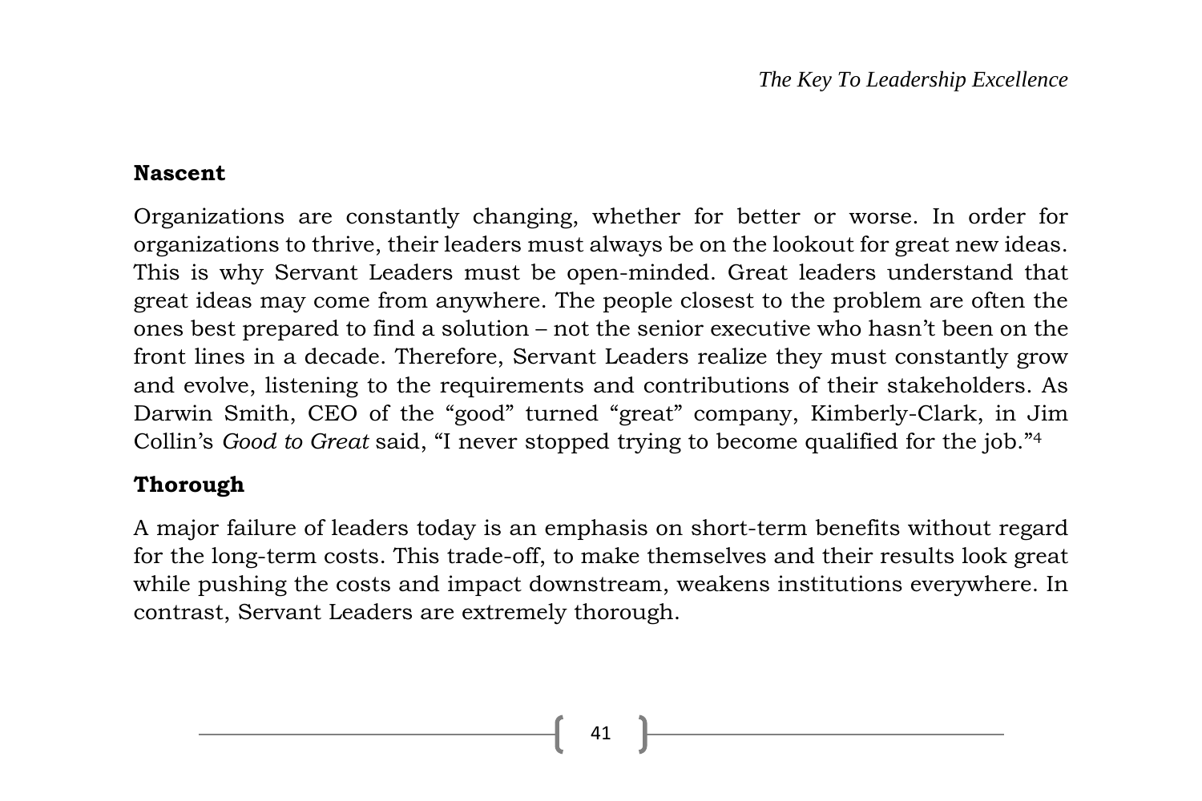**Nascent**

Organizations are constantly changing, whether for better or worse. In order for organizations to thrive, their leaders must always be on the lookout for great new ideas. This is why Servant Leaders must be open-minded. Great leaders understand that great ideas may come from anywhere. The people closest to the problem are often the ones best prepared to find a solution – not the senior executive who hasn't been on the front lines in a decade. Therefore, Servant Leaders realize they must constantly grow and evolve, listening to the requirements and contributions of their stakeholders. As Darwin Smith, CEO of the "good" turned "great" company, Kimberly-Clark, in Jim Collin's *Good to Great* said, "I never stopped trying to become qualified for the job."[4]

**Thorough**

A major failure of leaders today is an emphasis on short-term benefits without regard for the long-term costs. This trade-off, to make themselves and their results look great while pushing the costs and impact downstream, weakens institutions everywhere. In contrast, Servant Leaders are extremely thorough.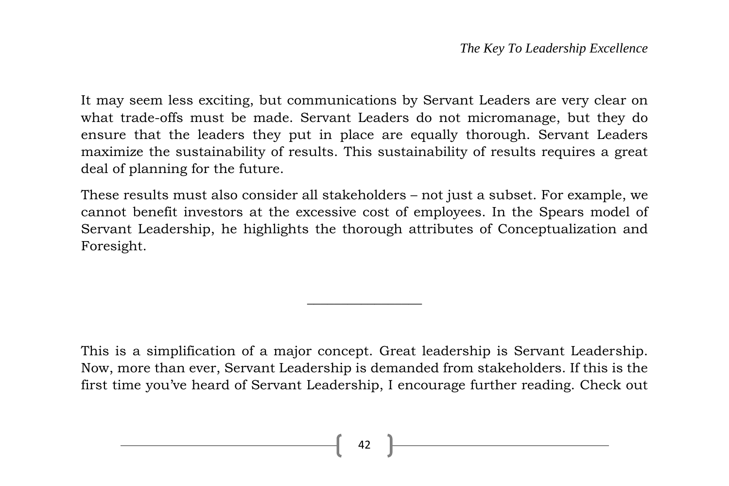It may seem less exciting, but communications by Servant Leaders are very clear on what trade-offs must be made. Servant Leaders do not micromanage, but they do ensure that the leaders they put in place are equally thorough. Servant Leaders maximize the sustainability of results. This sustainability of results requires a great deal of planning for the future.

These results must also consider all stakeholders – not just a subset. For example, we cannot benefit investors at the excessive cost of employees. In the Spears model of Servant Leadership, he highlights the thorough attributes of Conceptualization and Foresight.

---

This is a simplification of a major concept. Great leadership is Servant Leadership. Now, more than ever, Servant Leadership is demanded from stakeholders. If this is the first time you've heard of Servant Leadership, I encourage further reading. Check out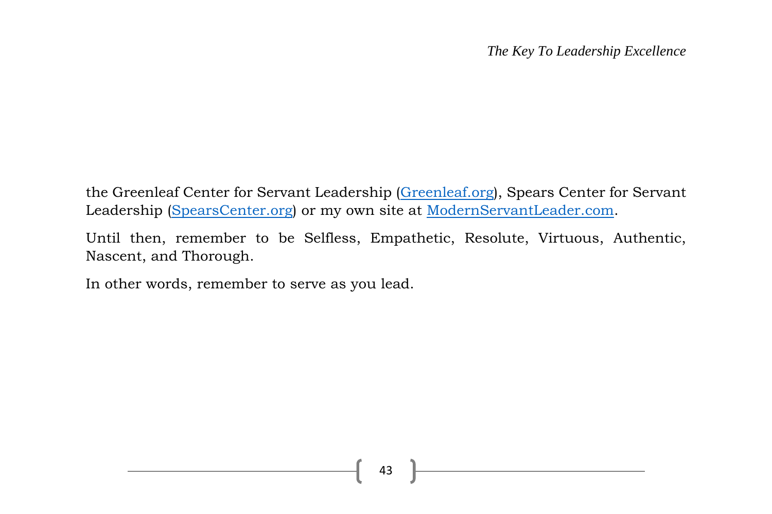the Greenleaf Center for Servant Leadership (Greenleaf.org), Spears Center for Servant Leadership (SpearsCenter.org) or my own site at ModernServantLeader.com.

Until then, remember to be Selfless, Empathetic, Resolute, Virtuous, Authentic, Nascent, and Thorough.

In other words, remember to serve as you lead.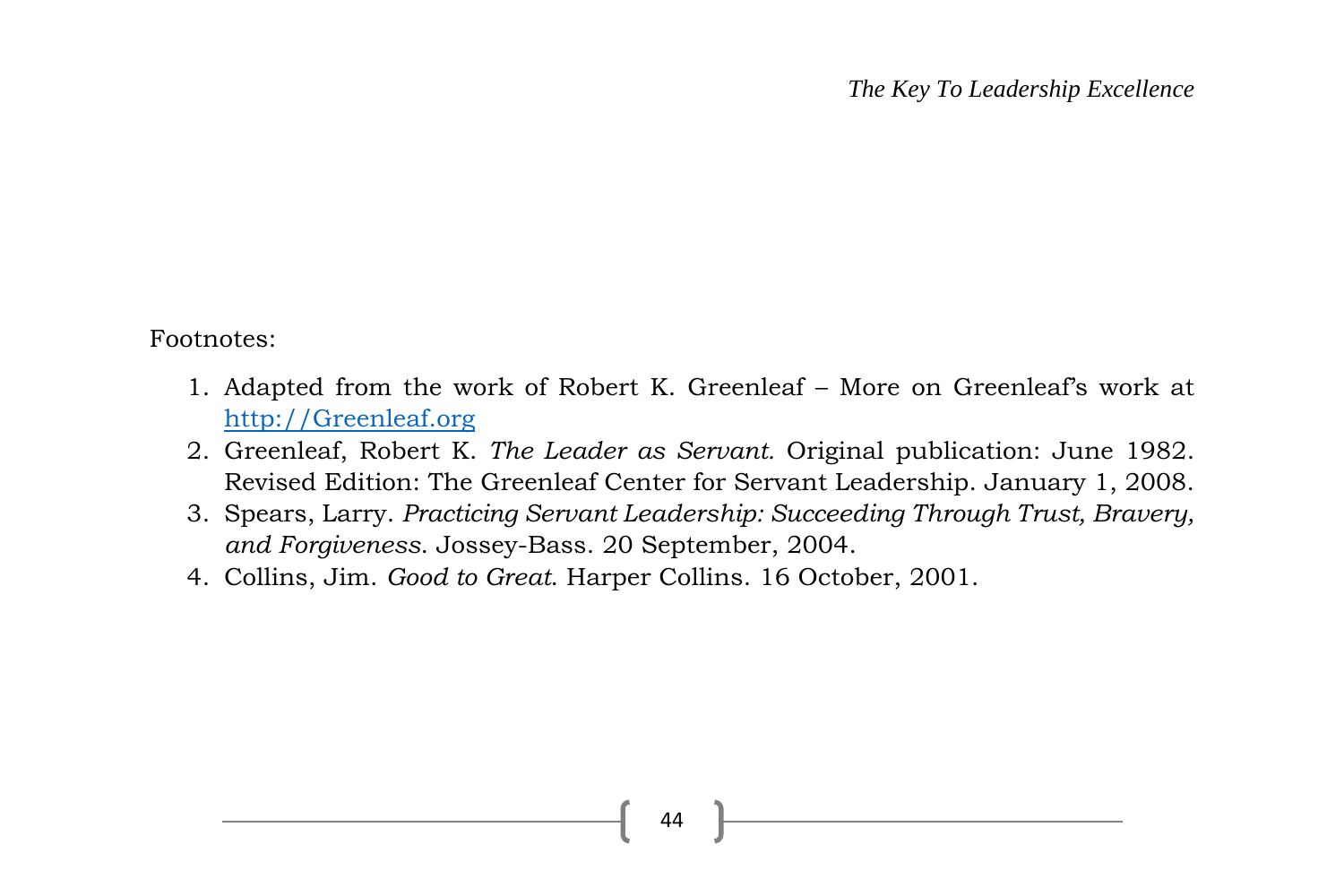Footnotes:

1. Adapted from the work of Robert K. Greenleaf – More on Greenleaf's work at [http://Greenleaf.org](http://Greenleaf.org)
2. Greenleaf, Robert K. *The Leader as Servant.* Original publication: June 1982. Revised Edition: The Greenleaf Center for Servant Leadership. January 1, 2008.
3. Spears, Larry. *Practicing Servant Leadership: Succeeding Through Trust, Bravery, and Forgiveness.* Jossey-Bass. 20 September, 2004.
4. Collins, Jim. *Good to Great.* Harper Collins. 16 October, 2001.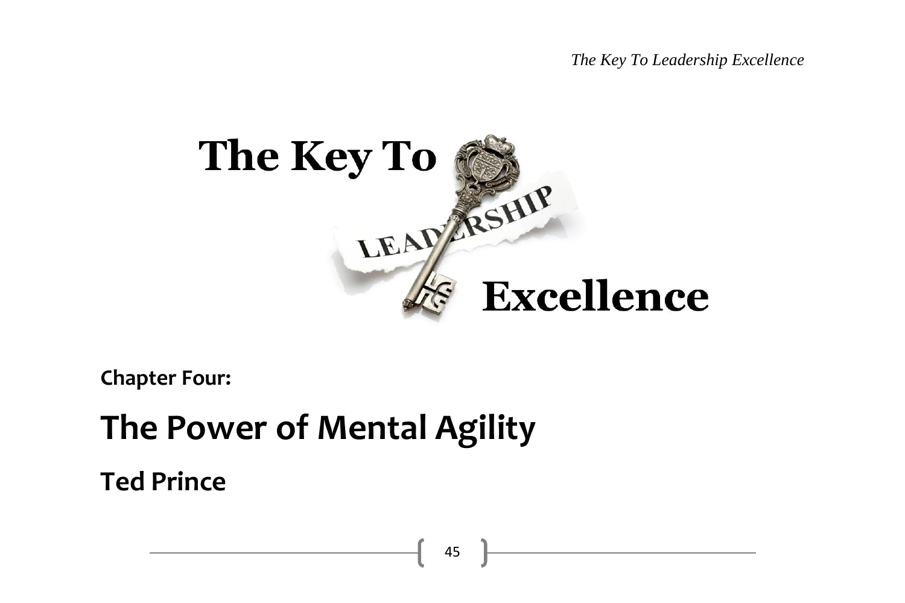**Chapter Four:**

# The Power of Mental Agility

## Ted Prince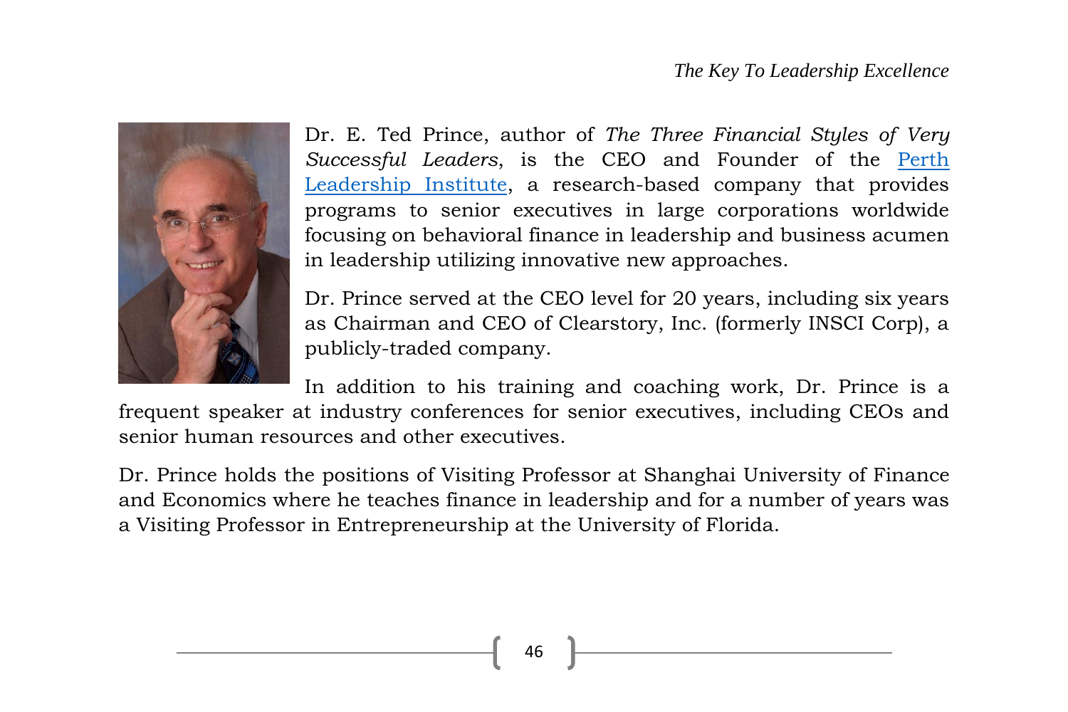Dr. E. Ted Prince, author of *The Three Financial Styles of Very Successful Leaders*, is the CEO and Founder of the Perth Leadership Institute, a research-based company that provides programs to senior executives in large corporations worldwide focusing on behavioral finance in leadership and business acumen in leadership utilizing innovative new approaches.

Dr. Prince served at the CEO level for 20 years, including six years as Chairman and CEO of Clearstory, Inc. (formerly INSCI Corp), a publicly-traded company.

In addition to his training and coaching work, Dr. Prince is a frequent speaker at industry conferences for senior executives, including CEOs and senior human resources and other executives.

Dr. Prince holds the positions of Visiting Professor at Shanghai University of Finance and Economics where he teaches finance in leadership and for a number of years was a Visiting Professor in Entrepreneurship at the University of Florida.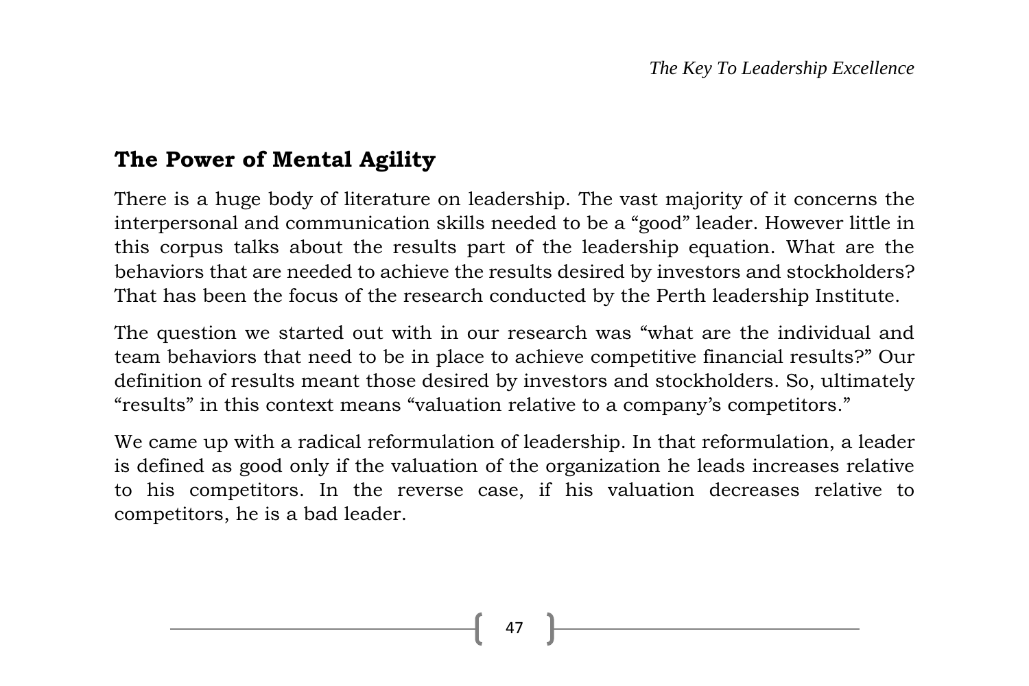## The Power of Mental Agility

There is a huge body of literature on leadership. The vast majority of it concerns the interpersonal and communication skills needed to be a "good" leader. However little in this corpus talks about the results part of the leadership equation. What are the behaviors that are needed to achieve the results desired by investors and stockholders? That has been the focus of the research conducted by the Perth leadership Institute.

The question we started out with in our research was "what are the individual and team behaviors that need to be in place to achieve competitive financial results?" Our definition of results meant those desired by investors and stockholders. So, ultimately "results" in this context means "valuation relative to a company's competitors."

We came up with a radical reformulation of leadership. In that reformulation, a leader is defined as good only if the valuation of the organization he leads increases relative to his competitors. In the reverse case, if his valuation decreases relative to competitors, he is a bad leader.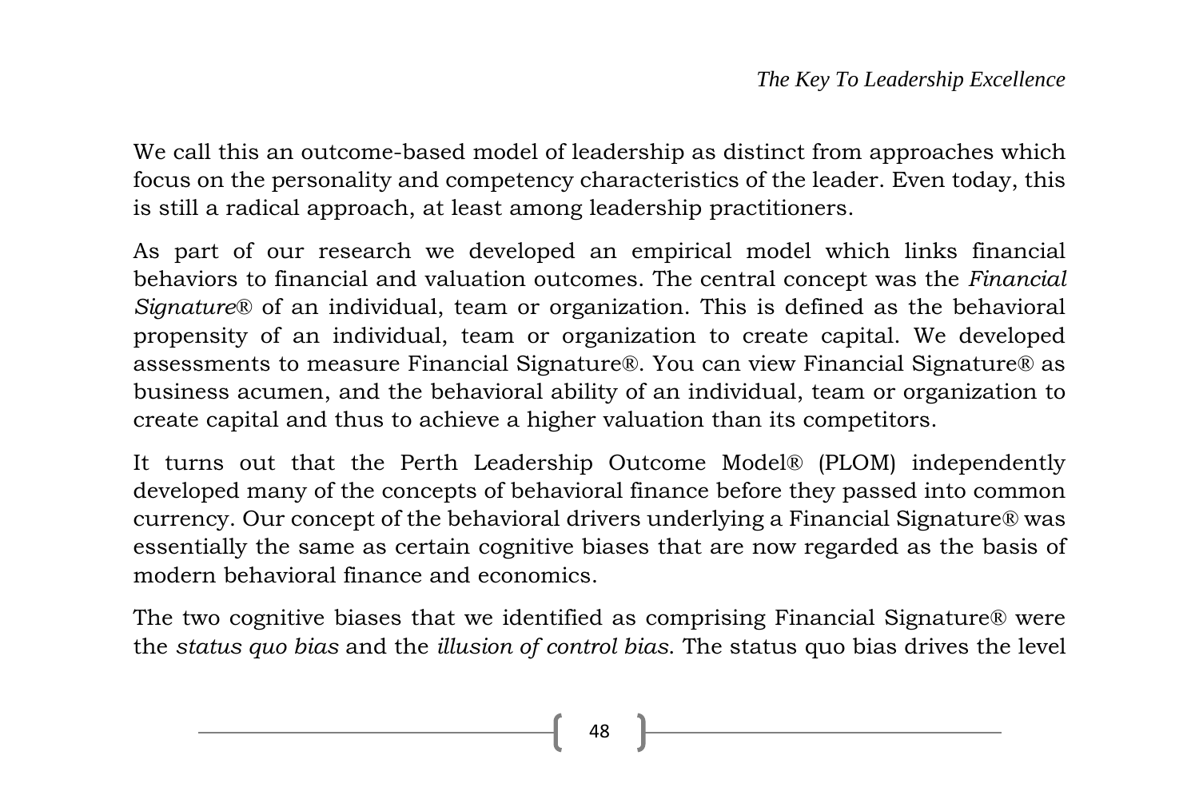We call this an outcome-based model of leadership as distinct from approaches which focus on the personality and competency characteristics of the leader. Even today, this is still a radical approach, at least among leadership practitioners.

As part of our research we developed an empirical model which links financial behaviors to financial and valuation outcomes. The central concept was the *Financial Signature*® of an individual, team or organization. This is defined as the behavioral propensity of an individual, team or organization to create capital. We developed assessments to measure Financial Signature®. You can view Financial Signature® as business acumen, and the behavioral ability of an individual, team or organization to create capital and thus to achieve a higher valuation than its competitors.

It turns out that the Perth Leadership Outcome Model® (PLOM) independently developed many of the concepts of behavioral finance before they passed into common currency. Our concept of the behavioral drivers underlying a Financial Signature® was essentially the same as certain cognitive biases that are now regarded as the basis of modern behavioral finance and economics.

The two cognitive biases that we identified as comprising Financial Signature® were the *status quo bias* and the *illusion of control bias*. The status quo bias drives the level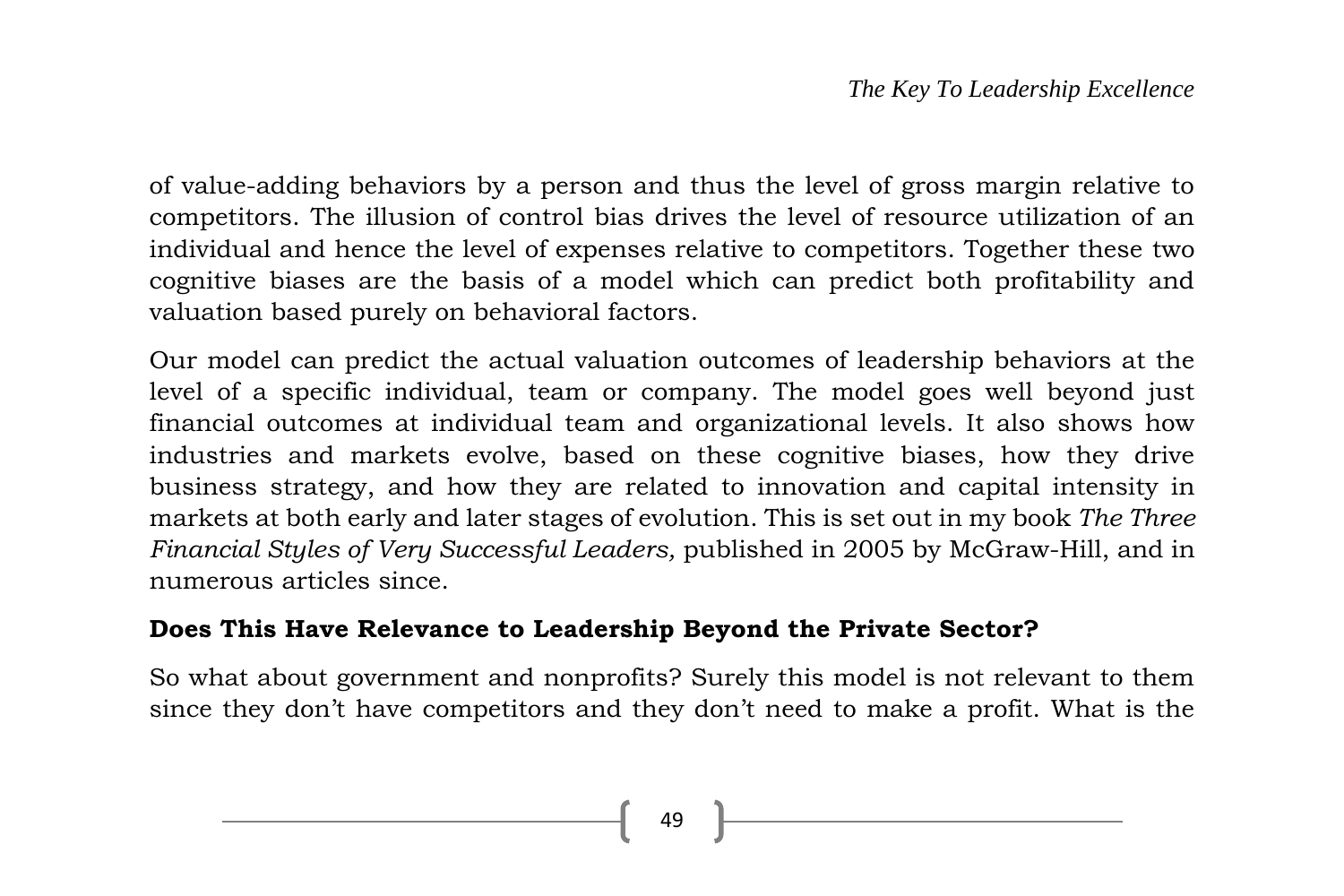of value-adding behaviors by a person and thus the level of gross margin relative to competitors. The illusion of control bias drives the level of resource utilization of an individual and hence the level of expenses relative to competitors. Together these two cognitive biases are the basis of a model which can predict both profitability and valuation based purely on behavioral factors.

Our model can predict the actual valuation outcomes of leadership behaviors at the level of a specific individual, team or company. The model goes well beyond just financial outcomes at individual team and organizational levels. It also shows how industries and markets evolve, based on these cognitive biases, how they drive business strategy, and how they are related to innovation and capital intensity in markets at both early and later stages of evolution. This is set out in my book *The Three Financial Styles of Very Successful Leaders,* published in 2005 by McGraw-Hill, and in numerous articles since.

**Does This Have Relevance to Leadership Beyond the Private Sector?**

So what about government and nonprofits? Surely this model is not relevant to them since they don't have competitors and they don't need to make a profit. What is the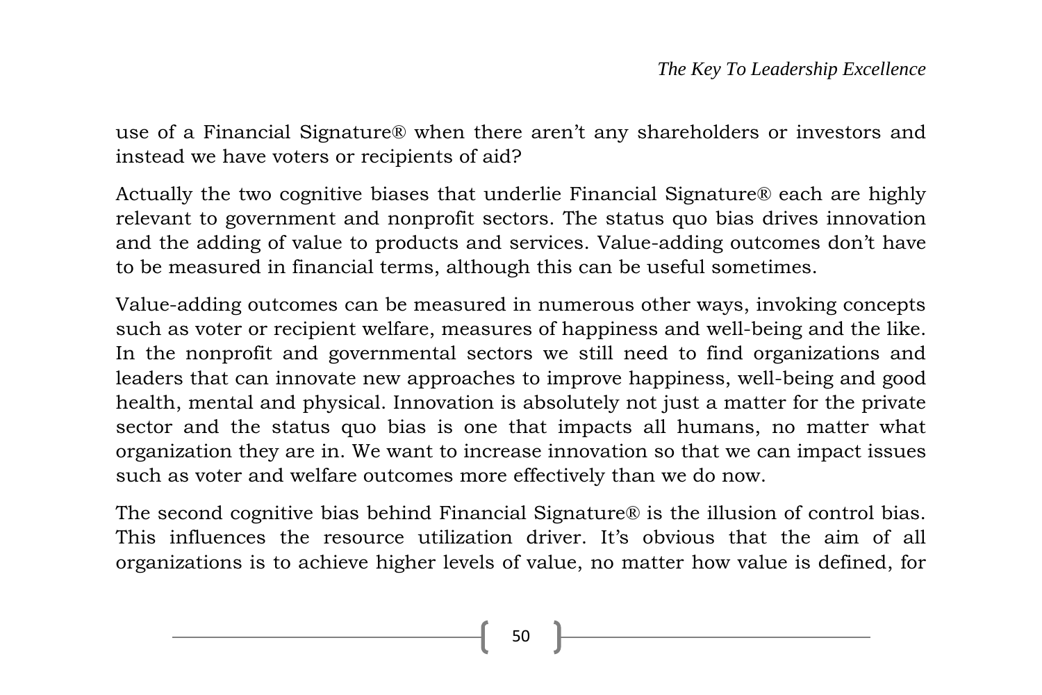use of a Financial Signature® when there aren't any shareholders or investors and instead we have voters or recipients of aid?

Actually the two cognitive biases that underlie Financial Signature® each are highly relevant to government and nonprofit sectors. The status quo bias drives innovation and the adding of value to products and services. Value-adding outcomes don't have to be measured in financial terms, although this can be useful sometimes.

Value-adding outcomes can be measured in numerous other ways, invoking concepts such as voter or recipient welfare, measures of happiness and well-being and the like. In the nonprofit and governmental sectors we still need to find organizations and leaders that can innovate new approaches to improve happiness, well-being and good health, mental and physical. Innovation is absolutely not just a matter for the private sector and the status quo bias is one that impacts all humans, no matter what organization they are in. We want to increase innovation so that we can impact issues such as voter and welfare outcomes more effectively than we do now.

The second cognitive bias behind Financial Signature® is the illusion of control bias. This influences the resource utilization driver. It's obvious that the aim of all organizations is to achieve higher levels of value, no matter how value is defined, for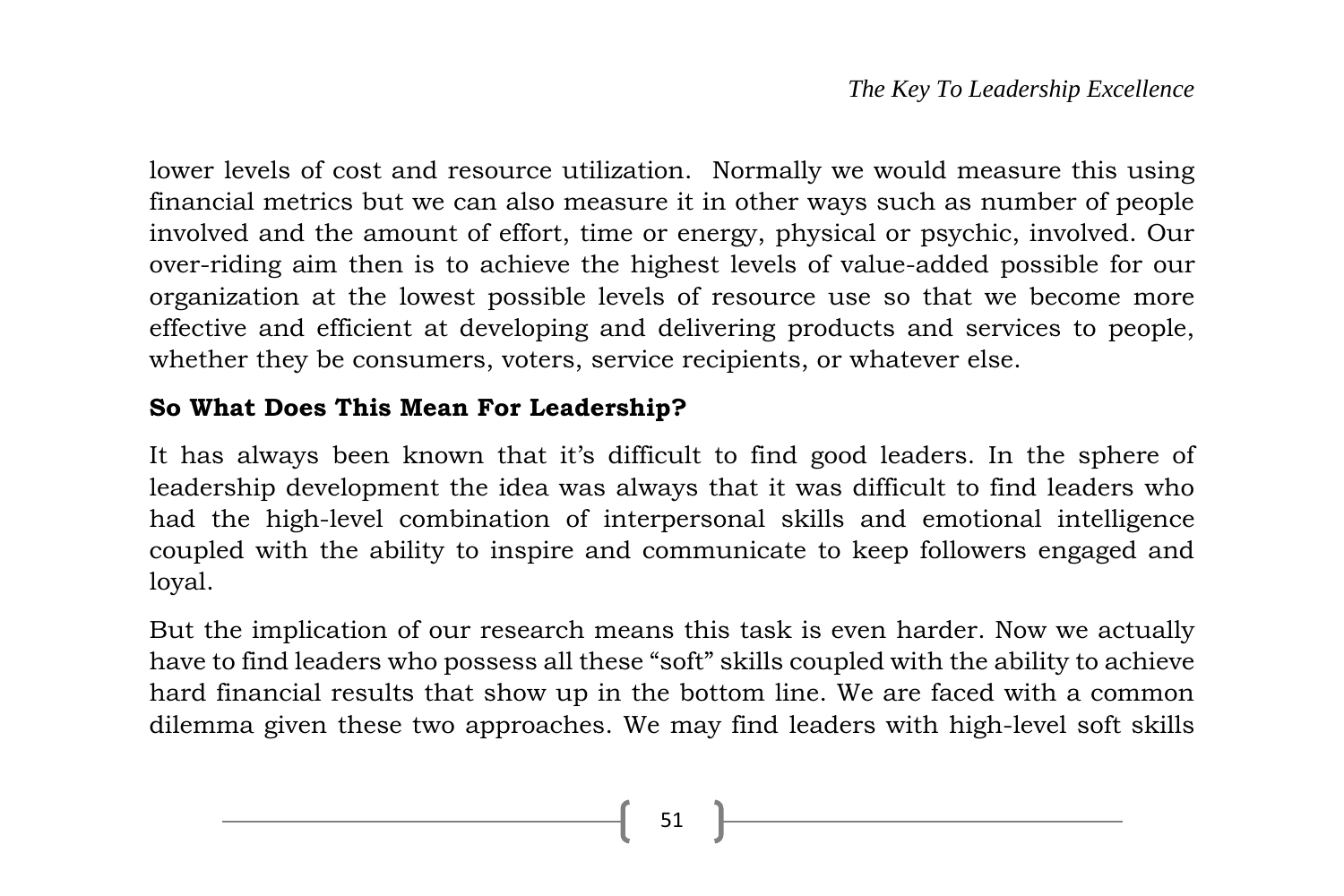lower levels of cost and resource utilization. Normally we would measure this using financial metrics but we can also measure it in other ways such as number of people involved and the amount of effort, time or energy, physical or psychic, involved. Our over-riding aim then is to achieve the highest levels of value-added possible for our organization at the lowest possible levels of resource use so that we become more effective and efficient at developing and delivering products and services to people, whether they be consumers, voters, service recipients, or whatever else.

**So What Does This Mean For Leadership?**

It has always been known that it's difficult to find good leaders. In the sphere of leadership development the idea was always that it was difficult to find leaders who had the high-level combination of interpersonal skills and emotional intelligence coupled with the ability to inspire and communicate to keep followers engaged and loyal.

But the implication of our research means this task is even harder. Now we actually have to find leaders who possess all these "soft" skills coupled with the ability to achieve hard financial results that show up in the bottom line. We are faced with a common dilemma given these two approaches. We may find leaders with high-level soft skills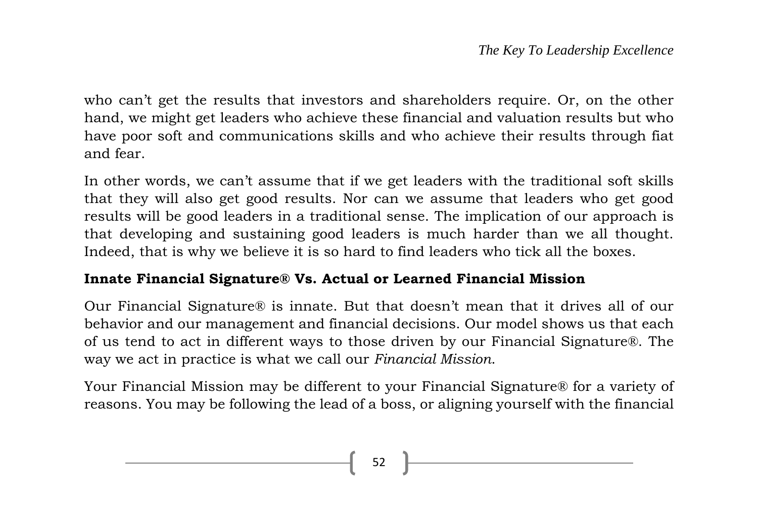who can't get the results that investors and shareholders require. Or, on the other hand, we might get leaders who achieve these financial and valuation results but who have poor soft and communications skills and who achieve their results through fiat and fear.

In other words, we can't assume that if we get leaders with the traditional soft skills that they will also get good results. Nor can we assume that leaders who get good results will be good leaders in a traditional sense. The implication of our approach is that developing and sustaining good leaders is much harder than we all thought. Indeed, that is why we believe it is so hard to find leaders who tick all the boxes.

## Innate Financial Signature® Vs. Actual or Learned Financial Mission

Our Financial Signature® is innate. But that doesn't mean that it drives all of our behavior and our management and financial decisions. Our model shows us that each of us tend to act in different ways to those driven by our Financial Signature®. The way we act in practice is what we call our *Financial Mission*.

Your Financial Mission may be different to your Financial Signature® for a variety of reasons. You may be following the lead of a boss, or aligning yourself with the financial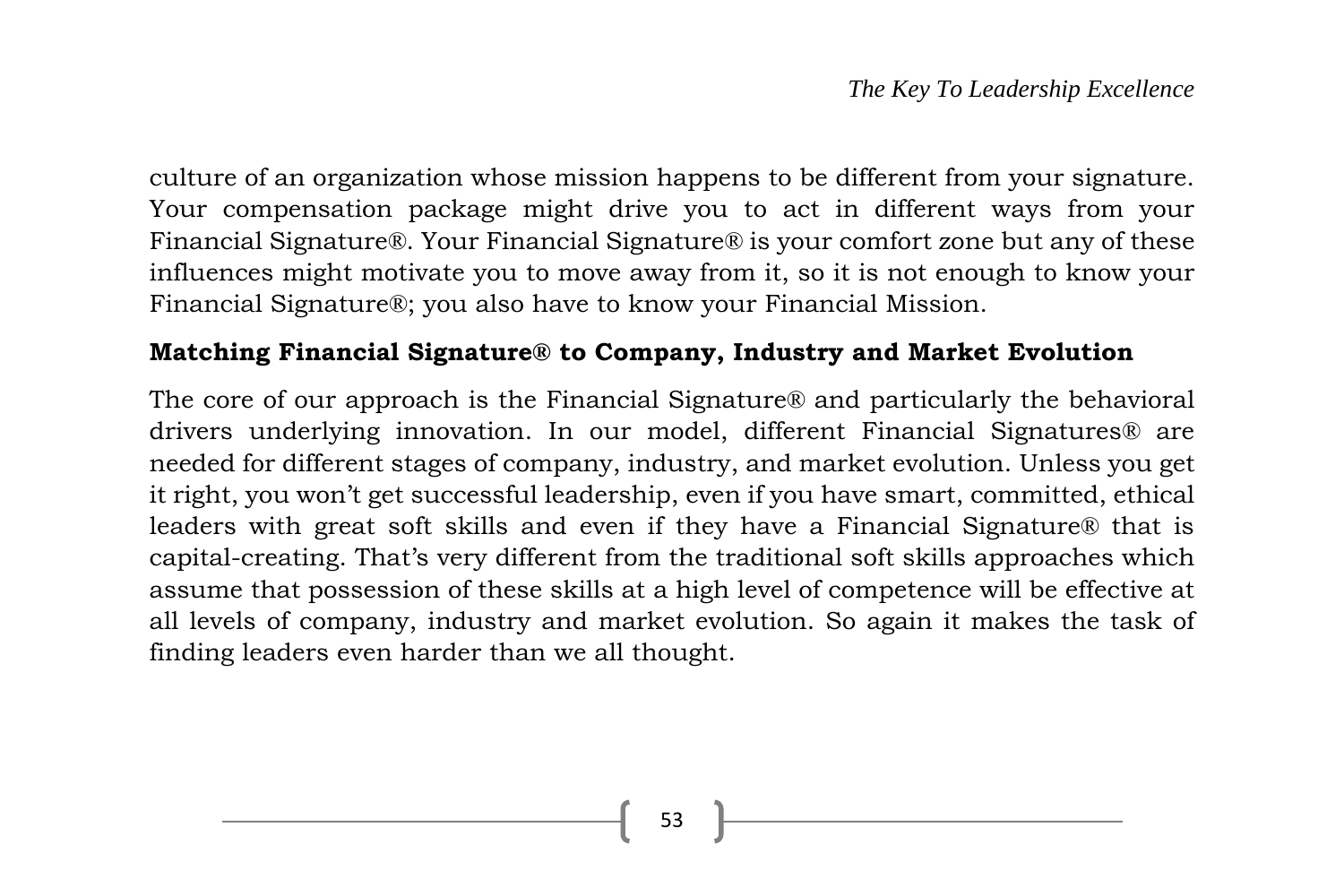culture of an organization whose mission happens to be different from your signature. Your compensation package might drive you to act in different ways from your Financial Signature®. Your Financial Signature® is your comfort zone but any of these influences might motivate you to move away from it, so it is not enough to know your Financial Signature®; you also have to know your Financial Mission.

**Matching Financial Signature® to Company, Industry and Market Evolution**

The core of our approach is the Financial Signature® and particularly the behavioral drivers underlying innovation. In our model, different Financial Signatures® are needed for different stages of company, industry, and market evolution. Unless you get it right, you won't get successful leadership, even if you have smart, committed, ethical leaders with great soft skills and even if they have a Financial Signature® that is capital-creating. That's very different from the traditional soft skills approaches which assume that possession of these skills at a high level of competence will be effective at all levels of company, industry and market evolution. So again it makes the task of finding leaders even harder than we all thought.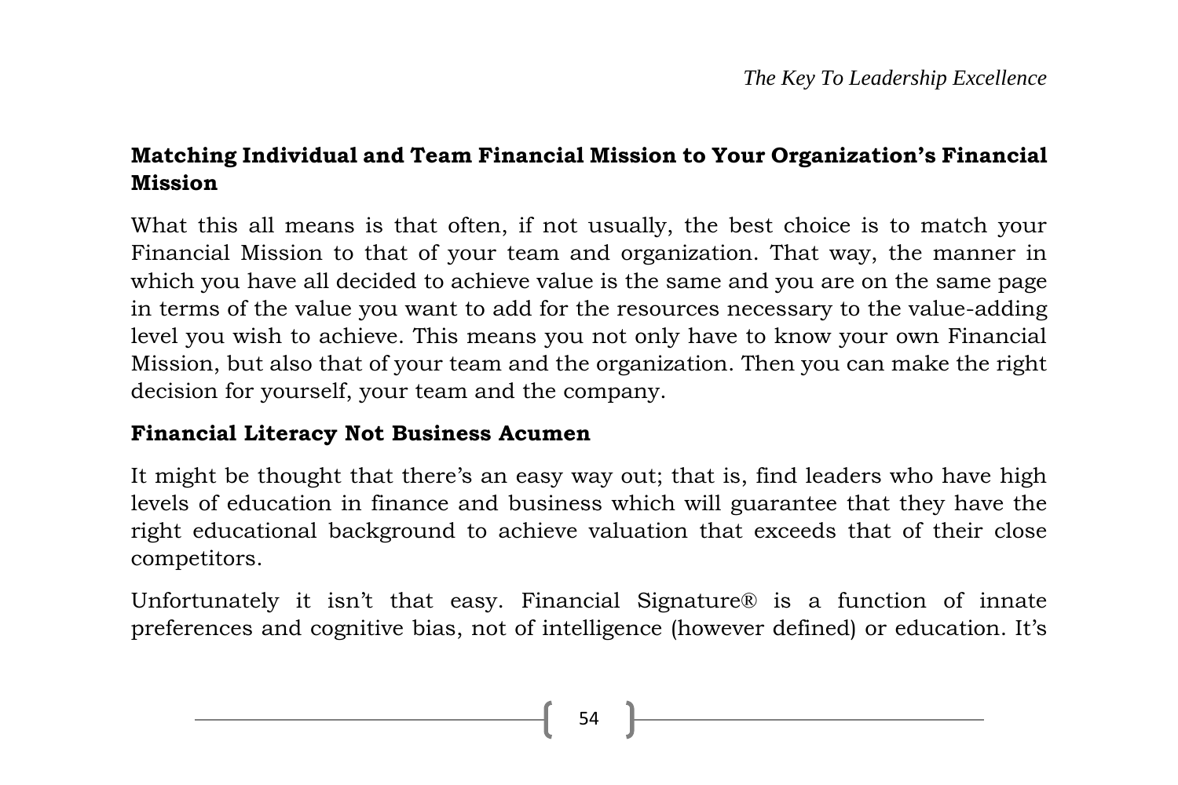## Matching Individual and Team Financial Mission to Your Organization's Financial Mission

What this all means is that often, if not usually, the best choice is to match your Financial Mission to that of your team and organization. That way, the manner in which you have all decided to achieve value is the same and you are on the same page in terms of the value you want to add for the resources necessary to the value-adding level you wish to achieve. This means you not only have to know your own Financial Mission, but also that of your team and the organization. Then you can make the right decision for yourself, your team and the company.

## Financial Literacy Not Business Acumen

It might be thought that there's an easy way out; that is, find leaders who have high levels of education in finance and business which will guarantee that they have the right educational background to achieve valuation that exceeds that of their close competitors.

Unfortunately it isn't that easy. Financial Signature® is a function of innate preferences and cognitive bias, not of intelligence (however defined) or education. It's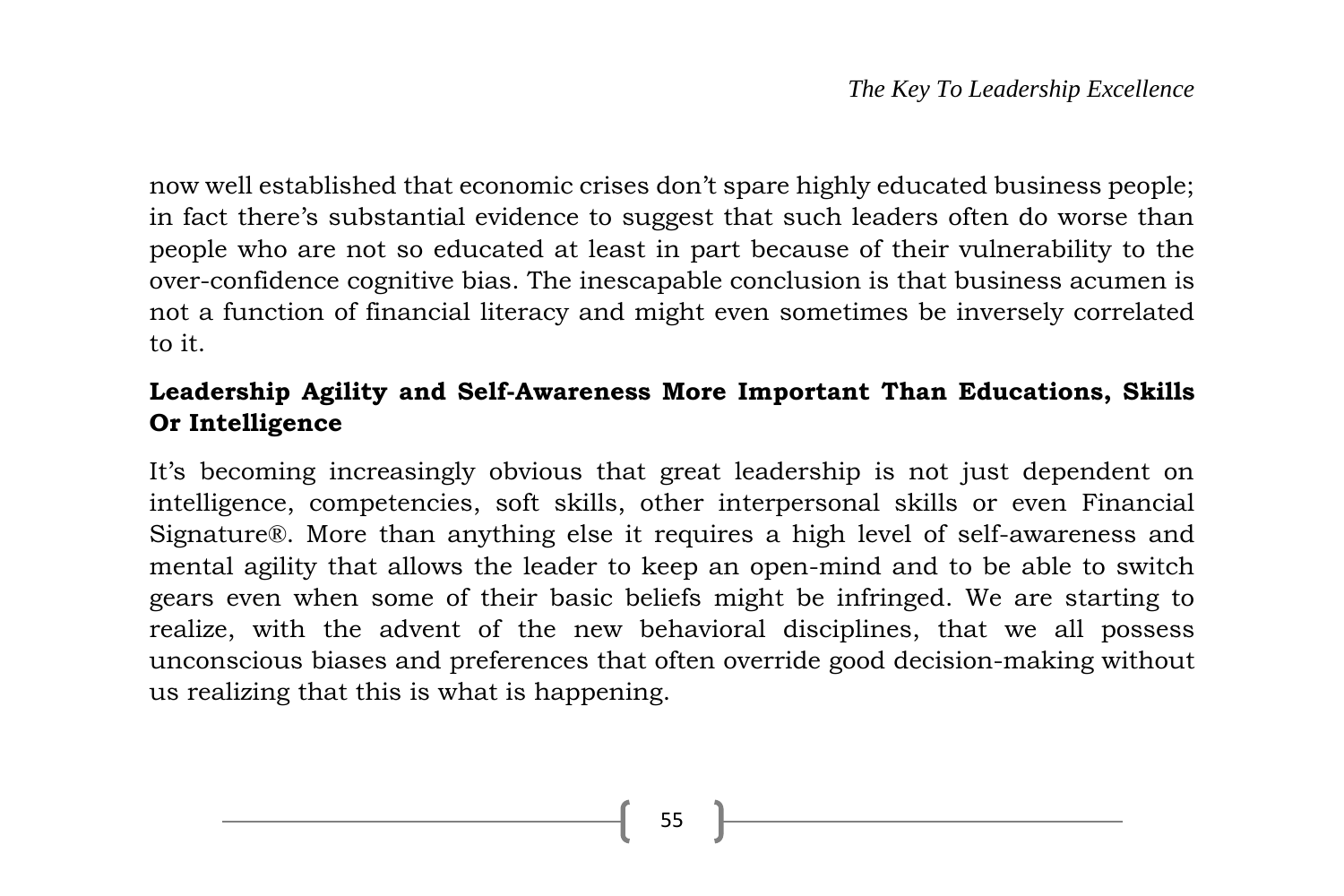now well established that economic crises don't spare highly educated business people; in fact there's substantial evidence to suggest that such leaders often do worse than people who are not so educated at least in part because of their vulnerability to the over-confidence cognitive bias. The inescapable conclusion is that business acumen is not a function of financial literacy and might even sometimes be inversely correlated to it.

## Leadership Agility and Self-Awareness More Important Than Educations, Skills Or Intelligence

It's becoming increasingly obvious that great leadership is not just dependent on intelligence, competencies, soft skills, other interpersonal skills or even Financial Signature®. More than anything else it requires a high level of self-awareness and mental agility that allows the leader to keep an open-mind and to be able to switch gears even when some of their basic beliefs might be infringed. We are starting to realize, with the advent of the new behavioral disciplines, that we all possess unconscious biases and preferences that often override good decision-making without us realizing that this is what is happening.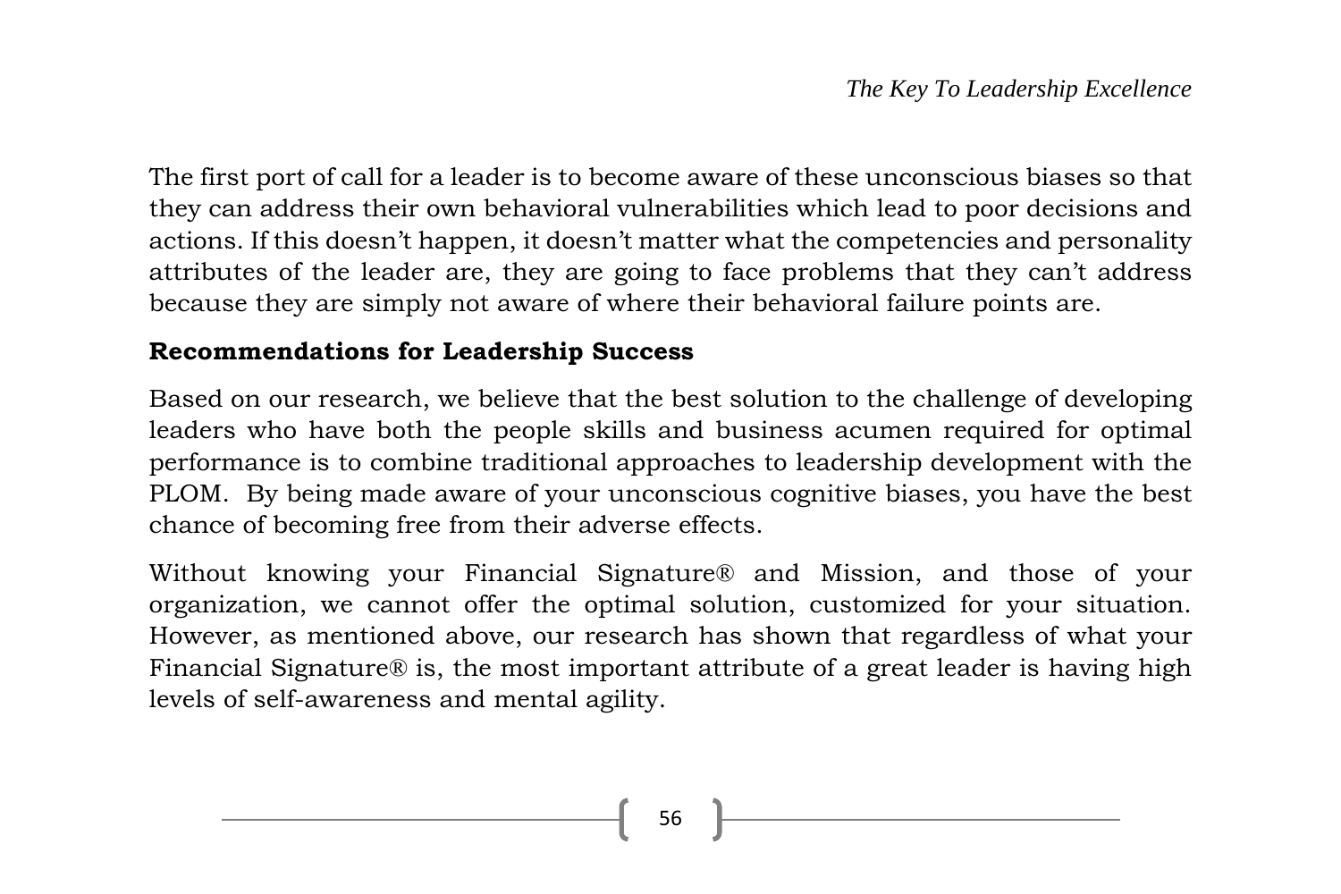The first port of call for a leader is to become aware of these unconscious biases so that they can address their own behavioral vulnerabilities which lead to poor decisions and actions. If this doesn't happen, it doesn't matter what the competencies and personality attributes of the leader are, they are going to face problems that they can't address because they are simply not aware of where their behavioral failure points are.

**Recommendations for Leadership Success**

Based on our research, we believe that the best solution to the challenge of developing leaders who have both the people skills and business acumen required for optimal performance is to combine traditional approaches to leadership development with the PLOM. By being made aware of your unconscious cognitive biases, you have the best chance of becoming free from their adverse effects.

Without knowing your Financial Signature® and Mission, and those of your organization, we cannot offer the optimal solution, customized for your situation. However, as mentioned above, our research has shown that regardless of what your Financial Signature® is, the most important attribute of a great leader is having high levels of self-awareness and mental agility.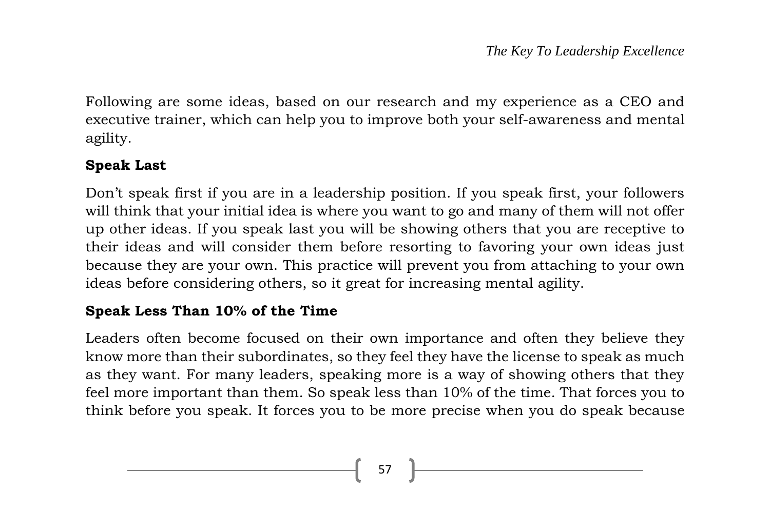Following are some ideas, based on our research and my experience as a CEO and executive trainer, which can help you to improve both your self-awareness and mental agility.

**Speak Last**

Don't speak first if you are in a leadership position. If you speak first, your followers will think that your initial idea is where you want to go and many of them will not offer up other ideas. If you speak last you will be showing others that you are receptive to their ideas and will consider them before resorting to favoring your own ideas just because they are your own. This practice will prevent you from attaching to your own ideas before considering others, so it great for increasing mental agility.

**Speak Less Than 10% of the Time**

Leaders often become focused on their own importance and often they believe they know more than their subordinates, so they feel they have the license to speak as much as they want. For many leaders, speaking more is a way of showing others that they feel more important than them. So speak less than 10% of the time. That forces you to think before you speak. It forces you to be more precise when you do speak because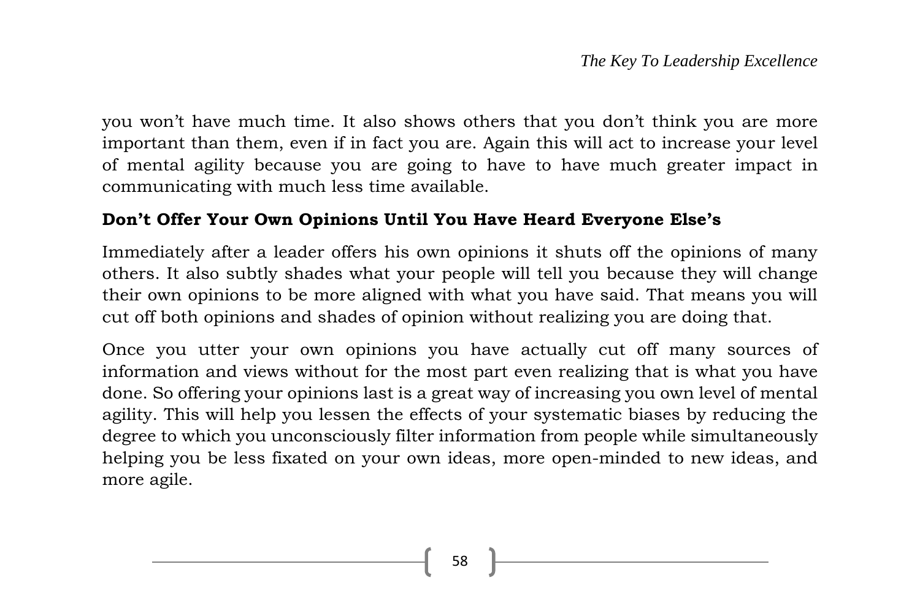you won't have much time. It also shows others that you don't think you are more important than them, even if in fact you are. Again this will act to increase your level of mental agility because you are going to have to have much greater impact in communicating with much less time available.

### Don't Offer Your Own Opinions Until You Have Heard Everyone Else's

Immediately after a leader offers his own opinions it shuts off the opinions of many others. It also subtly shades what your people will tell you because they will change their own opinions to be more aligned with what you have said. That means you will cut off both opinions and shades of opinion without realizing you are doing that.

Once you utter your own opinions you have actually cut off many sources of information and views without for the most part even realizing that is what you have done. So offering your opinions last is a great way of increasing you own level of mental agility. This will help you lessen the effects of your systematic biases by reducing the degree to which you unconsciously filter information from people while simultaneously helping you be less fixated on your own ideas, more open-minded to new ideas, and more agile.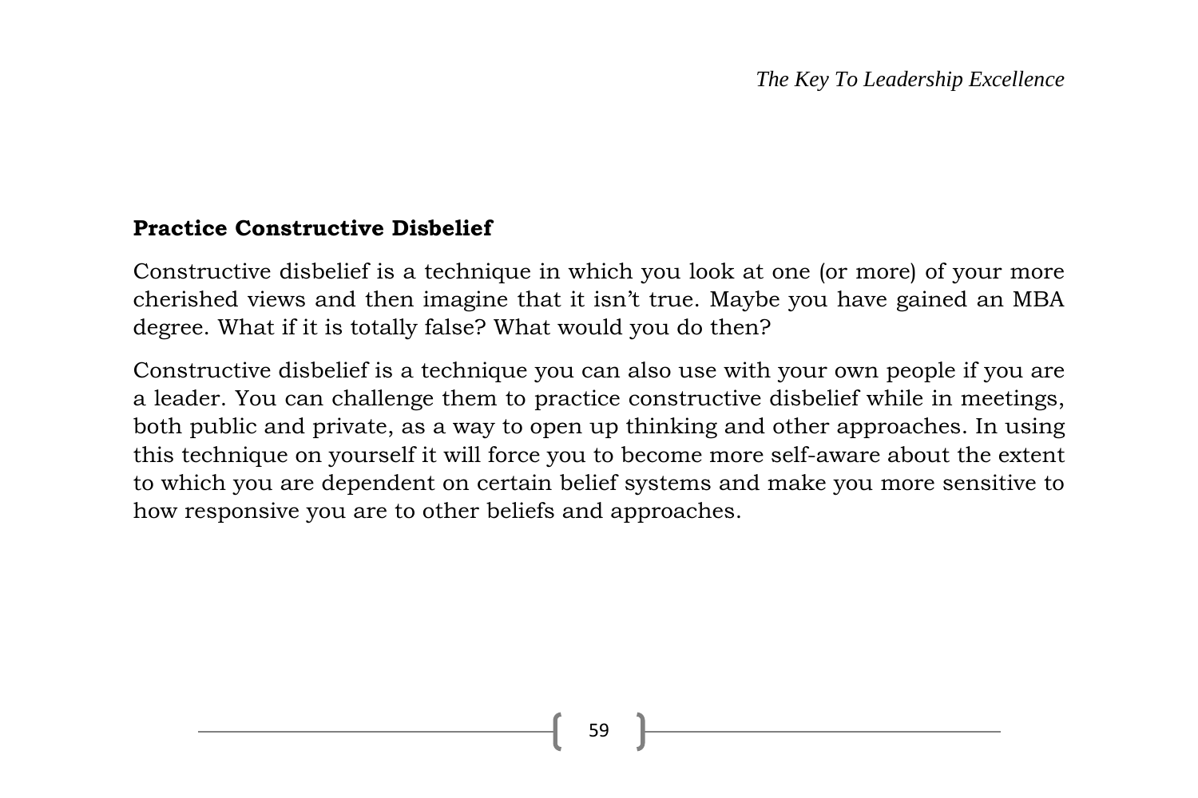### Practice Constructive Disbelief

Constructive disbelief is a technique in which you look at one (or more) of your more cherished views and then imagine that it isn't true. Maybe you have gained an MBA degree. What if it is totally false? What would you do then?

Constructive disbelief is a technique you can also use with your own people if you are a leader. You can challenge them to practice constructive disbelief while in meetings, both public and private, as a way to open up thinking and other approaches. In using this technique on yourself it will force you to become more self-aware about the extent to which you are dependent on certain belief systems and make you more sensitive to how responsive you are to other beliefs and approaches.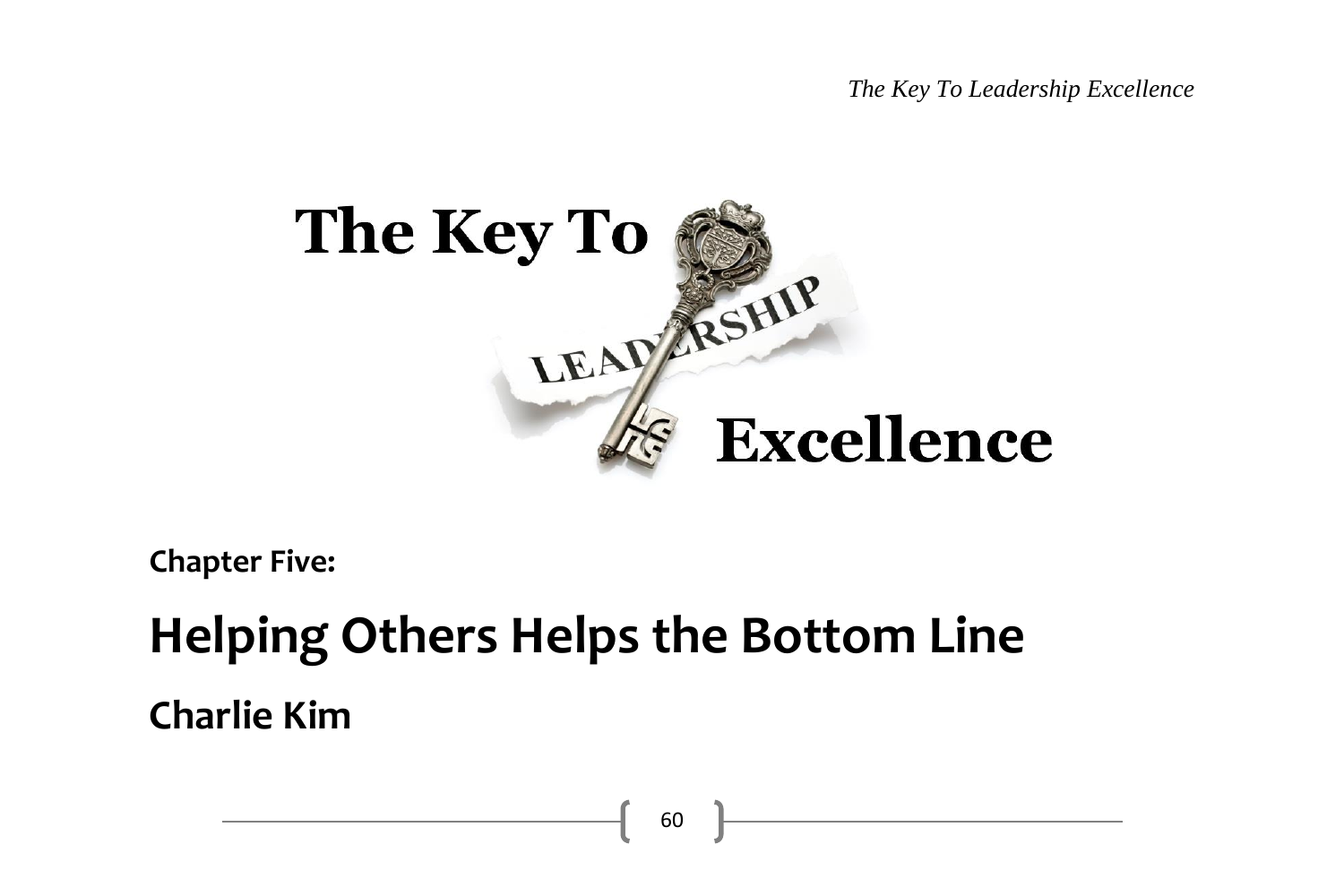Chapter Five:

# Helping Others Helps the Bottom Line

## Charlie Kim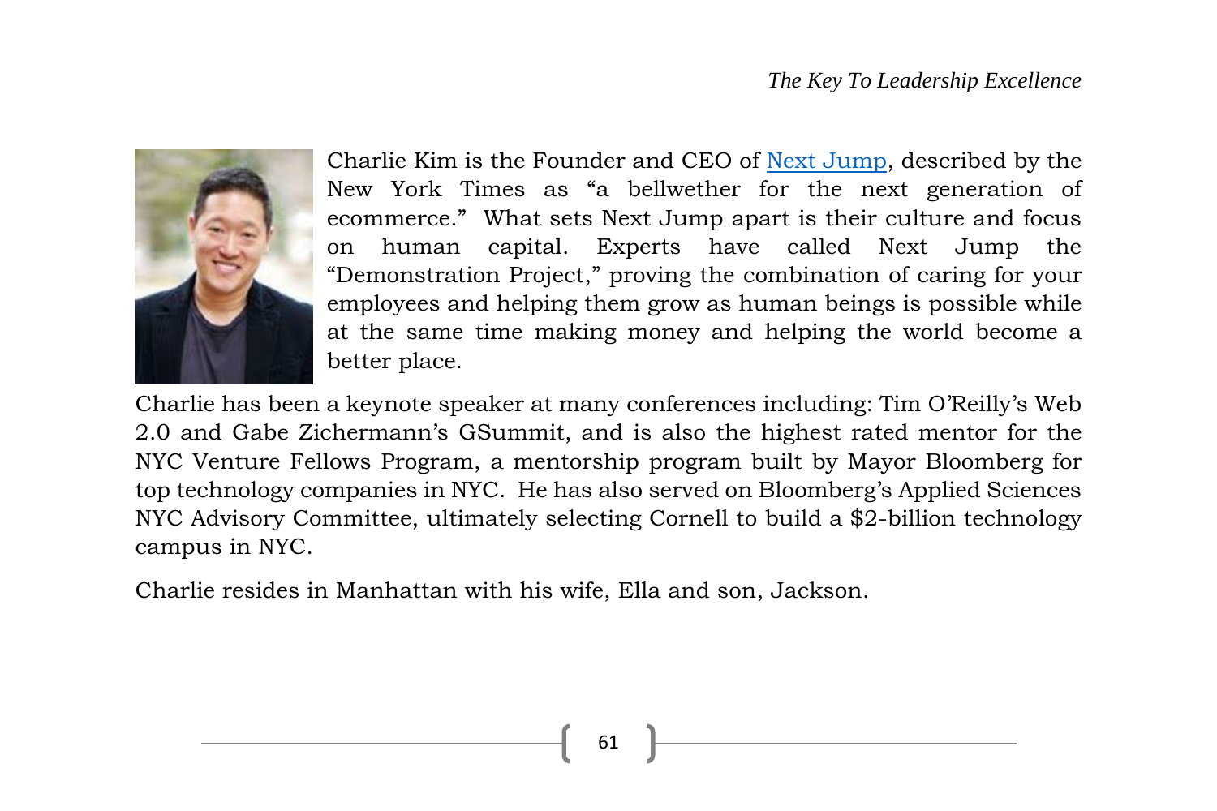Charlie Kim is the Founder and CEO of [Next Jump](), described by the New York Times as “a bellwether for the next generation of ecommerce.” What sets Next Jump apart is their culture and focus on human capital. Experts have called Next Jump the “Demonstration Project,” proving the combination of caring for your employees and helping them grow as human beings is possible while at the same time making money and helping the world become a better place.

Charlie has been a keynote speaker at many conferences including: Tim O’Reilly’s Web 2.0 and Gabe Zichermann’s GSummit, and is also the highest rated mentor for the NYC Venture Fellows Program, a mentorship program built by Mayor Bloomberg for top technology companies in NYC. He has also served on Bloomberg’s Applied Sciences NYC Advisory Committee, ultimately selecting Cornell to build a $2-billion technology campus in NYC.

Charlie resides in Manhattan with his wife, Ella and son, Jackson.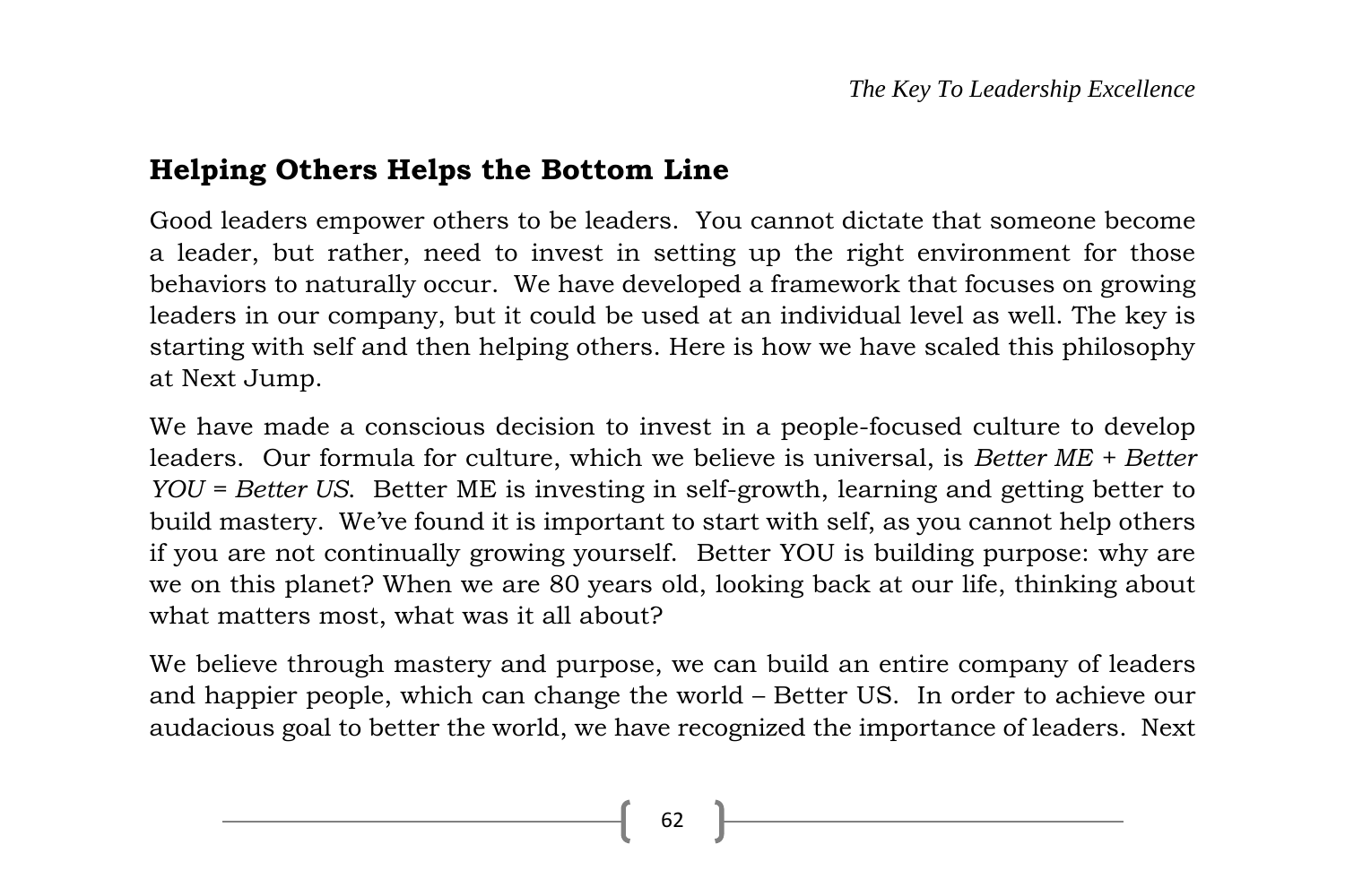## Helping Others Helps the Bottom Line

Good leaders empower others to be leaders. You cannot dictate that someone become a leader, but rather, need to invest in setting up the right environment for those behaviors to naturally occur. We have developed a framework that focuses on growing leaders in our company, but it could be used at an individual level as well. The key is starting with self and then helping others. Here is how we have scaled this philosophy at Next Jump.

We have made a conscious decision to invest in a people-focused culture to develop leaders. Our formula for culture, which we believe is universal, is *Better ME + Better YOU = Better US*. Better ME is investing in self-growth, learning and getting better to build mastery. We've found it is important to start with self, as you cannot help others if you are not continually growing yourself. Better YOU is building purpose: why are we on this planet? When we are 80 years old, looking back at our life, thinking about what matters most, what was it all about?

We believe through mastery and purpose, we can build an entire company of leaders and happier people, which can change the world – Better US. In order to achieve our audacious goal to better the world, we have recognized the importance of leaders. Next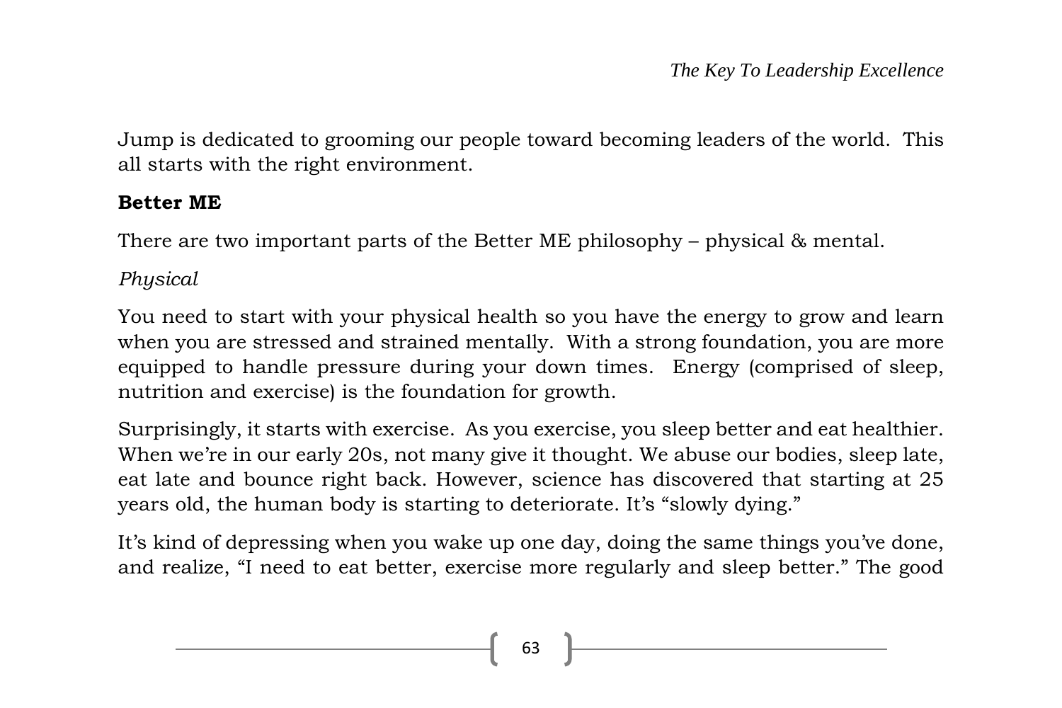Jump is dedicated to grooming our people toward becoming leaders of the world. This all starts with the right environment.

**Better ME**

There are two important parts of the Better ME philosophy – physical & mental.

*Physical*

You need to start with your physical health so you have the energy to grow and learn when you are stressed and strained mentally. With a strong foundation, you are more equipped to handle pressure during your down times. Energy (comprised of sleep, nutrition and exercise) is the foundation for growth.

Surprisingly, it starts with exercise. As you exercise, you sleep better and eat healthier. When we're in our early 20s, not many give it thought. We abuse our bodies, sleep late, eat late and bounce right back. However, science has discovered that starting at 25 years old, the human body is starting to deteriorate. It's "slowly dying."

It's kind of depressing when you wake up one day, doing the same things you've done, and realize, "I need to eat better, exercise more regularly and sleep better." The good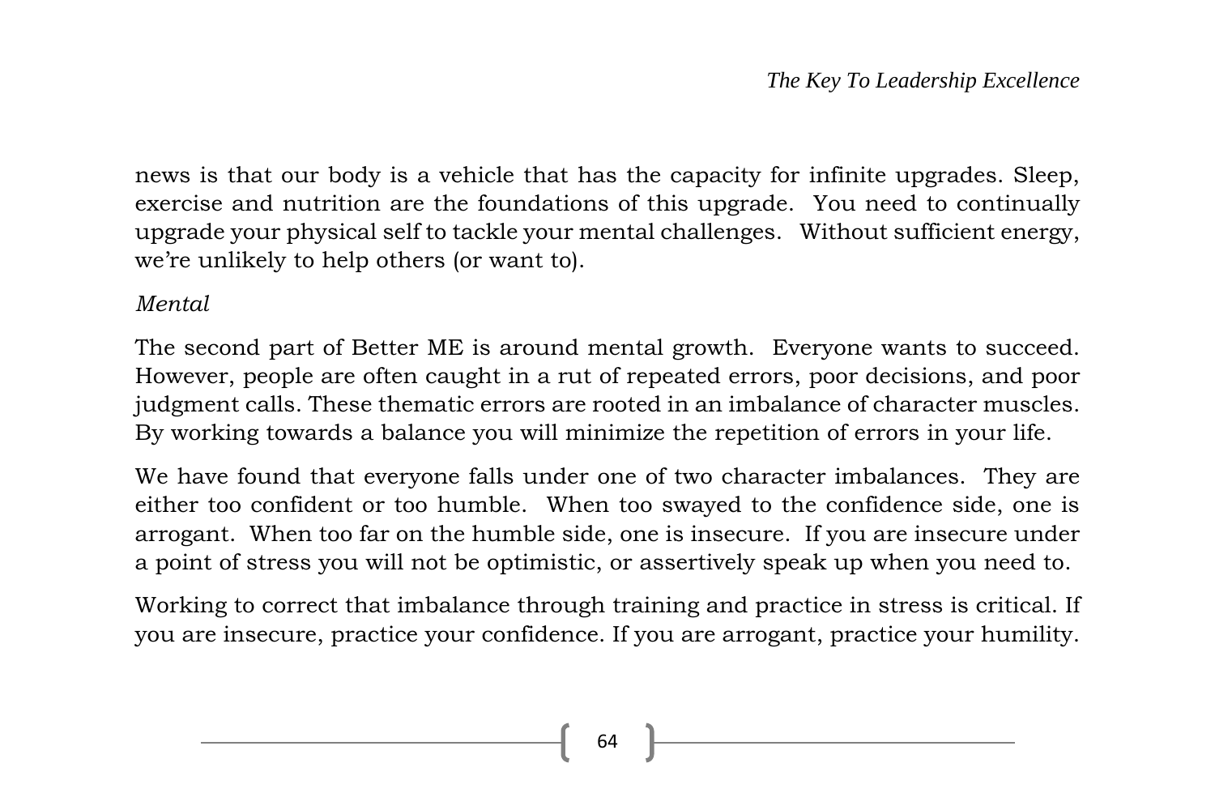news is that our body is a vehicle that has the capacity for infinite upgrades. Sleep, exercise and nutrition are the foundations of this upgrade. You need to continually upgrade your physical self to tackle your mental challenges. Without sufficient energy, we're unlikely to help others (or want to).

*Mental*

The second part of Better ME is around mental growth. Everyone wants to succeed. However, people are often caught in a rut of repeated errors, poor decisions, and poor judgment calls. These thematic errors are rooted in an imbalance of character muscles. By working towards a balance you will minimize the repetition of errors in your life.

We have found that everyone falls under one of two character imbalances. They are either too confident or too humble. When too swayed to the confidence side, one is arrogant. When too far on the humble side, one is insecure. If you are insecure under a point of stress you will not be optimistic, or assertively speak up when you need to.

Working to correct that imbalance through training and practice in stress is critical. If you are insecure, practice your confidence. If you are arrogant, practice your humility.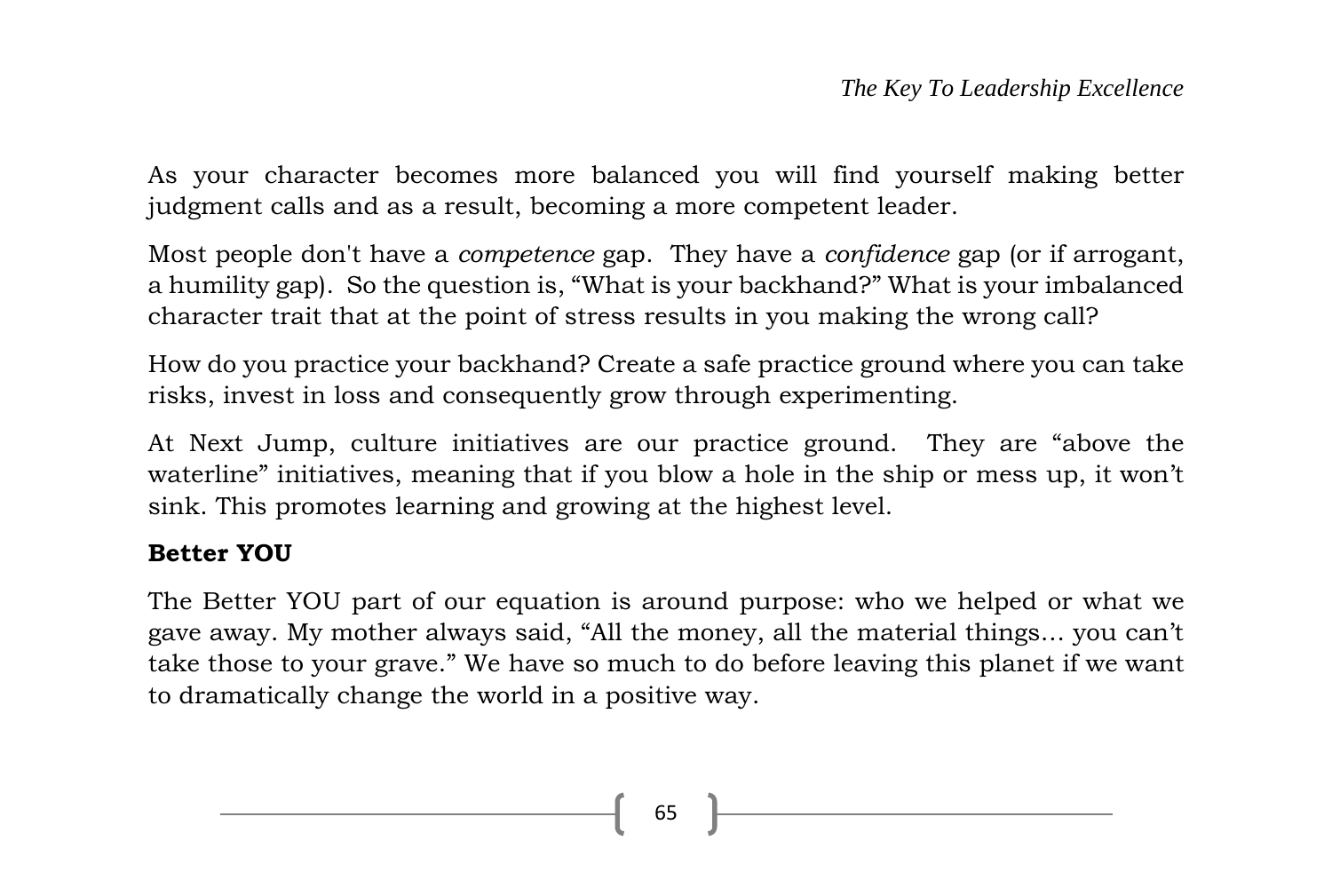As your character becomes more balanced you will find yourself making better judgment calls and as a result, becoming a more competent leader.

Most people don't have a *competence* gap. They have a *confidence* gap (or if arrogant, a humility gap). So the question is, "What is your backhand?" What is your imbalanced character trait that at the point of stress results in you making the wrong call?

How do you practice your backhand? Create a safe practice ground where you can take risks, invest in loss and consequently grow through experimenting.

At Next Jump, culture initiatives are our practice ground. They are "above the waterline" initiatives, meaning that if you blow a hole in the ship or mess up, it won't sink. This promotes learning and growing at the highest level.

**Better YOU**

The Better YOU part of our equation is around purpose: who we helped or what we gave away. My mother always said, "All the money, all the material things… you can't take those to your grave." We have so much to do before leaving this planet if we want to dramatically change the world in a positive way.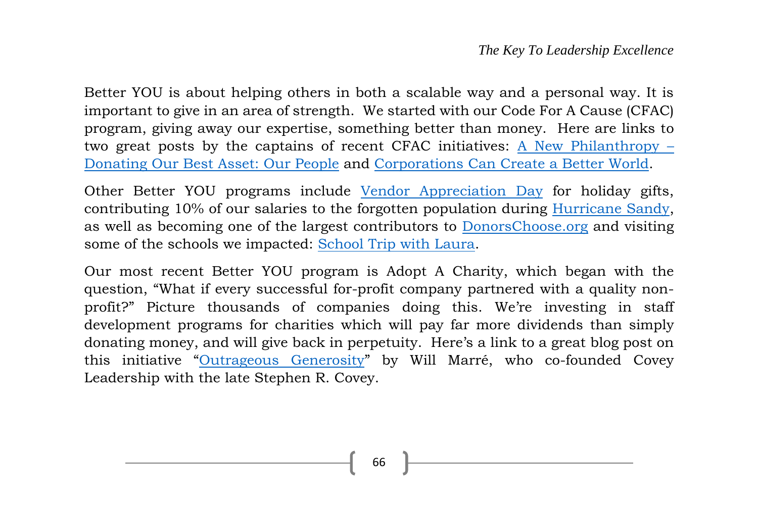Better YOU is about helping others in both a scalable way and a personal way. It is important to give in an area of strength. We started with our Code For A Cause (CFAC) program, giving away our expertise, something better than money. Here are links to two great posts by the captains of recent CFAC initiatives: A New Philanthropy – Donating Our Best Asset: Our People and Corporations Can Create a Better World.

Other Better YOU programs include Vendor Appreciation Day for holiday gifts, contributing 10% of our salaries to the forgotten population during Hurricane Sandy, as well as becoming one of the largest contributors to DonorsChoose.org and visiting some of the schools we impacted: School Trip with Laura.

Our most recent Better YOU program is Adopt A Charity, which began with the question, "What if every successful for-profit company partnered with a quality non-profit?" Picture thousands of companies doing this. We're investing in staff development programs for charities which will pay far more dividends than simply donating money, and will give back in perpetuity. Here's a link to a great blog post on this initiative "Outrageous Generosity" by Will Marré, who co-founded Covey Leadership with the late Stephen R. Covey.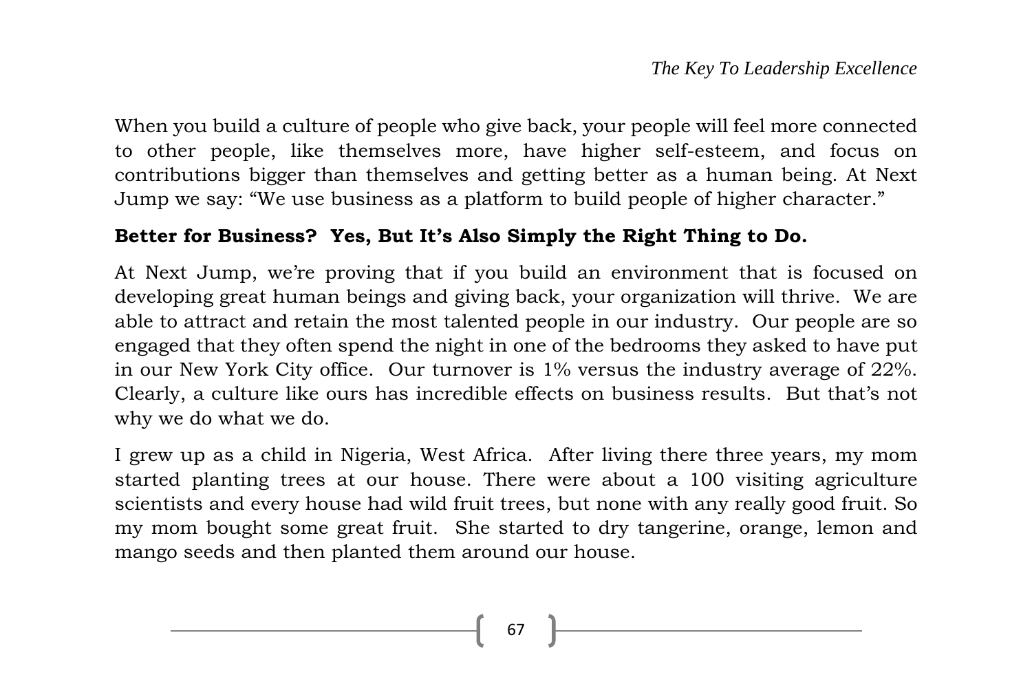When you build a culture of people who give back, your people will feel more connected to other people, like themselves more, have higher self-esteem, and focus on contributions bigger than themselves and getting better as a human being. At Next Jump we say: "We use business as a platform to build people of higher character."

**Better for Business? Yes, But It's Also Simply the Right Thing to Do.**

At Next Jump, we're proving that if you build an environment that is focused on developing great human beings and giving back, your organization will thrive. We are able to attract and retain the most talented people in our industry. Our people are so engaged that they often spend the night in one of the bedrooms they asked to have put in our New York City office. Our turnover is 1% versus the industry average of 22%. Clearly, a culture like ours has incredible effects on business results. But that's not why we do what we do.

I grew up as a child in Nigeria, West Africa. After living there three years, my mom started planting trees at our house. There were about a 100 visiting agriculture scientists and every house had wild fruit trees, but none with any really good fruit. So my mom bought some great fruit. She started to dry tangerine, orange, lemon and mango seeds and then planted them around our house.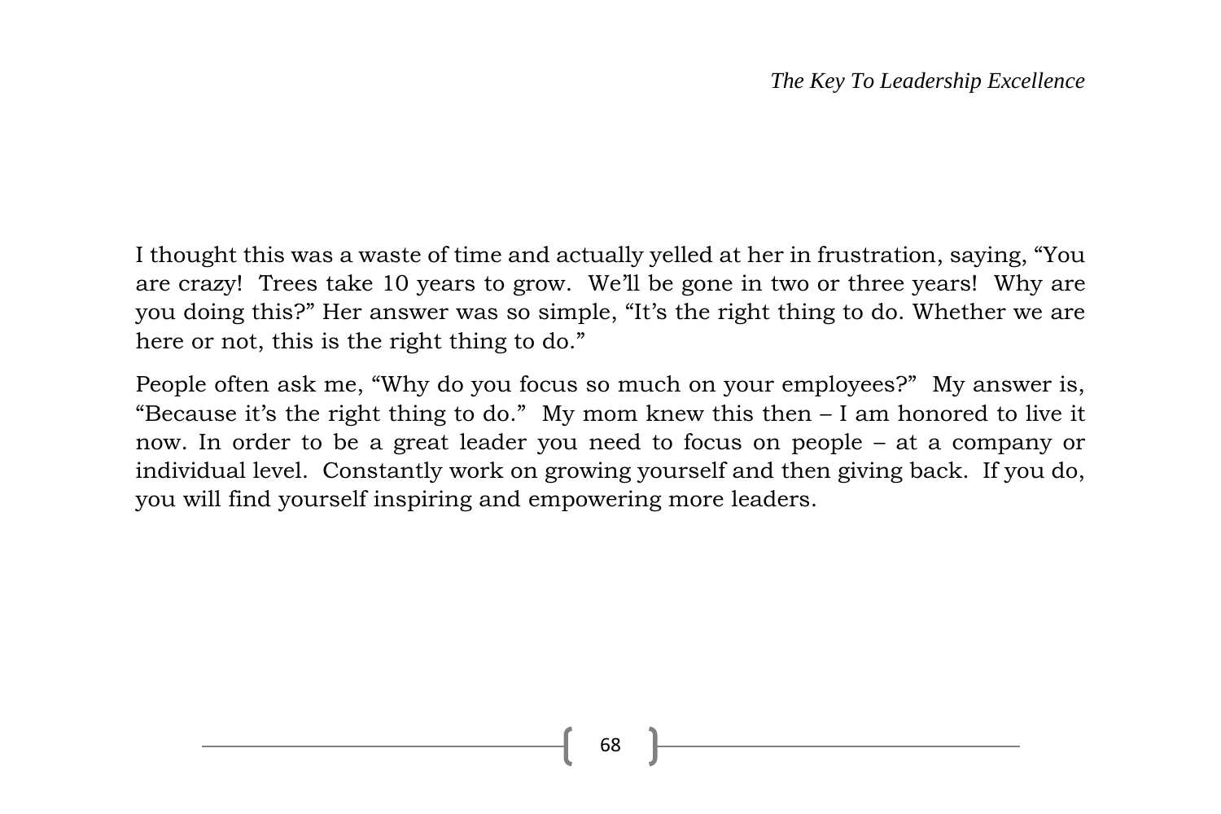I thought this was a waste of time and actually yelled at her in frustration, saying, "You are crazy! Trees take 10 years to grow. We'll be gone in two or three years! Why are you doing this?" Her answer was so simple, "It's the right thing to do. Whether we are here or not, this is the right thing to do."

People often ask me, "Why do you focus so much on your employees?" My answer is, "Because it's the right thing to do." My mom knew this then – I am honored to live it now. In order to be a great leader you need to focus on people – at a company or individual level. Constantly work on growing yourself and then giving back. If you do, you will find yourself inspiring and empowering more leaders.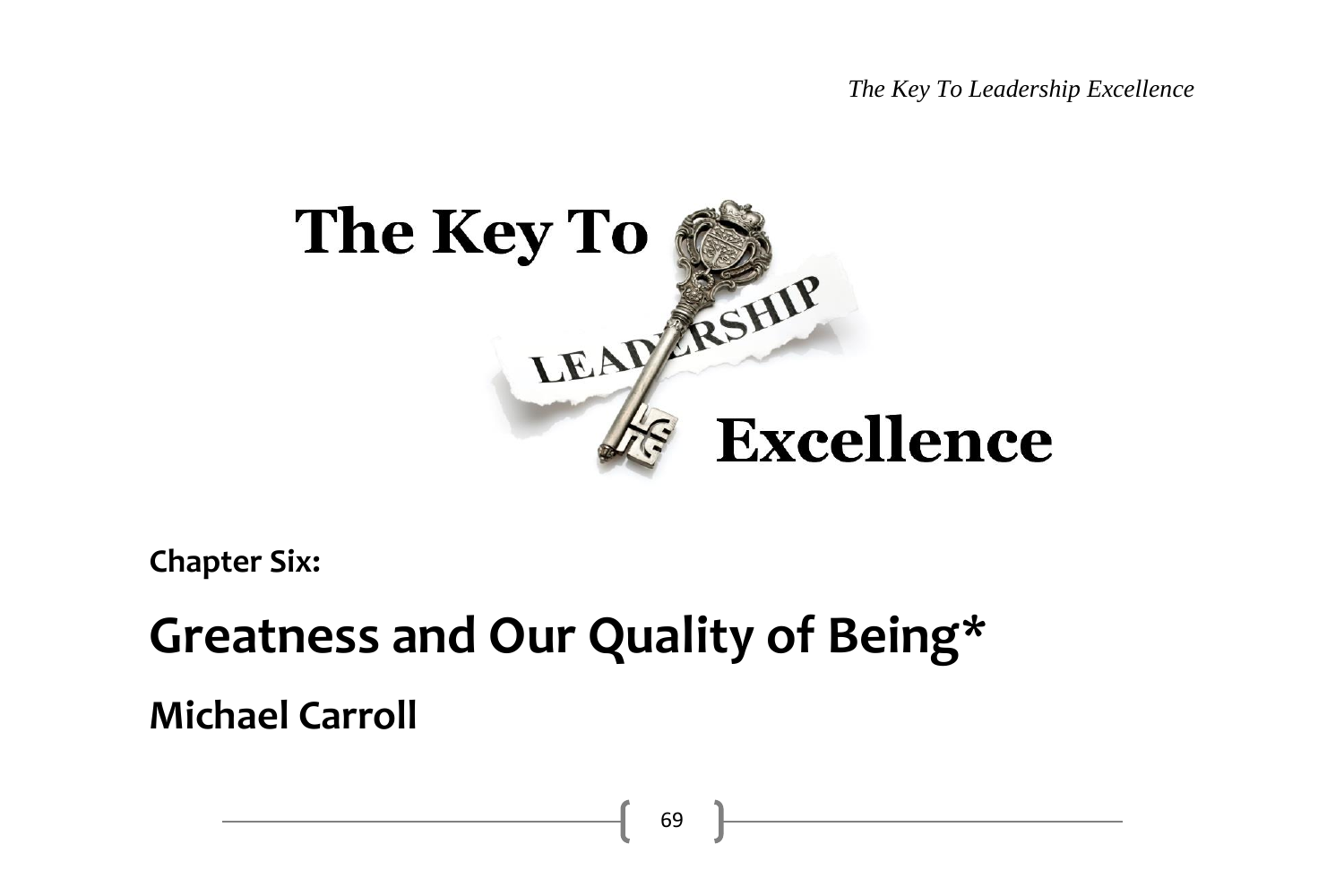Chapter Six:

# Greatness and Our Quality of Being*

## Michael Carroll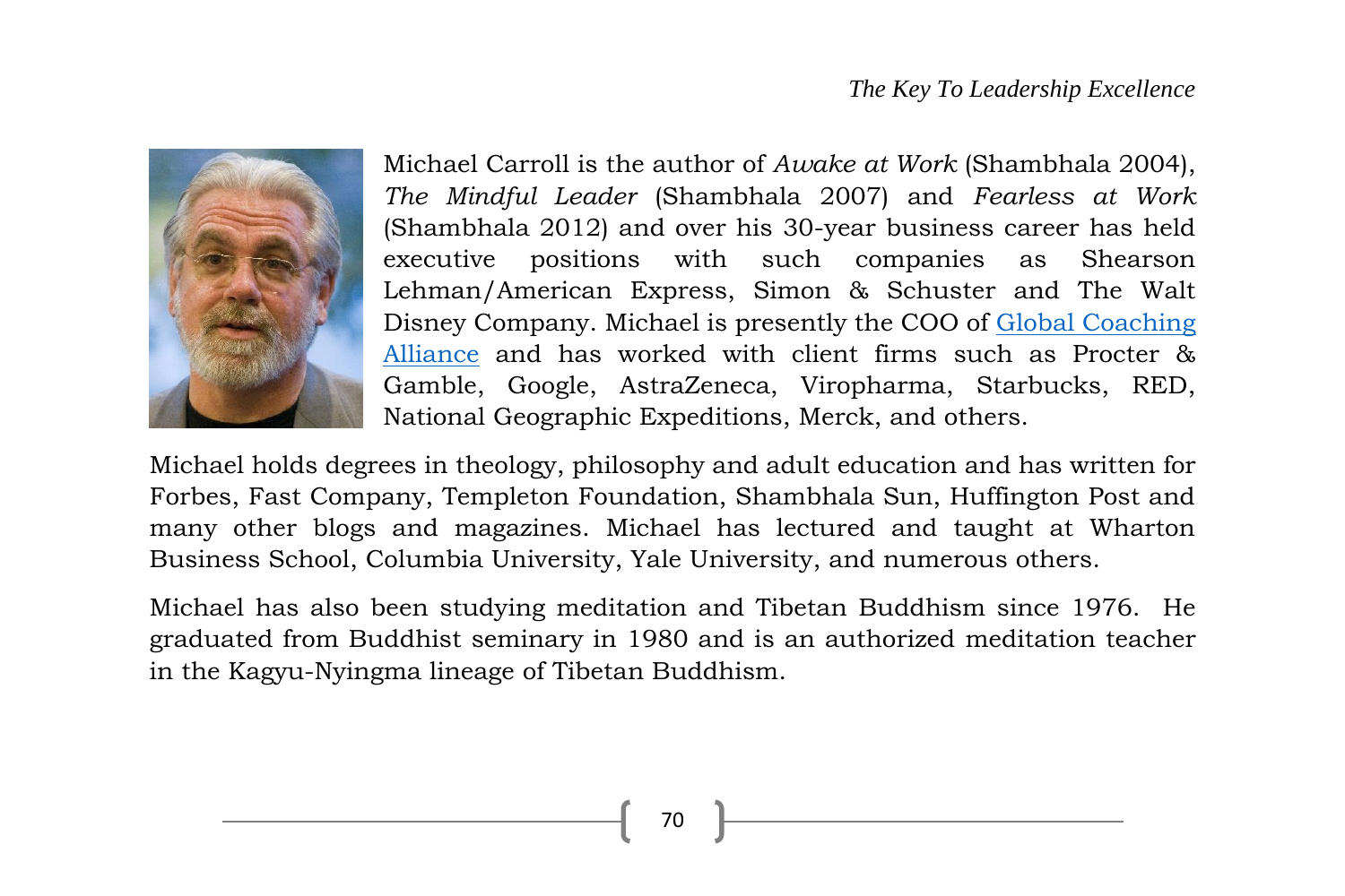Michael Carroll is the author of *Awake at Work* (Shambhala 2004), *The Mindful Leader* (Shambhala 2007) and *Fearless at Work* (Shambhala 2012) and over his 30-year business career has held executive positions with such companies as Shearson Lehman/American Express, Simon & Schuster and The Walt Disney Company. Michael is presently the COO of Global Coaching Alliance and has worked with client firms such as Procter & Gamble, Google, AstraZeneca, Viropharma, Starbucks, RED, National Geographic Expeditions, Merck, and others.

Michael holds degrees in theology, philosophy and adult education and has written for Forbes, Fast Company, Templeton Foundation, Shambhala Sun, Huffington Post and many other blogs and magazines. Michael has lectured and taught at Wharton Business School, Columbia University, Yale University, and numerous others.

Michael has also been studying meditation and Tibetan Buddhism since 1976. He graduated from Buddhist seminary in 1980 and is an authorized meditation teacher in the Kagyu-Nyingma lineage of Tibetan Buddhism.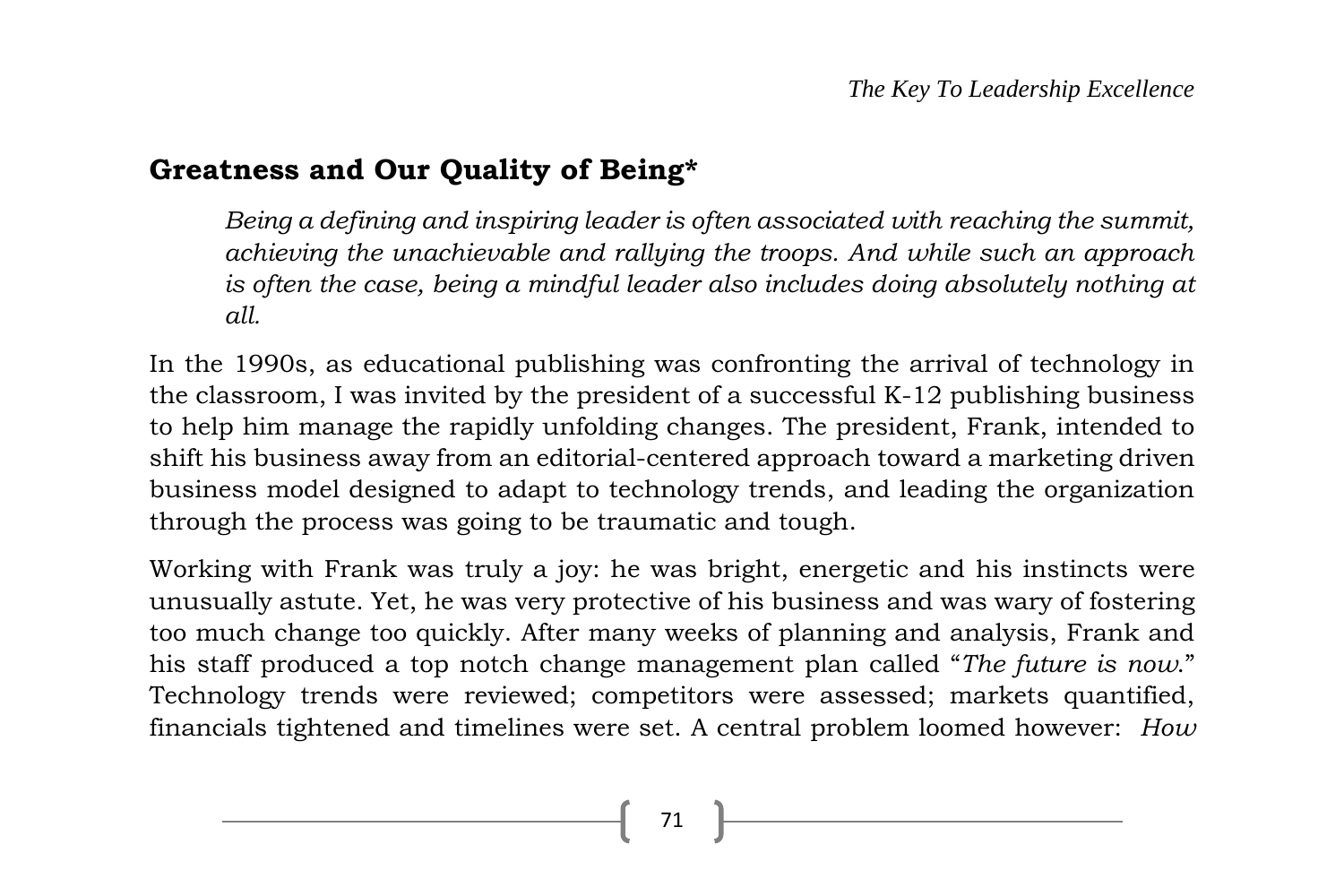## Greatness and Our Quality of Being*

> *Being a defining and inspiring leader is often associated with reaching the summit, achieving the unachievable and rallying the troops. And while such an approach is often the case, being a mindful leader also includes doing absolutely nothing at all.*

In the 1990s, as educational publishing was confronting the arrival of technology in the classroom, I was invited by the president of a successful K-12 publishing business to help him manage the rapidly unfolding changes. The president, Frank, intended to shift his business away from an editorial-centered approach toward a marketing driven business model designed to adapt to technology trends, and leading the organization through the process was going to be traumatic and tough.

Working with Frank was truly a joy: he was bright, energetic and his instincts were unusually astute. Yet, he was very protective of his business and was wary of fostering too much change too quickly. After many weeks of planning and analysis, Frank and his staff produced a top notch change management plan called "*The future is now*." Technology trends were reviewed; competitors were assessed; markets quantified, financials tightened and timelines were set. A central problem loomed however: *How*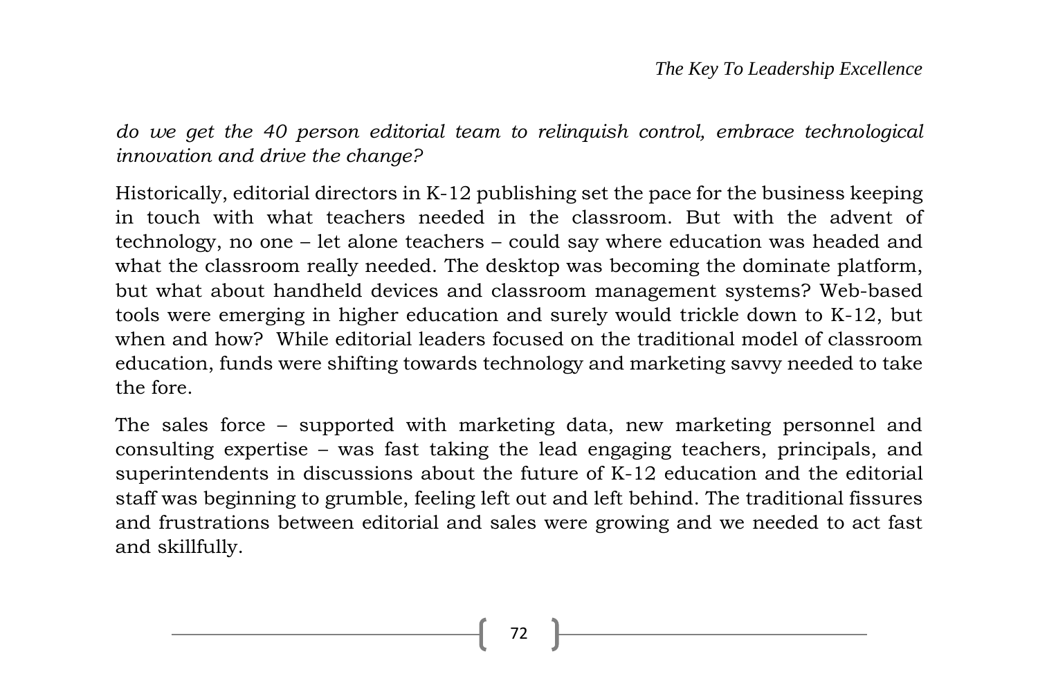*do we get the 40 person editorial team to relinquish control, embrace technological innovation and drive the change?*

Historically, editorial directors in K-12 publishing set the pace for the business keeping in touch with what teachers needed in the classroom. But with the advent of technology, no one – let alone teachers – could say where education was headed and what the classroom really needed. The desktop was becoming the dominate platform, but what about handheld devices and classroom management systems? Web-based tools were emerging in higher education and surely would trickle down to K-12, but when and how? While editorial leaders focused on the traditional model of classroom education, funds were shifting towards technology and marketing savvy needed to take the fore.

The sales force – supported with marketing data, new marketing personnel and consulting expertise – was fast taking the lead engaging teachers, principals, and superintendents in discussions about the future of K-12 education and the editorial staff was beginning to grumble, feeling left out and left behind. The traditional fissures and frustrations between editorial and sales were growing and we needed to act fast and skillfully.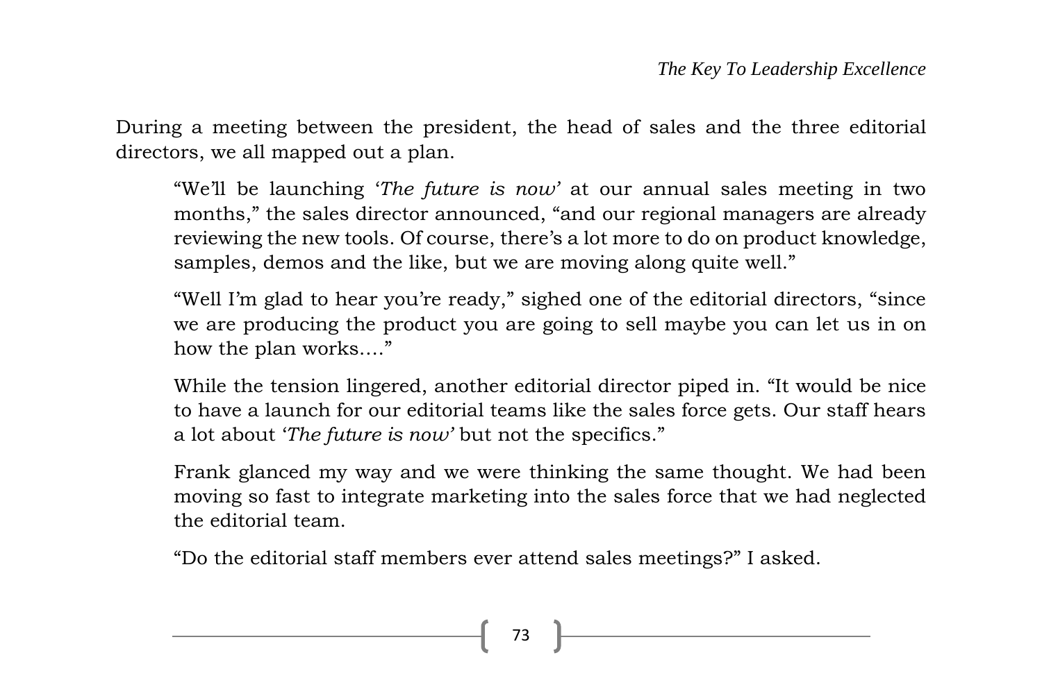During a meeting between the president, the head of sales and the three editorial directors, we all mapped out a plan.

> "We'll be launching '*The future is now*' at our annual sales meeting in two months," the sales director announced, "and our regional managers are already reviewing the new tools. Of course, there's a lot more to do on product knowledge, samples, demos and the like, but we are moving along quite well."
>
> "Well I'm glad to hear you're ready," sighed one of the editorial directors, "since we are producing the product you are going to sell maybe you can let us in on how the plan works...."
>
> While the tension lingered, another editorial director piped in. "It would be nice to have a launch for our editorial teams like the sales force gets. Our staff hears a lot about '*The future is now*' but not the specifics."
>
> Frank glanced my way and we were thinking the same thought. We had been moving so fast to integrate marketing into the sales force that we had neglected the editorial team.
>
> "Do the editorial staff members ever attend sales meetings?" I asked.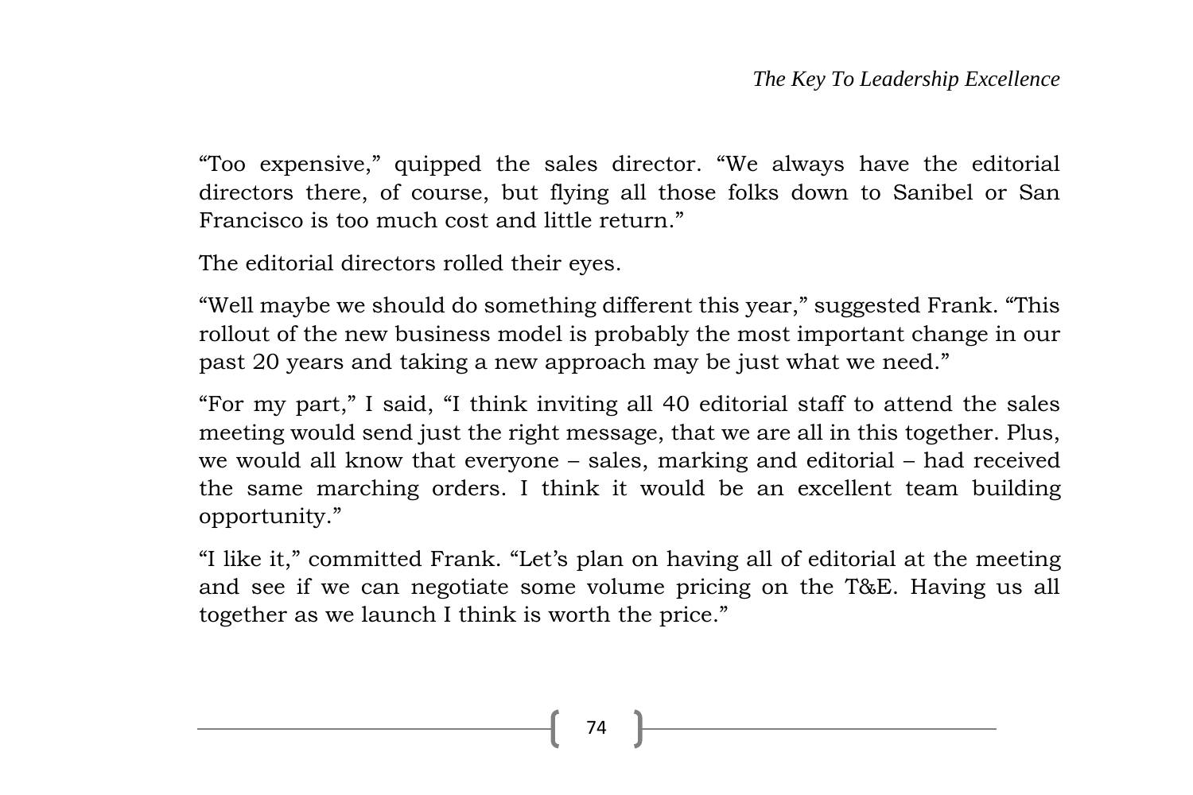“Too expensive,” quipped the sales director. “We always have the editorial directors there, of course, but flying all those folks down to Sanibel or San Francisco is too much cost and little return.”

The editorial directors rolled their eyes.

“Well maybe we should do something different this year,” suggested Frank. “This rollout of the new business model is probably the most important change in our past 20 years and taking a new approach may be just what we need.”

“For my part,” I said, “I think inviting all 40 editorial staff to attend the sales meeting would send just the right message, that we are all in this together. Plus, we would all know that everyone – sales, marking and editorial – had received the same marching orders. I think it would be an excellent team building opportunity.”

“I like it,” committed Frank. “Let’s plan on having all of editorial at the meeting and see if we can negotiate some volume pricing on the T&E. Having us all together as we launch I think is worth the price.”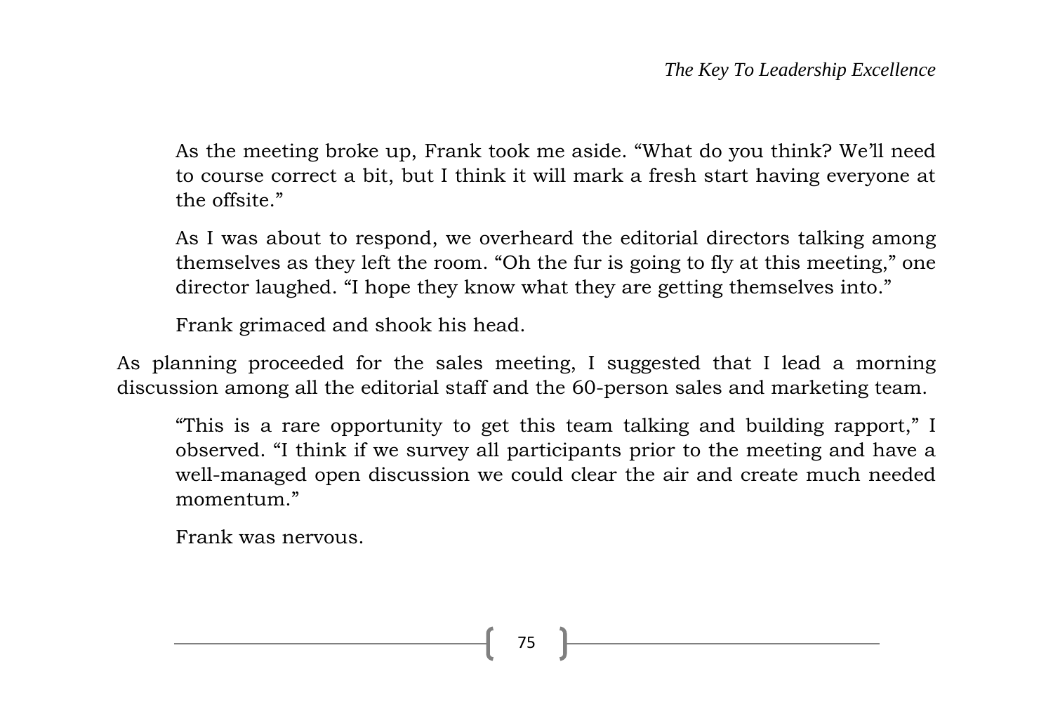As the meeting broke up, Frank took me aside. "What do you think? We'll need to course correct a bit, but I think it will mark a fresh start having everyone at the offsite."

As I was about to respond, we overheard the editorial directors talking among themselves as they left the room. "Oh the fur is going to fly at this meeting," one director laughed. "I hope they know what they are getting themselves into."

Frank grimaced and shook his head.

As planning proceeded for the sales meeting, I suggested that I lead a morning discussion among all the editorial staff and the 60-person sales and marketing team.

"This is a rare opportunity to get this team talking and building rapport," I observed. "I think if we survey all participants prior to the meeting and have a well-managed open discussion we could clear the air and create much needed momentum."

Frank was nervous.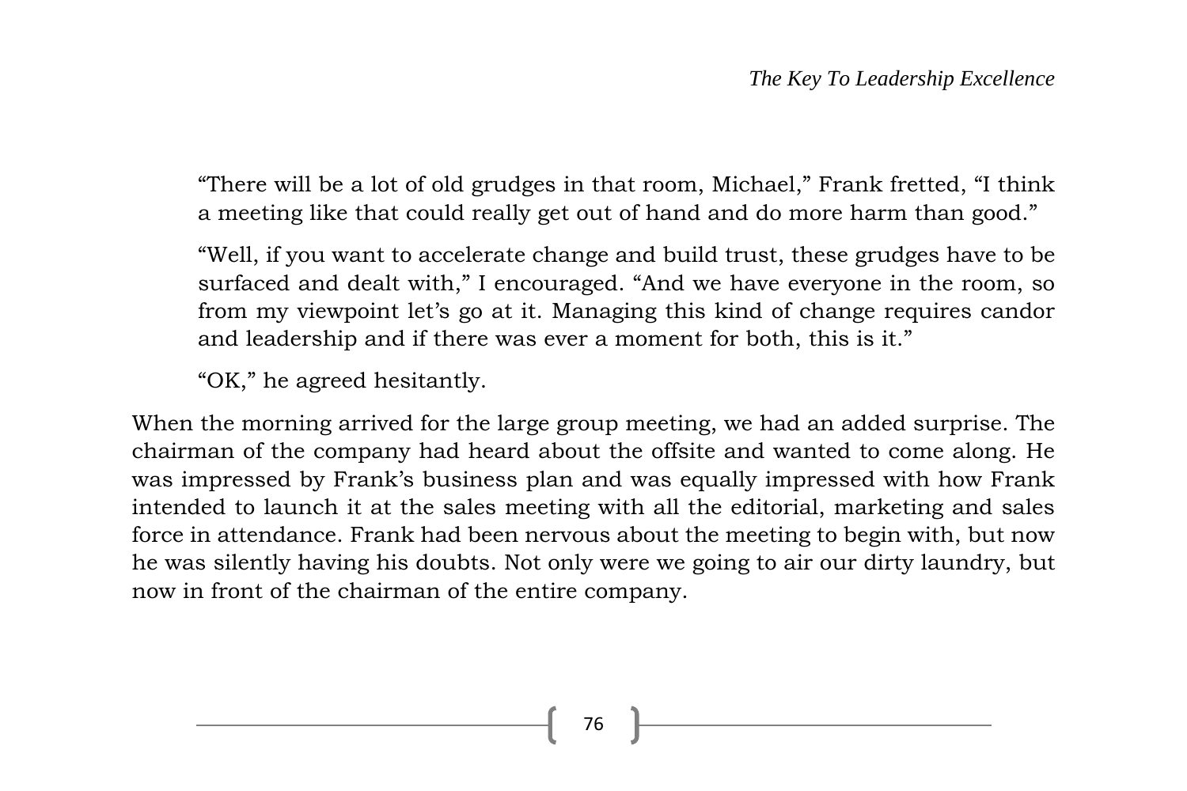"There will be a lot of old grudges in that room, Michael," Frank fretted, "I think a meeting like that could really get out of hand and do more harm than good."

"Well, if you want to accelerate change and build trust, these grudges have to be surfaced and dealt with," I encouraged. "And we have everyone in the room, so from my viewpoint let's go at it. Managing this kind of change requires candor and leadership and if there was ever a moment for both, this is it."

"OK," he agreed hesitantly.

When the morning arrived for the large group meeting, we had an added surprise. The chairman of the company had heard about the offsite and wanted to come along. He was impressed by Frank's business plan and was equally impressed with how Frank intended to launch it at the sales meeting with all the editorial, marketing and sales force in attendance. Frank had been nervous about the meeting to begin with, but now he was silently having his doubts. Not only were we going to air our dirty laundry, but now in front of the chairman of the entire company.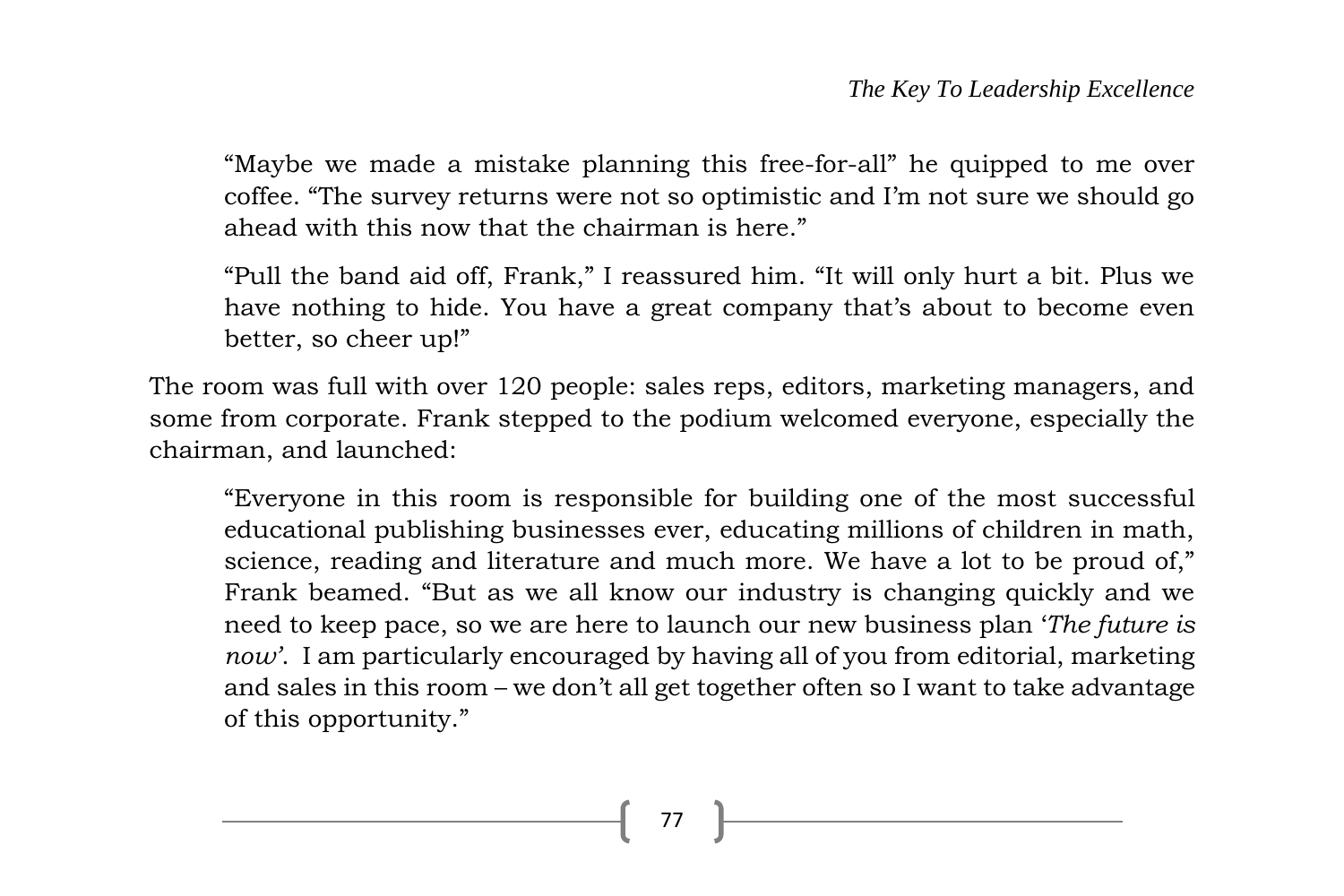> "Maybe we made a mistake planning this free-for-all" he quipped to me over coffee. "The survey returns were not so optimistic and I'm not sure we should go ahead with this now that the chairman is here."
>
> "Pull the band aid off, Frank," I reassured him. "It will only hurt a bit. Plus we have nothing to hide. You have a great company that's about to become even better, so cheer up!"

The room was full with over 120 people: sales reps, editors, marketing managers, and some from corporate. Frank stepped to the podium welcomed everyone, especially the chairman, and launched:

> "Everyone in this room is responsible for building one of the most successful educational publishing businesses ever, educating millions of children in math, science, reading and literature and much more. We have a lot to be proud of," Frank beamed. "But as we all know our industry is changing quickly and we need to keep pace, so we are here to launch our new business plan '*The future is now*'. I am particularly encouraged by having all of you from editorial, marketing and sales in this room – we don't all get together often so I want to take advantage of this opportunity."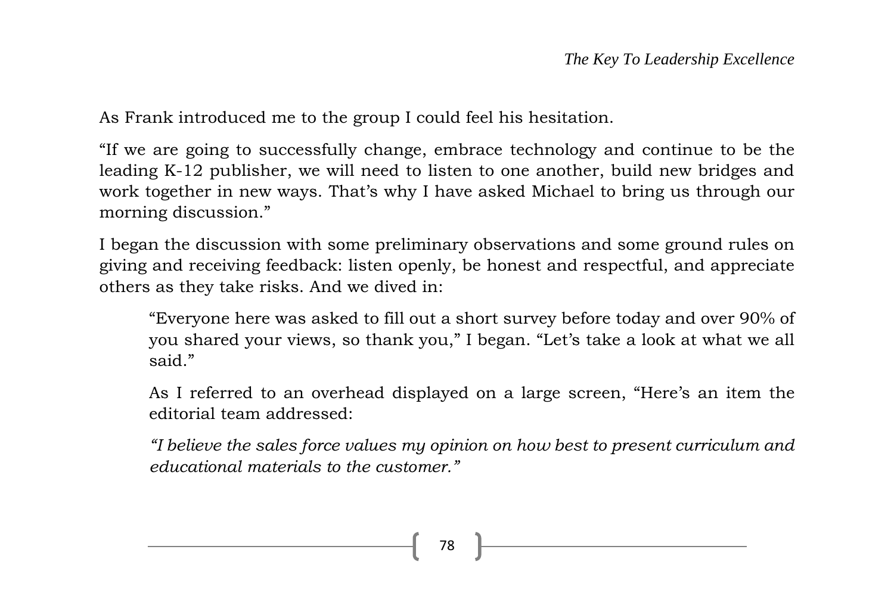As Frank introduced me to the group I could feel his hesitation.

"If we are going to successfully change, embrace technology and continue to be the leading K-12 publisher, we will need to listen to one another, build new bridges and work together in new ways. That's why I have asked Michael to bring us through our morning discussion."

I began the discussion with some preliminary observations and some ground rules on giving and receiving feedback: listen openly, be honest and respectful, and appreciate others as they take risks. And we dived in:

> "Everyone here was asked to fill out a short survey before today and over 90% of you shared your views, so thank you," I began. "Let's take a look at what we all said."
>
> As I referred to an overhead displayed on a large screen, "Here's an item the editorial team addressed:
>
> *"I believe the sales force values my opinion on how best to present curriculum and educational materials to the customer."*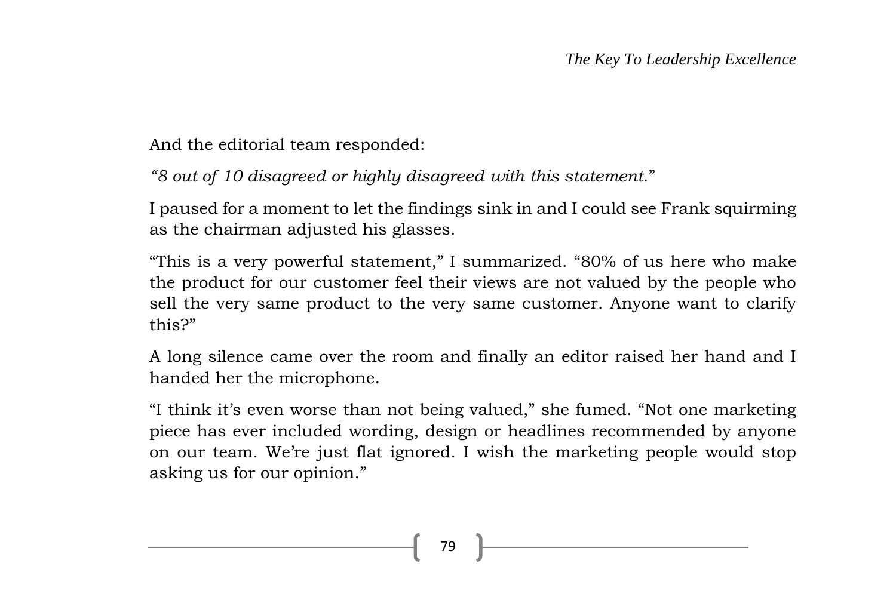And the editorial team responded:

*“8 out of 10 disagreed or highly disagreed with this statement.*”

I paused for a moment to let the findings sink in and I could see Frank squirming as the chairman adjusted his glasses.

“This is a very powerful statement,” I summarized. “80% of us here who make the product for our customer feel their views are not valued by the people who sell the very same product to the very same customer. Anyone want to clarify this?”

A long silence came over the room and finally an editor raised her hand and I handed her the microphone.

“I think it’s even worse than not being valued,” she fumed. “Not one marketing piece has ever included wording, design or headlines recommended by anyone on our team. We’re just flat ignored. I wish the marketing people would stop asking us for our opinion.”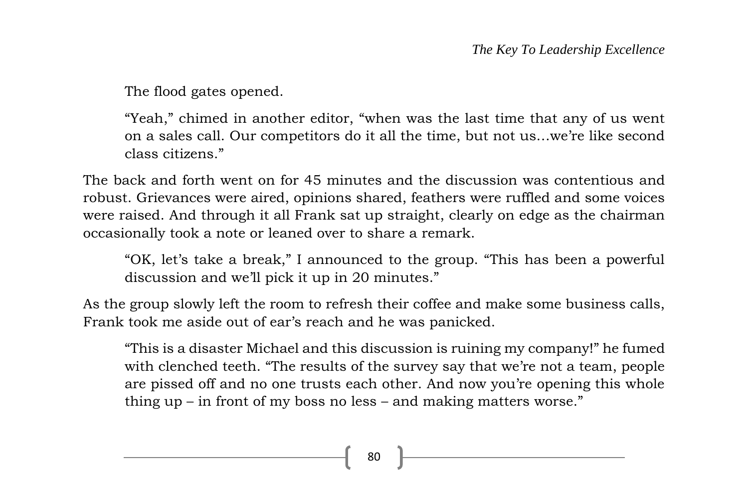The flood gates opened.

"Yeah," chimed in another editor, "when was the last time that any of us went on a sales call. Our competitors do it all the time, but not us…we're like second class citizens."

The back and forth went on for 45 minutes and the discussion was contentious and robust. Grievances were aired, opinions shared, feathers were ruffled and some voices were raised. And through it all Frank sat up straight, clearly on edge as the chairman occasionally took a note or leaned over to share a remark.

"OK, let's take a break," I announced to the group. "This has been a powerful discussion and we'll pick it up in 20 minutes."

As the group slowly left the room to refresh their coffee and make some business calls, Frank took me aside out of ear's reach and he was panicked.

"This is a disaster Michael and this discussion is ruining my company!" he fumed with clenched teeth. "The results of the survey say that we're not a team, people are pissed off and no one trusts each other. And now you're opening this whole thing up – in front of my boss no less – and making matters worse."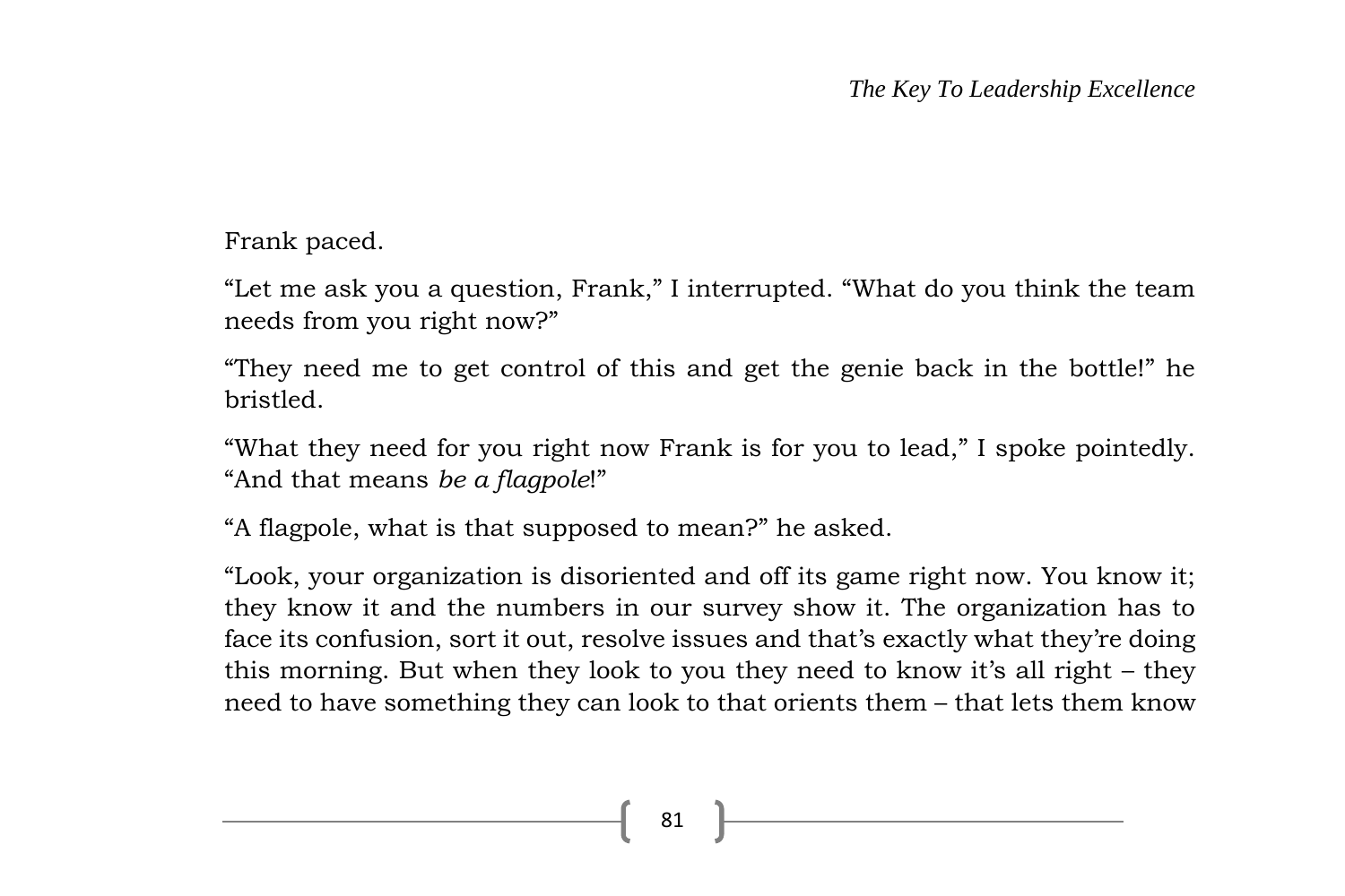Frank paced.

“Let me ask you a question, Frank,” I interrupted. “What do you think the team needs from you right now?”

“They need me to get control of this and get the genie back in the bottle!” he bristled.

“What they need for you right now Frank is for you to lead,” I spoke pointedly. “And that means *be a flagpole*!”

“A flagpole, what is that supposed to mean?” he asked.

“Look, your organization is disoriented and off its game right now. You know it; they know it and the numbers in our survey show it. The organization has to face its confusion, sort it out, resolve issues and that’s exactly what they’re doing this morning. But when they look to you they need to know it’s all right – they need to have something they can look to that orients them – that lets them know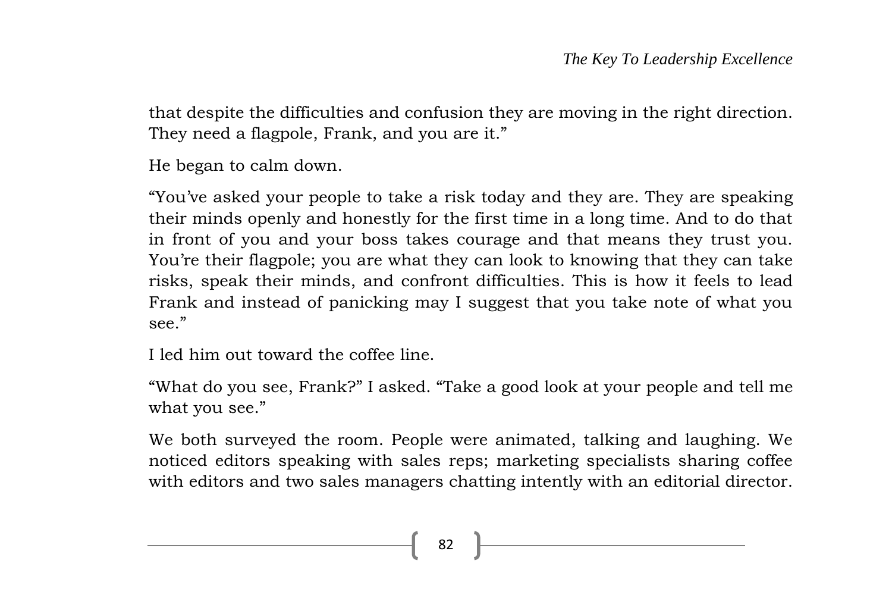that despite the difficulties and confusion they are moving in the right direction. They need a flagpole, Frank, and you are it."

He began to calm down.

"You've asked your people to take a risk today and they are. They are speaking their minds openly and honestly for the first time in a long time. And to do that in front of you and your boss takes courage and that means they trust you. You're their flagpole; you are what they can look to knowing that they can take risks, speak their minds, and confront difficulties. This is how it feels to lead Frank and instead of panicking may I suggest that you take note of what you see."

I led him out toward the coffee line.

"What do you see, Frank?" I asked. "Take a good look at your people and tell me what you see."

We both surveyed the room. People were animated, talking and laughing. We noticed editors speaking with sales reps; marketing specialists sharing coffee with editors and two sales managers chatting intently with an editorial director.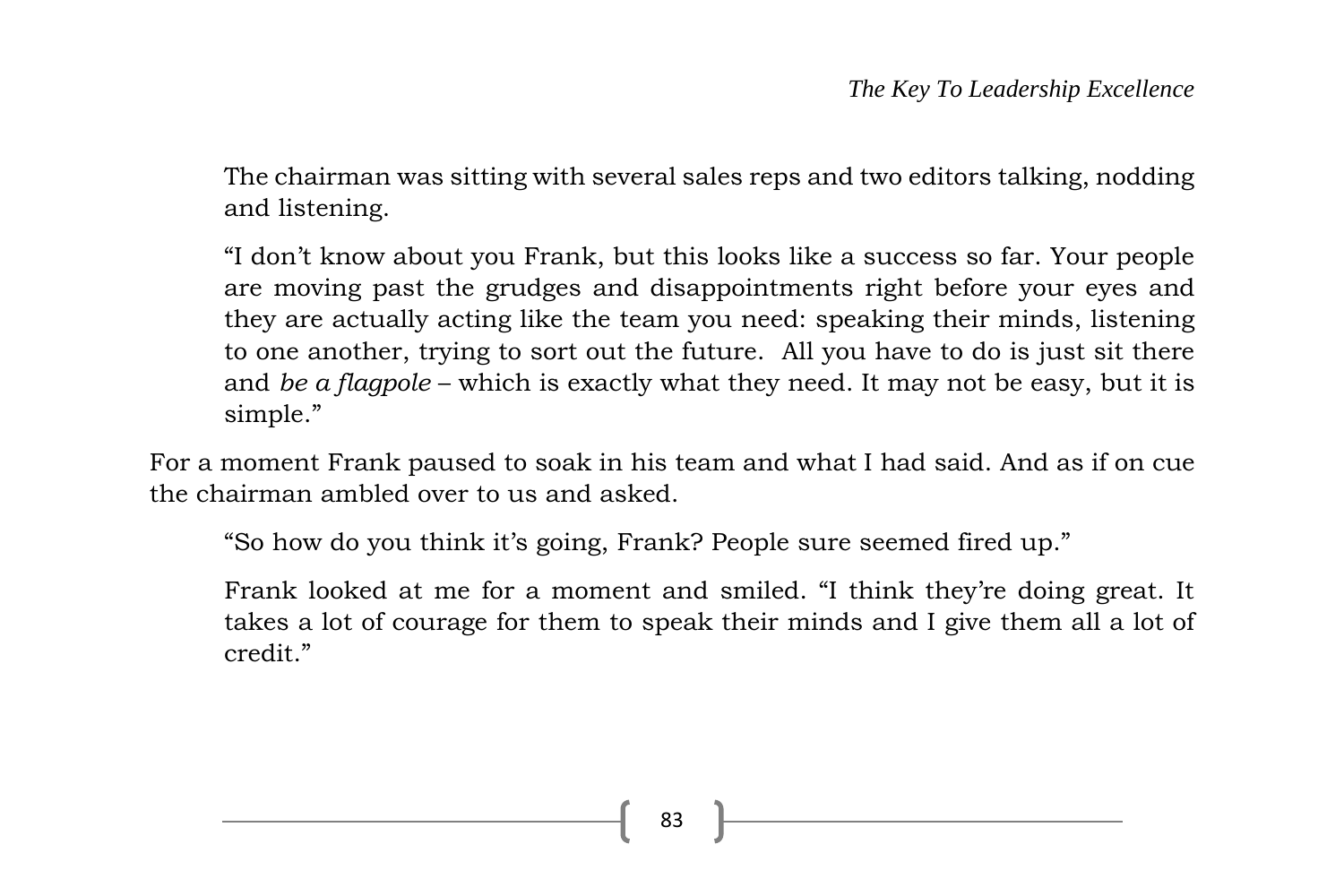The chairman was sitting with several sales reps and two editors talking, nodding and listening.

"I don't know about you Frank, but this looks like a success so far. Your people are moving past the grudges and disappointments right before your eyes and they are actually acting like the team you need: speaking their minds, listening to one another, trying to sort out the future. All you have to do is just sit there and *be a flagpole* – which is exactly what they need. It may not be easy, but it is simple."

For a moment Frank paused to soak in his team and what I had said. And as if on cue the chairman ambled over to us and asked.

"So how do you think it's going, Frank? People sure seemed fired up."

Frank looked at me for a moment and smiled. "I think they're doing great. It takes a lot of courage for them to speak their minds and I give them all a lot of credit."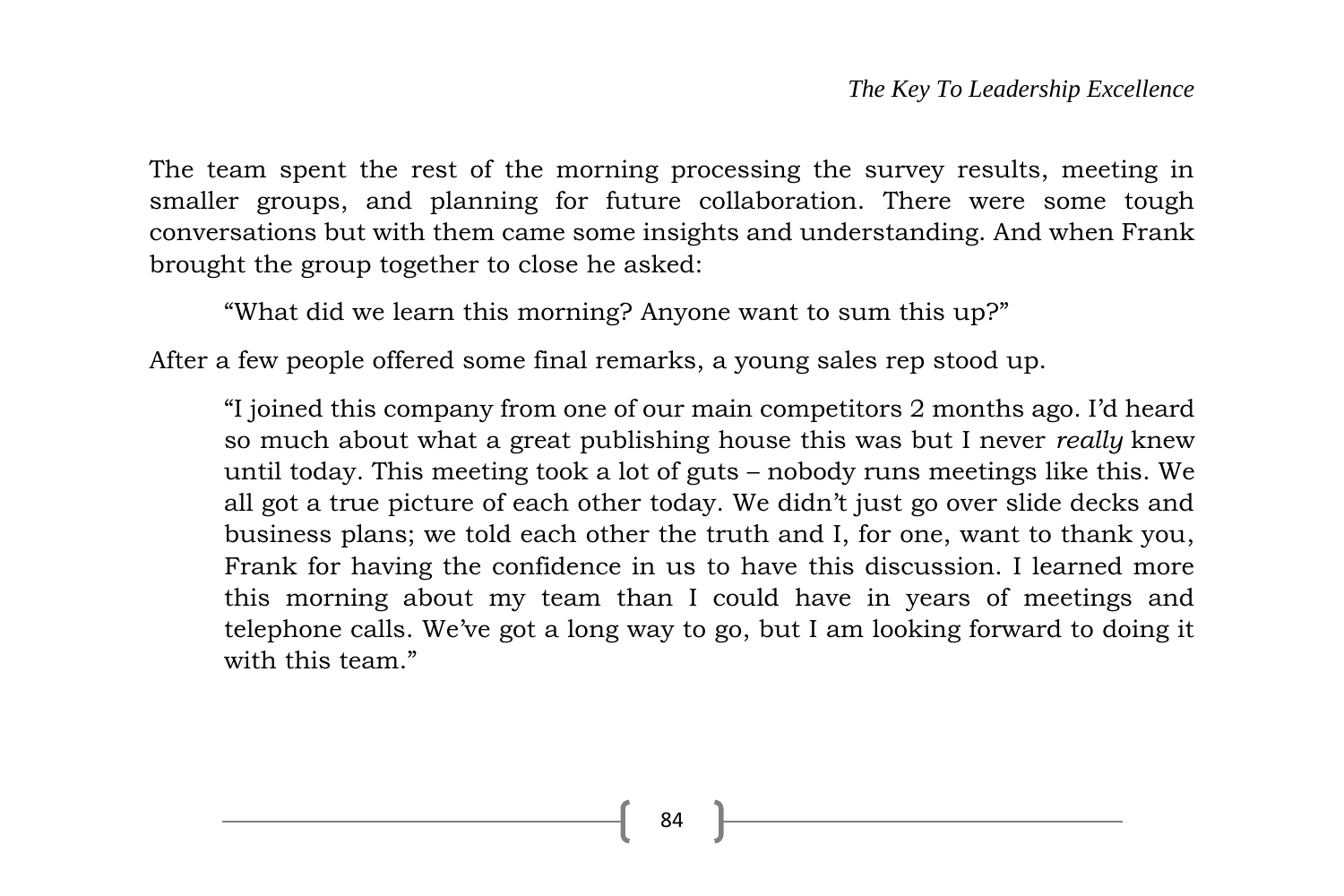The team spent the rest of the morning processing the survey results, meeting in smaller groups, and planning for future collaboration. There were some tough conversations but with them came some insights and understanding. And when Frank brought the group together to close he asked:

> "What did we learn this morning? Anyone want to sum this up?"

After a few people offered some final remarks, a young sales rep stood up.

> "I joined this company from one of our main competitors 2 months ago. I'd heard so much about what a great publishing house this was but I never *really* knew until today. This meeting took a lot of guts – nobody runs meetings like this. We all got a true picture of each other today. We didn't just go over slide decks and business plans; we told each other the truth and I, for one, want to thank you, Frank for having the confidence in us to have this discussion. I learned more this morning about my team than I could have in years of meetings and telephone calls. We've got a long way to go, but I am looking forward to doing it with this team."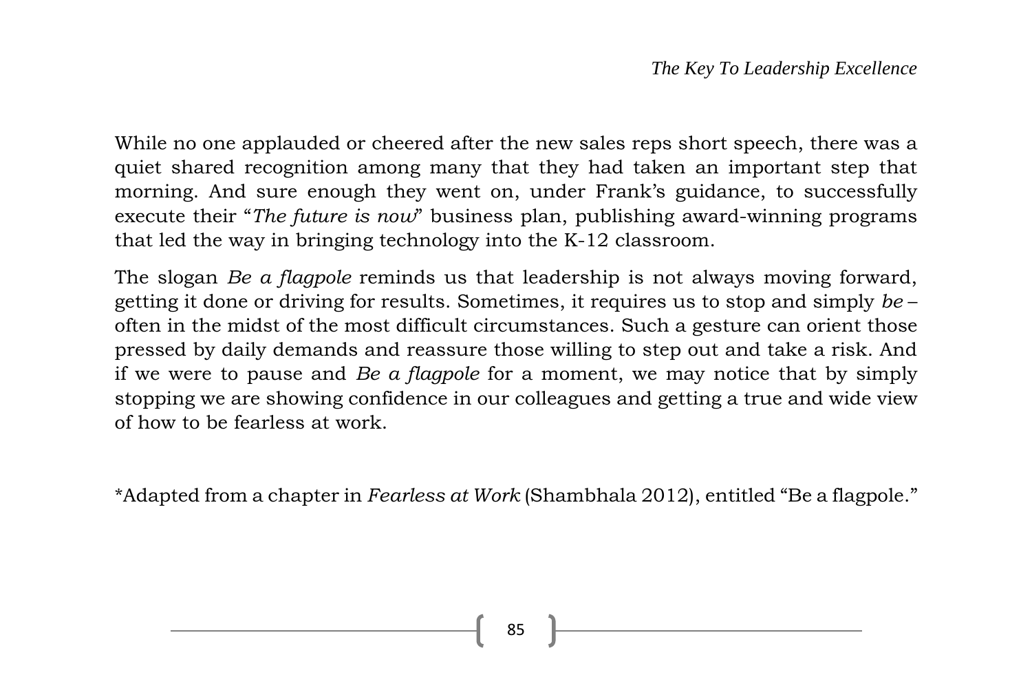While no one applauded or cheered after the new sales reps short speech, there was a quiet shared recognition among many that they had taken an important step that morning. And sure enough they went on, under Frank's guidance, to successfully execute their "*The future is now*" business plan, publishing award-winning programs that led the way in bringing technology into the K-12 classroom.

The slogan *Be a flagpole* reminds us that leadership is not always moving forward, getting it done or driving for results. Sometimes, it requires us to stop and simply *be* – often in the midst of the most difficult circumstances. Such a gesture can orient those pressed by daily demands and reassure those willing to step out and take a risk. And if we were to pause and *Be a flagpole* for a moment, we may notice that by simply stopping we are showing confidence in our colleagues and getting a true and wide view of how to be fearless at work.

*Adapted from a chapter in *Fearless at Work* (Shambhala 2012), entitled "Be a flagpole."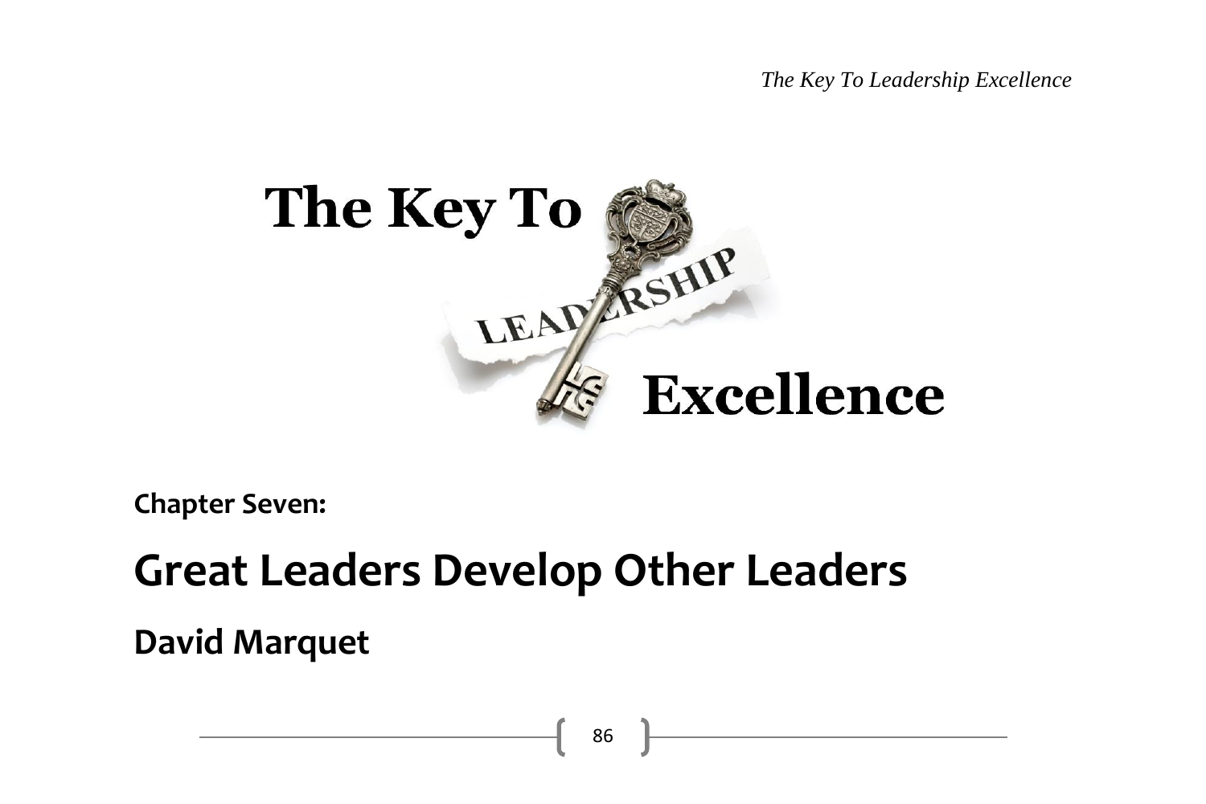**Chapter Seven:**

# Great Leaders Develop Other Leaders

## David Marquet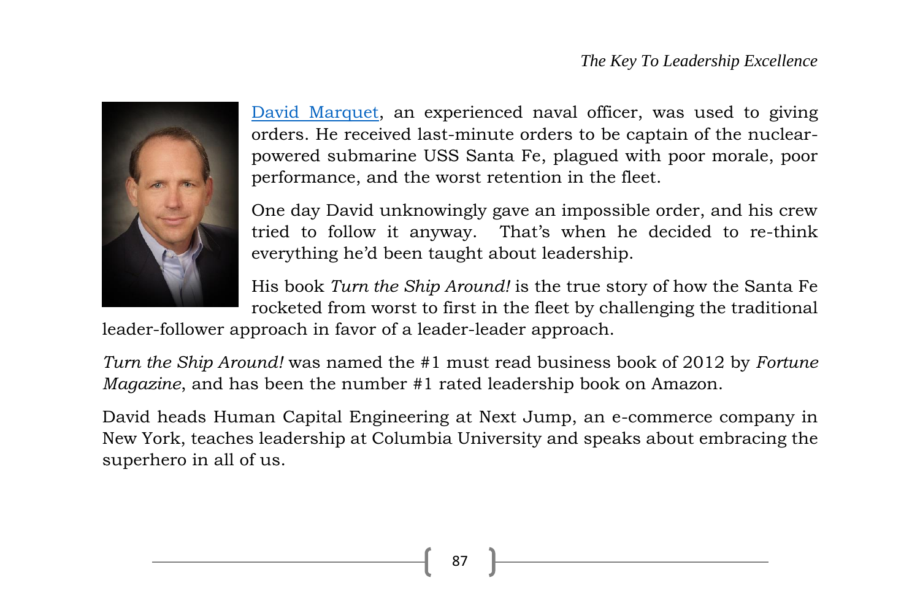David Marquet, an experienced naval officer, was used to giving orders. He received last-minute orders to be captain of the nuclear-powered submarine USS Santa Fe, plagued with poor morale, poor performance, and the worst retention in the fleet.

One day David unknowingly gave an impossible order, and his crew tried to follow it anyway. That's when he decided to re-think everything he'd been taught about leadership.

His book *Turn the Ship Around!* is the true story of how the Santa Fe rocketed from worst to first in the fleet by challenging the traditional leader-follower approach in favor of a leader-leader approach.

*Turn the Ship Around!* was named the #1 must read business book of 2012 by *Fortune Magazine*, and has been the number #1 rated leadership book on Amazon.

David heads Human Capital Engineering at Next Jump, an e-commerce company in New York, teaches leadership at Columbia University and speaks about embracing the superhero in all of us.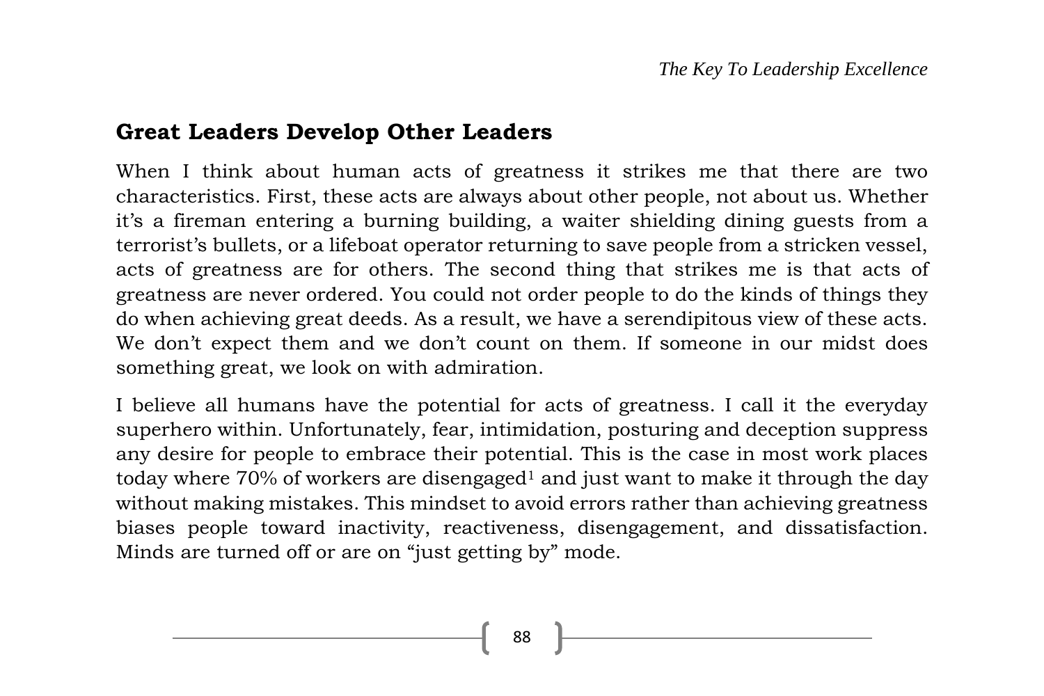## Great Leaders Develop Other Leaders

When I think about human acts of greatness it strikes me that there are two characteristics. First, these acts are always about other people, not about us. Whether it's a fireman entering a burning building, a waiter shielding dining guests from a terrorist's bullets, or a lifeboat operator returning to save people from a stricken vessel, acts of greatness are for others. The second thing that strikes me is that acts of greatness are never ordered. You could not order people to do the kinds of things they do when achieving great deeds. As a result, we have a serendipitous view of these acts. We don't expect them and we don't count on them. If someone in our midst does something great, we look on with admiration.

I believe all humans have the potential for acts of greatness. I call it the everyday superhero within. Unfortunately, fear, intimidation, posturing and deception suppress any desire for people to embrace their potential. This is the case in most work places today where 70% of workers are disengaged[1] and just want to make it through the day without making mistakes. This mindset to avoid errors rather than achieving greatness biases people toward inactivity, reactiveness, disengagement, and dissatisfaction. Minds are turned off or are on "just getting by" mode.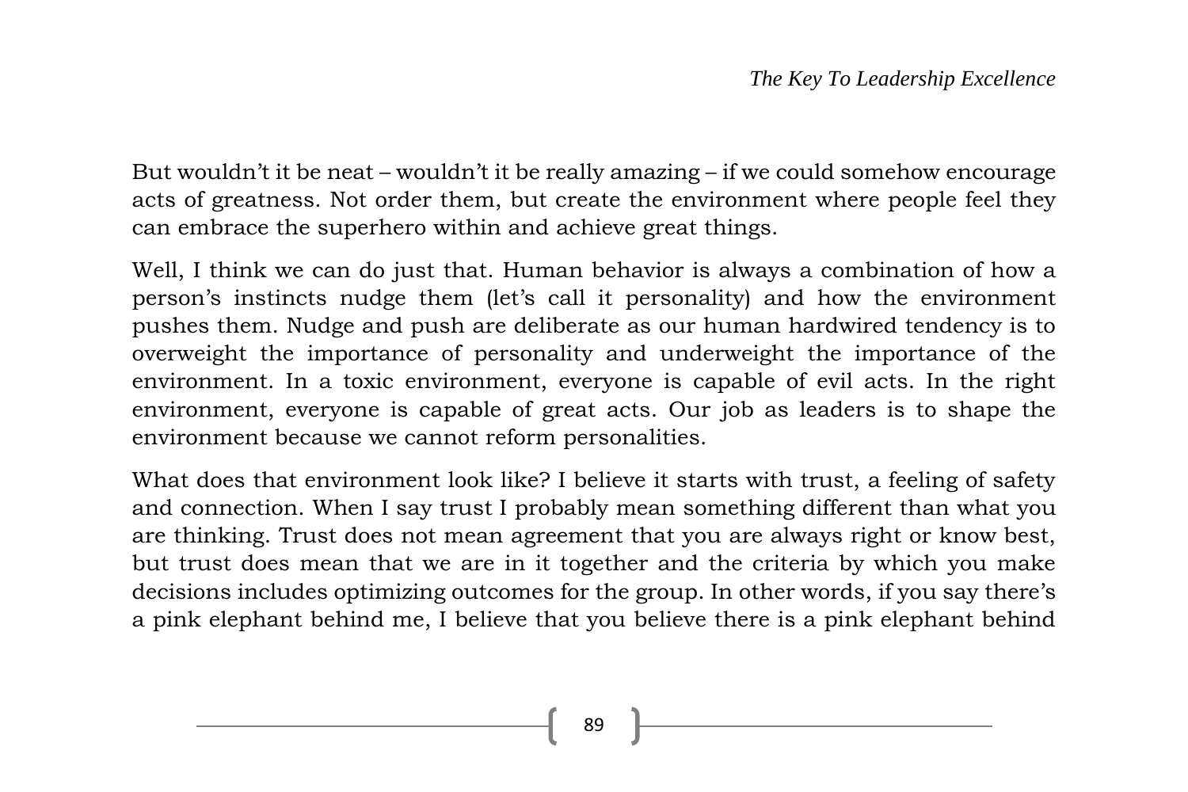But wouldn’t it be neat – wouldn’t it be really amazing – if we could somehow encourage acts of greatness. Not order them, but create the environment where people feel they can embrace the superhero within and achieve great things.

Well, I think we can do just that. Human behavior is always a combination of how a person’s instincts nudge them (let’s call it personality) and how the environment pushes them. Nudge and push are deliberate as our human hardwired tendency is to overweight the importance of personality and underweight the importance of the environment. In a toxic environment, everyone is capable of evil acts. In the right environment, everyone is capable of great acts. Our job as leaders is to shape the environment because we cannot reform personalities.

What does that environment look like? I believe it starts with trust, a feeling of safety and connection. When I say trust I probably mean something different than what you are thinking. Trust does not mean agreement that you are always right or know best, but trust does mean that we are in it together and the criteria by which you make decisions includes optimizing outcomes for the group. In other words, if you say there’s a pink elephant behind me, I believe that you believe there is a pink elephant behind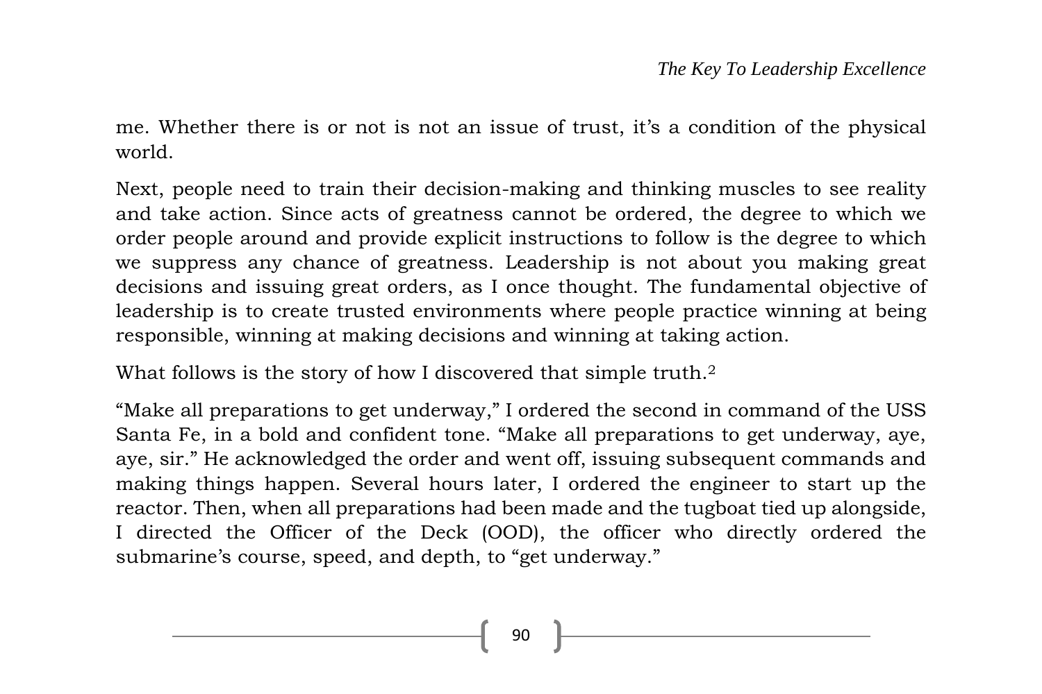me. Whether there is or not is not an issue of trust, it's a condition of the physical world.

Next, people need to train their decision-making and thinking muscles to see reality and take action. Since acts of greatness cannot be ordered, the degree to which we order people around and provide explicit instructions to follow is the degree to which we suppress any chance of greatness. Leadership is not about you making great decisions and issuing great orders, as I once thought. The fundamental objective of leadership is to create trusted environments where people practice winning at being responsible, winning at making decisions and winning at taking action.

What follows is the story of how I discovered that simple truth.[2]

"Make all preparations to get underway," I ordered the second in command of the USS Santa Fe, in a bold and confident tone. "Make all preparations to get underway, aye, aye, sir." He acknowledged the order and went off, issuing subsequent commands and making things happen. Several hours later, I ordered the engineer to start up the reactor. Then, when all preparations had been made and the tugboat tied up alongside, I directed the Officer of the Deck (OOD), the officer who directly ordered the submarine's course, speed, and depth, to "get underway."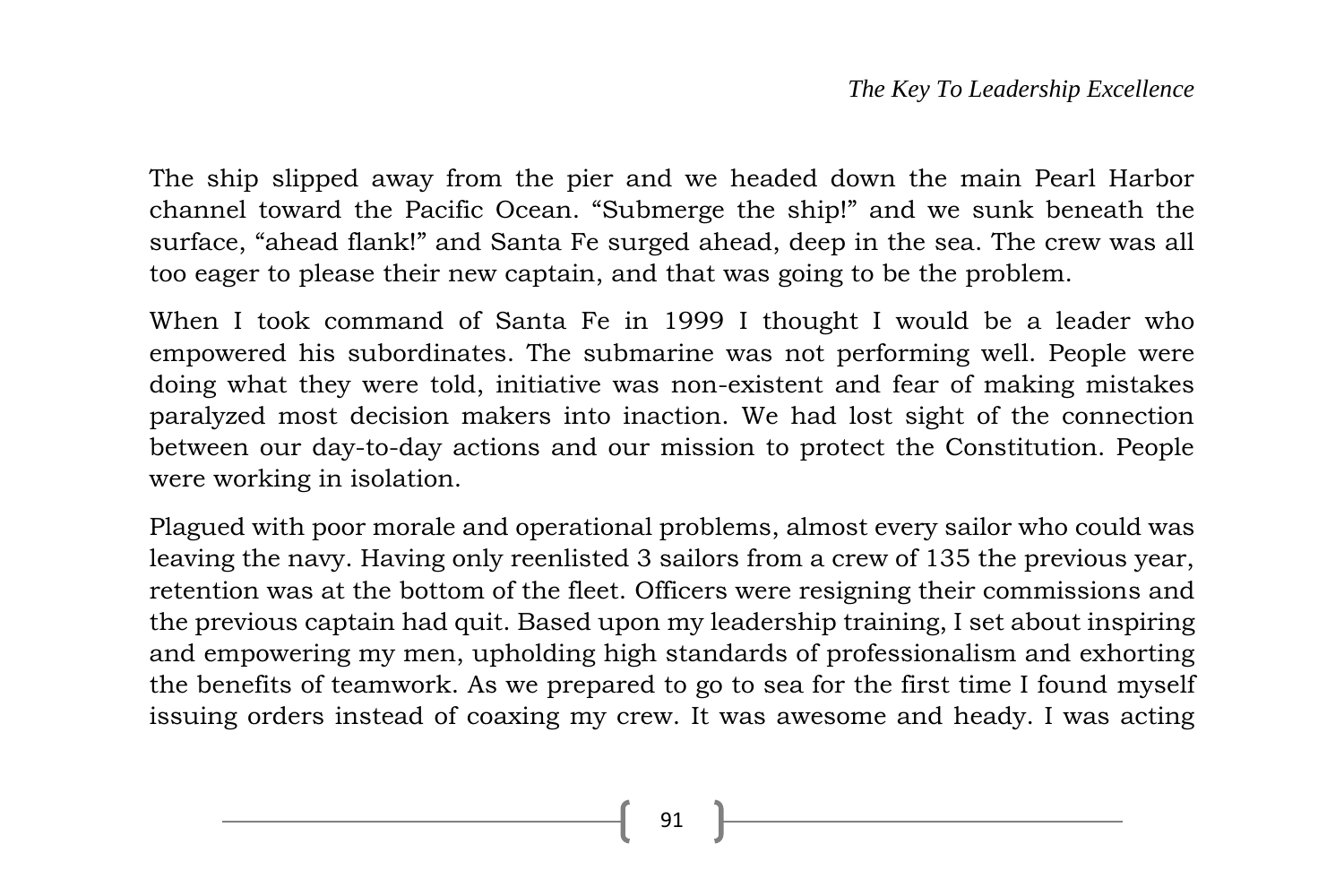The ship slipped away from the pier and we headed down the main Pearl Harbor channel toward the Pacific Ocean. “Submerge the ship!” and we sunk beneath the surface, “ahead flank!” and Santa Fe surged ahead, deep in the sea. The crew was all too eager to please their new captain, and that was going to be the problem.

When I took command of Santa Fe in 1999 I thought I would be a leader who empowered his subordinates. The submarine was not performing well. People were doing what they were told, initiative was non-existent and fear of making mistakes paralyzed most decision makers into inaction. We had lost sight of the connection between our day-to-day actions and our mission to protect the Constitution. People were working in isolation.

Plagued with poor morale and operational problems, almost every sailor who could was leaving the navy. Having only reenlisted 3 sailors from a crew of 135 the previous year, retention was at the bottom of the fleet. Officers were resigning their commissions and the previous captain had quit. Based upon my leadership training, I set about inspiring and empowering my men, upholding high standards of professionalism and exhorting the benefits of teamwork. As we prepared to go to sea for the first time I found myself issuing orders instead of coaxing my crew. It was awesome and heady. I was acting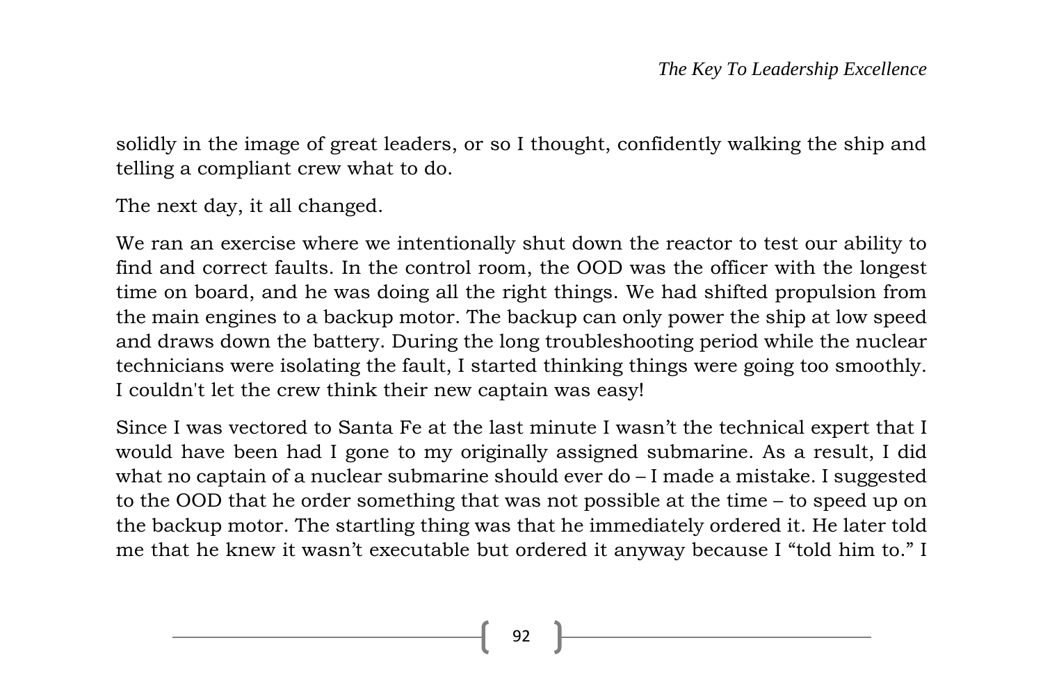solidly in the image of great leaders, or so I thought, confidently walking the ship and telling a compliant crew what to do.

The next day, it all changed.

We ran an exercise where we intentionally shut down the reactor to test our ability to find and correct faults. In the control room, the OOD was the officer with the longest time on board, and he was doing all the right things. We had shifted propulsion from the main engines to a backup motor. The backup can only power the ship at low speed and draws down the battery. During the long troubleshooting period while the nuclear technicians were isolating the fault, I started thinking things were going too smoothly. I couldn't let the crew think their new captain was easy!

Since I was vectored to Santa Fe at the last minute I wasn't the technical expert that I would have been had I gone to my originally assigned submarine. As a result, I did what no captain of a nuclear submarine should ever do – I made a mistake. I suggested to the OOD that he order something that was not possible at the time – to speed up on the backup motor. The startling thing was that he immediately ordered it. He later told me that he knew it wasn't executable but ordered it anyway because I "told him to." I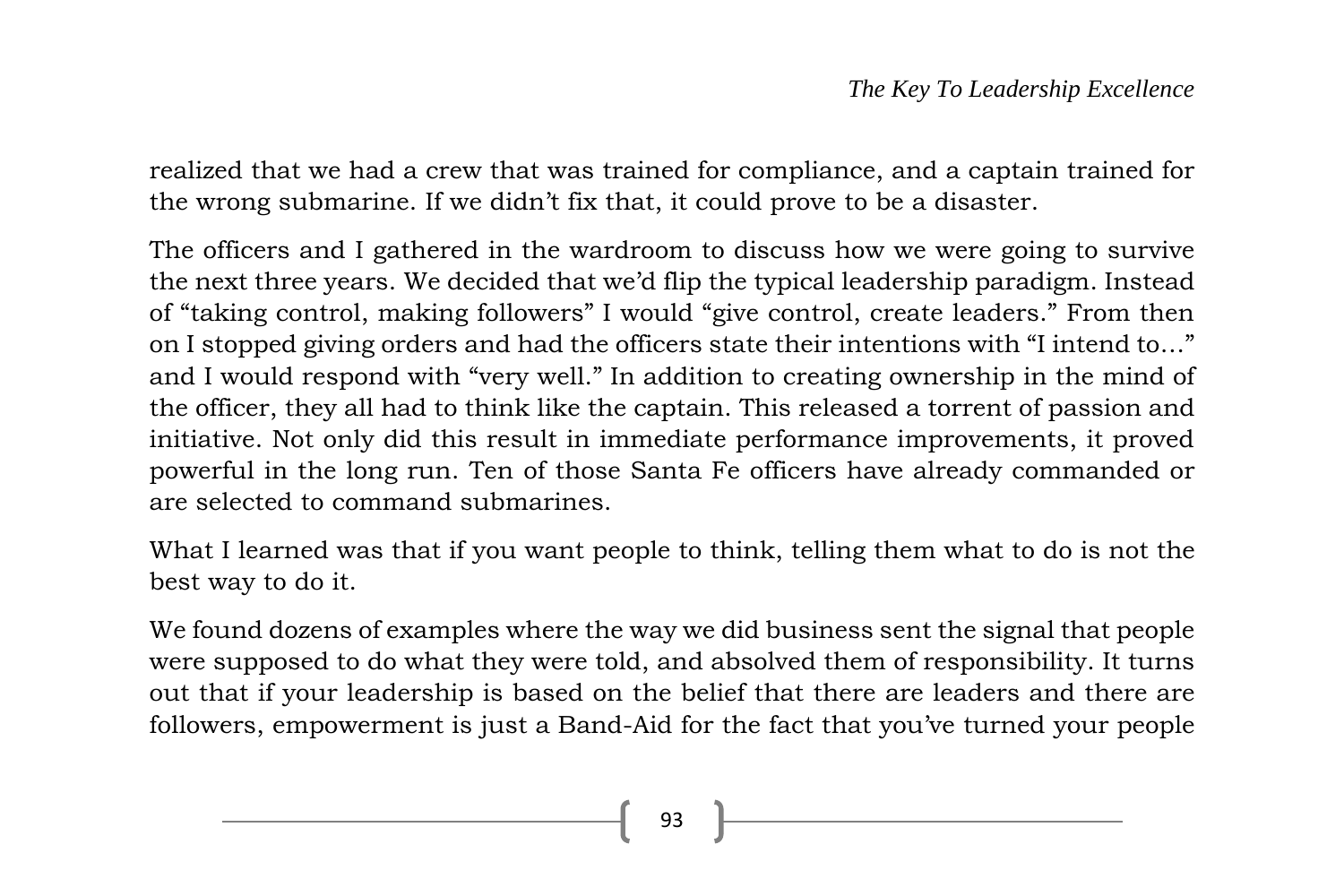realized that we had a crew that was trained for compliance, and a captain trained for the wrong submarine. If we didn't fix that, it could prove to be a disaster.

The officers and I gathered in the wardroom to discuss how we were going to survive the next three years. We decided that we'd flip the typical leadership paradigm. Instead of "taking control, making followers" I would "give control, create leaders." From then on I stopped giving orders and had the officers state their intentions with "I intend to…" and I would respond with "very well." In addition to creating ownership in the mind of the officer, they all had to think like the captain. This released a torrent of passion and initiative. Not only did this result in immediate performance improvements, it proved powerful in the long run. Ten of those Santa Fe officers have already commanded or are selected to command submarines.

What I learned was that if you want people to think, telling them what to do is not the best way to do it.

We found dozens of examples where the way we did business sent the signal that people were supposed to do what they were told, and absolved them of responsibility. It turns out that if your leadership is based on the belief that there are leaders and there are followers, empowerment is just a Band-Aid for the fact that you've turned your people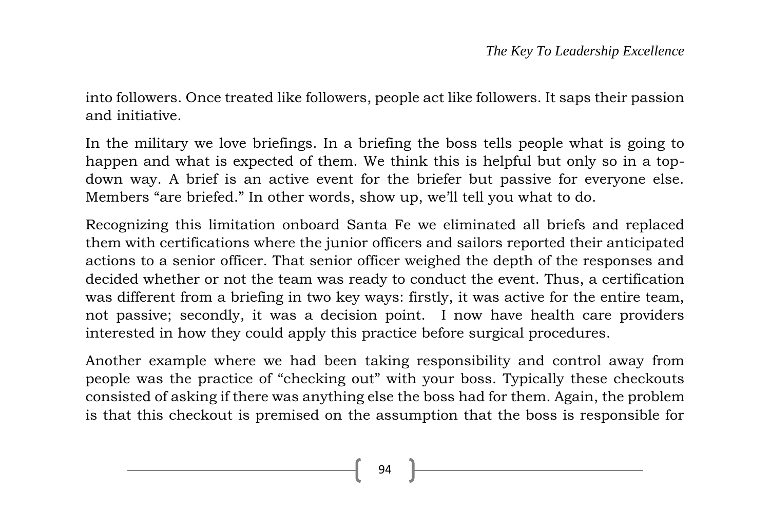into followers. Once treated like followers, people act like followers. It saps their passion and initiative.

In the military we love briefings. In a briefing the boss tells people what is going to happen and what is expected of them. We think this is helpful but only so in a top-down way. A brief is an active event for the briefer but passive for everyone else. Members "are briefed." In other words, show up, we'll tell you what to do.

Recognizing this limitation onboard Santa Fe we eliminated all briefs and replaced them with certifications where the junior officers and sailors reported their anticipated actions to a senior officer. That senior officer weighed the depth of the responses and decided whether or not the team was ready to conduct the event. Thus, a certification was different from a briefing in two key ways: firstly, it was active for the entire team, not passive; secondly, it was a decision point. I now have health care providers interested in how they could apply this practice before surgical procedures.

Another example where we had been taking responsibility and control away from people was the practice of "checking out" with your boss. Typically these checkouts consisted of asking if there was anything else the boss had for them. Again, the problem is that this checkout is premised on the assumption that the boss is responsible for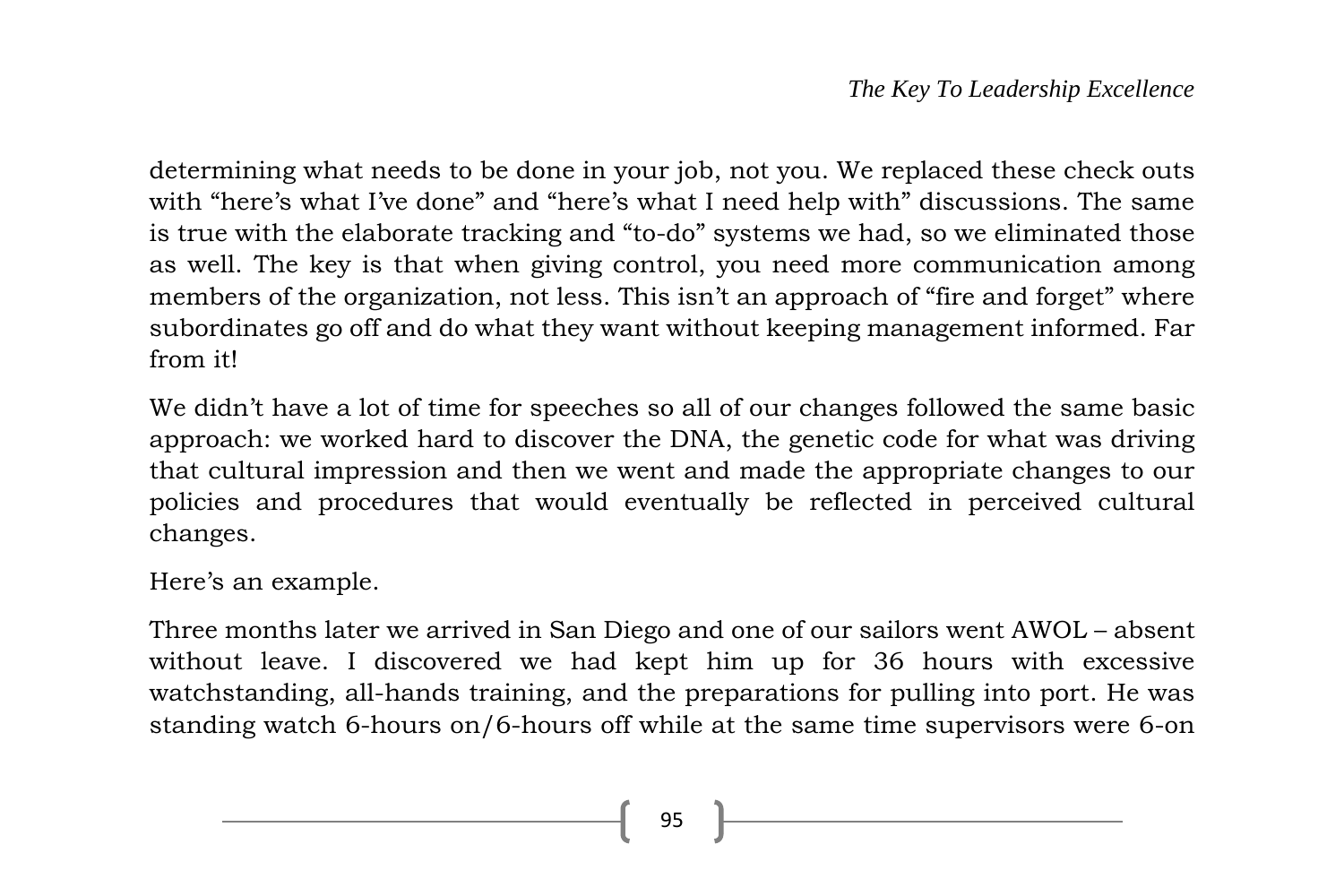determining what needs to be done in your job, not you. We replaced these check outs with "here's what I've done" and "here's what I need help with" discussions. The same is true with the elaborate tracking and "to-do" systems we had, so we eliminated those as well. The key is that when giving control, you need more communication among members of the organization, not less. This isn't an approach of "fire and forget" where subordinates go off and do what they want without keeping management informed. Far from it!

We didn't have a lot of time for speeches so all of our changes followed the same basic approach: we worked hard to discover the DNA, the genetic code for what was driving that cultural impression and then we went and made the appropriate changes to our policies and procedures that would eventually be reflected in perceived cultural changes.

Here's an example.

Three months later we arrived in San Diego and one of our sailors went AWOL – absent without leave. I discovered we had kept him up for 36 hours with excessive watchstanding, all-hands training, and the preparations for pulling into port. He was standing watch 6-hours on/6-hours off while at the same time supervisors were 6-on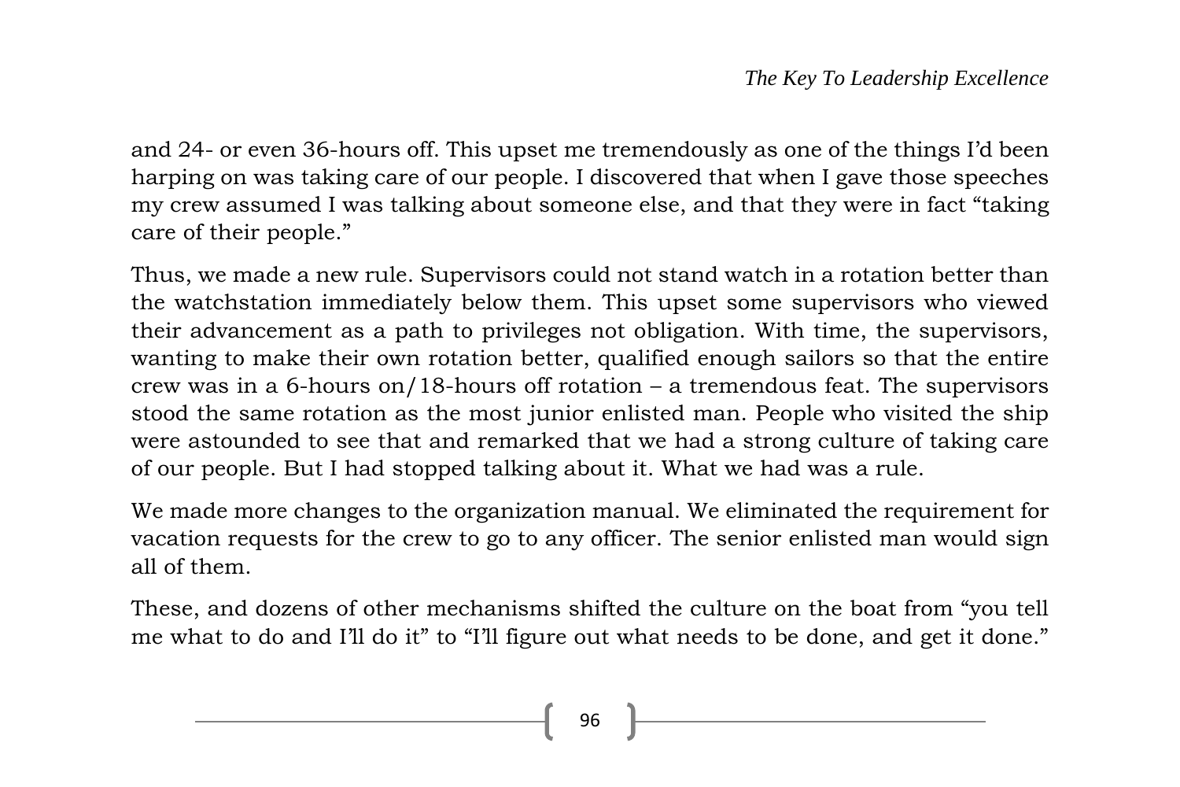and 24- or even 36-hours off. This upset me tremendously as one of the things I'd been harping on was taking care of our people. I discovered that when I gave those speeches my crew assumed I was talking about someone else, and that they were in fact "taking care of their people."

Thus, we made a new rule. Supervisors could not stand watch in a rotation better than the watchstation immediately below them. This upset some supervisors who viewed their advancement as a path to privileges not obligation. With time, the supervisors, wanting to make their own rotation better, qualified enough sailors so that the entire crew was in a 6-hours on/18-hours off rotation – a tremendous feat. The supervisors stood the same rotation as the most junior enlisted man. People who visited the ship were astounded to see that and remarked that we had a strong culture of taking care of our people. But I had stopped talking about it. What we had was a rule.

We made more changes to the organization manual. We eliminated the requirement for vacation requests for the crew to go to any officer. The senior enlisted man would sign all of them.

These, and dozens of other mechanisms shifted the culture on the boat from "you tell me what to do and I'll do it" to "I'll figure out what needs to be done, and get it done."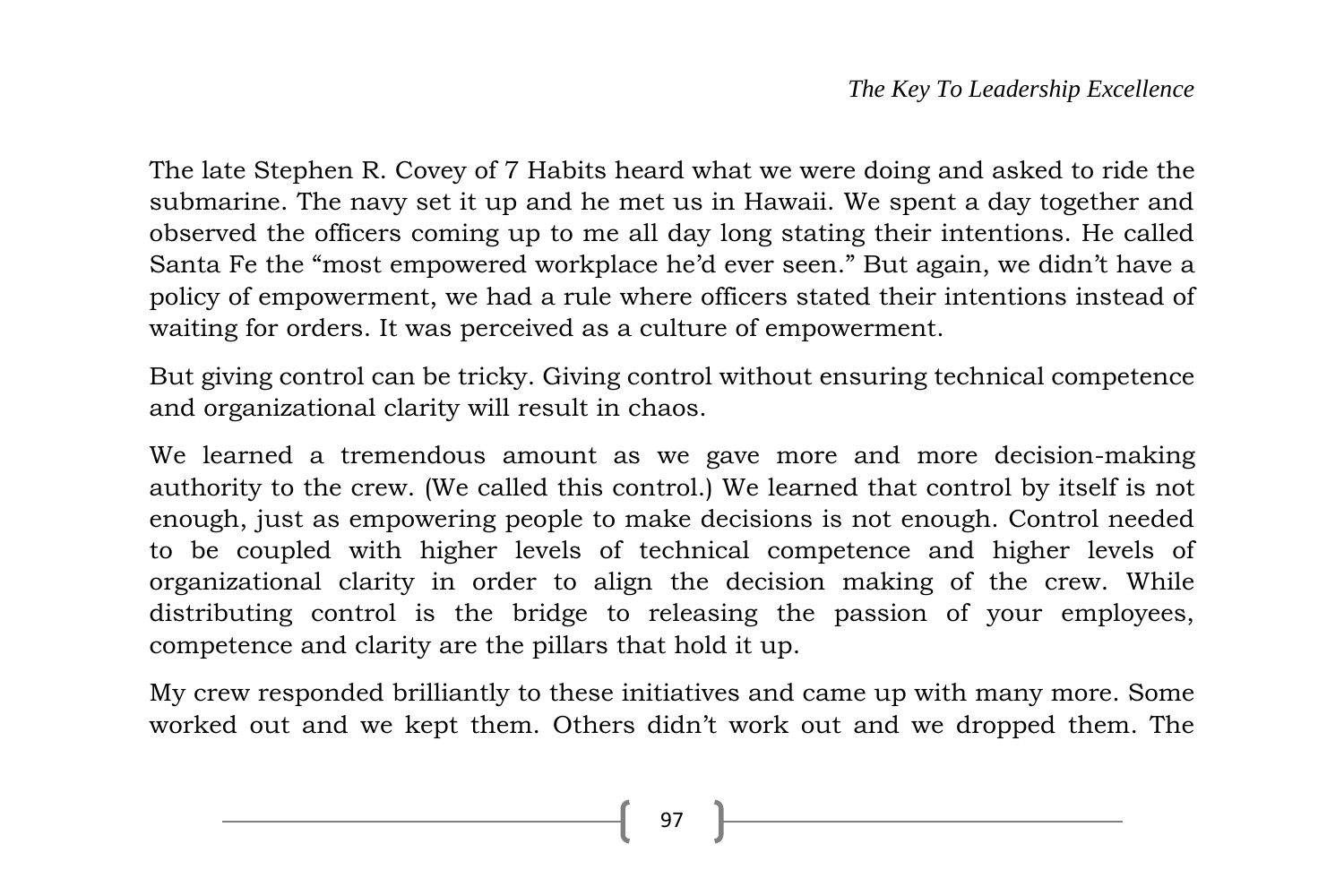The late Stephen R. Covey of 7 Habits heard what we were doing and asked to ride the submarine. The navy set it up and he met us in Hawaii. We spent a day together and observed the officers coming up to me all day long stating their intentions. He called Santa Fe the "most empowered workplace he'd ever seen." But again, we didn't have a policy of empowerment, we had a rule where officers stated their intentions instead of waiting for orders. It was perceived as a culture of empowerment.

But giving control can be tricky. Giving control without ensuring technical competence and organizational clarity will result in chaos.

We learned a tremendous amount as we gave more and more decision-making authority to the crew. (We called this control.) We learned that control by itself is not enough, just as empowering people to make decisions is not enough. Control needed to be coupled with higher levels of technical competence and higher levels of organizational clarity in order to align the decision making of the crew. While distributing control is the bridge to releasing the passion of your employees, competence and clarity are the pillars that hold it up.

My crew responded brilliantly to these initiatives and came up with many more. Some worked out and we kept them. Others didn't work out and we dropped them. The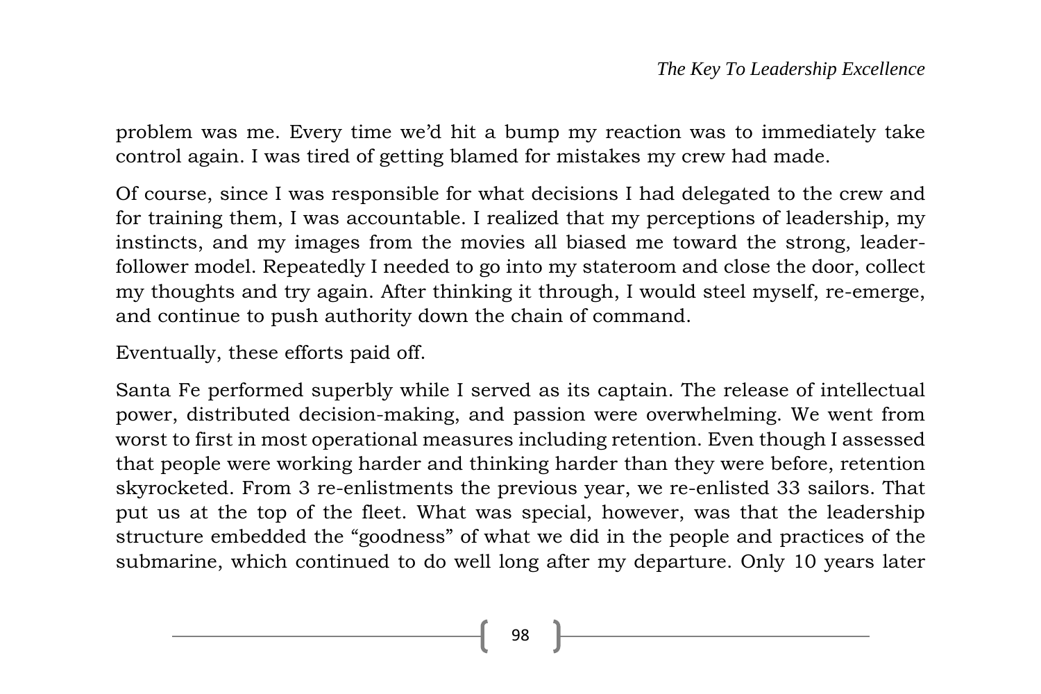problem was me. Every time we'd hit a bump my reaction was to immediately take control again. I was tired of getting blamed for mistakes my crew had made.

Of course, since I was responsible for what decisions I had delegated to the crew and for training them, I was accountable. I realized that my perceptions of leadership, my instincts, and my images from the movies all biased me toward the strong, leader-follower model. Repeatedly I needed to go into my stateroom and close the door, collect my thoughts and try again. After thinking it through, I would steel myself, re-emerge, and continue to push authority down the chain of command.

Eventually, these efforts paid off.

Santa Fe performed superbly while I served as its captain. The release of intellectual power, distributed decision-making, and passion were overwhelming. We went from worst to first in most operational measures including retention. Even though I assessed that people were working harder and thinking harder than they were before, retention skyrocketed. From 3 re-enlistments the previous year, we re-enlisted 33 sailors. That put us at the top of the fleet. What was special, however, was that the leadership structure embedded the "goodness" of what we did in the people and practices of the submarine, which continued to do well long after my departure. Only 10 years later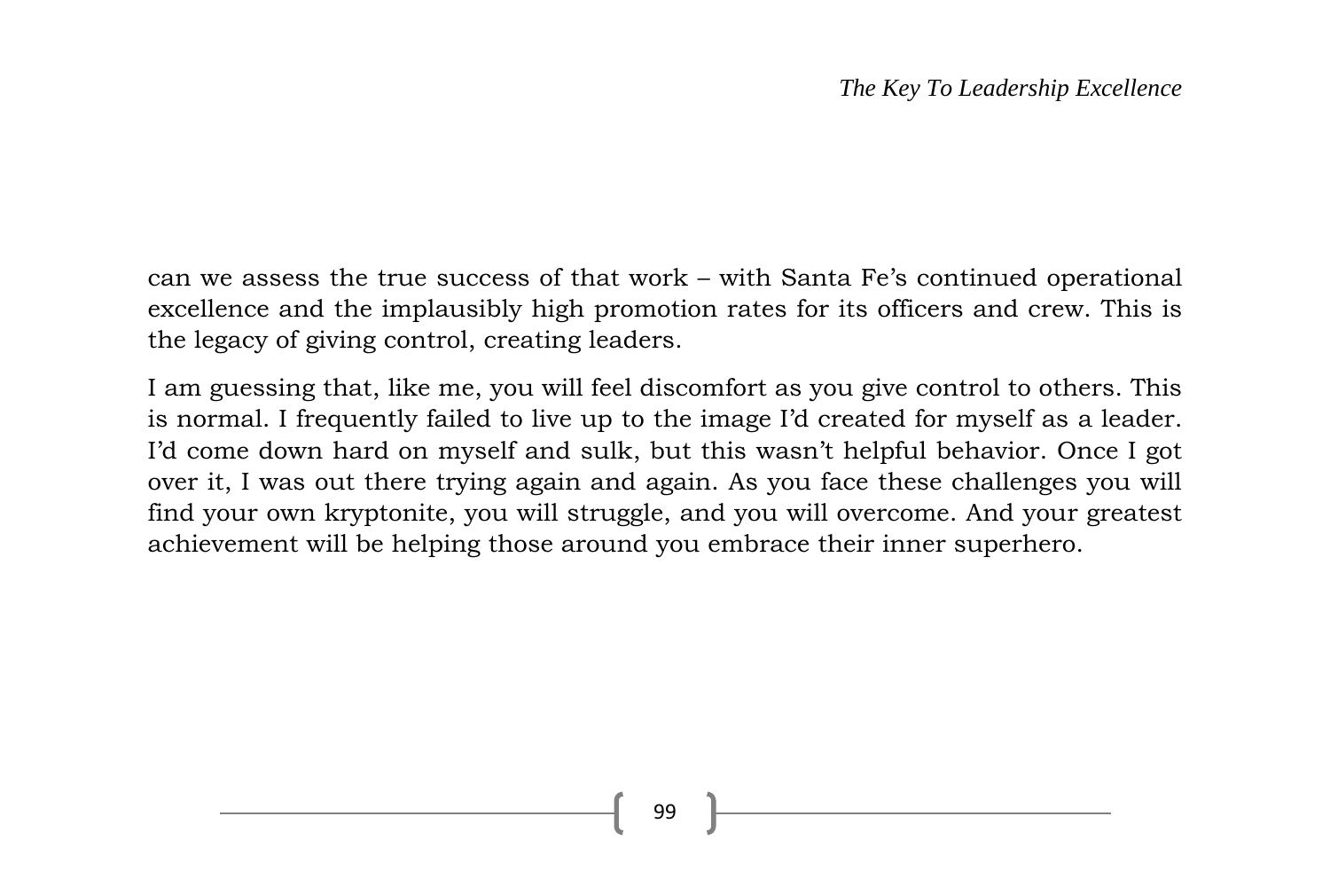can we assess the true success of that work – with Santa Fe's continued operational excellence and the implausibly high promotion rates for its officers and crew. This is the legacy of giving control, creating leaders.

I am guessing that, like me, you will feel discomfort as you give control to others. This is normal. I frequently failed to live up to the image I'd created for myself as a leader. I'd come down hard on myself and sulk, but this wasn't helpful behavior. Once I got over it, I was out there trying again and again. As you face these challenges you will find your own kryptonite, you will struggle, and you will overcome. And your greatest achievement will be helping those around you embrace their inner superhero.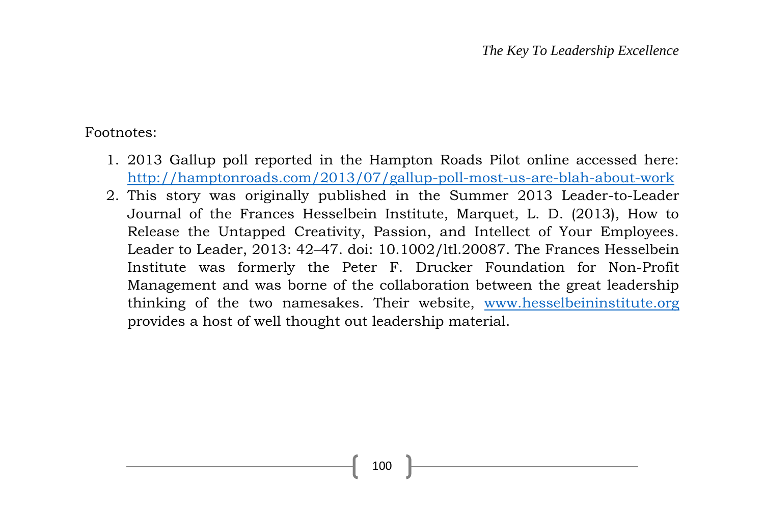Footnotes:

1. 2013 Gallup poll reported in the Hampton Roads Pilot online accessed here: [http://hamptonroads.com/2013/07/gallup-poll-most-us-are-blah-about-work](http://hamptonroads.com/2013/07/gallup-poll-most-us-are-blah-about-work)
2. This story was originally published in the Summer 2013 Leader-to-Leader Journal of the Frances Hesselbein Institute, Marquet, L. D. (2013), How to Release the Untapped Creativity, Passion, and Intellect of Your Employees. Leader to Leader, 2013: 42–47. doi: 10.1002/ltl.20087. The Frances Hesselbein Institute was formerly the Peter F. Drucker Foundation for Non-Profit Management and was borne of the collaboration between the great leadership thinking of the two namesakes. Their website, [www.hesselbeininstitute.org](http://www.hesselbeininstitute.org) provides a host of well thought out leadership material.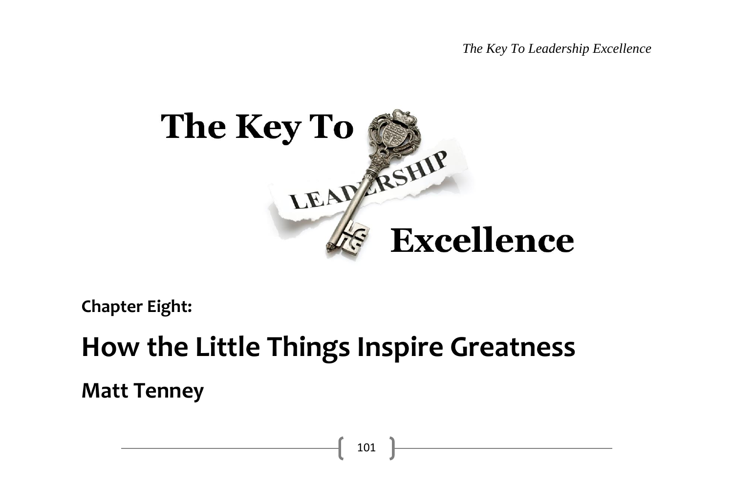# The Key To Leadership Excellence

**Chapter Eight:**

## How the Little Things Inspire Greatness

### Matt Tenney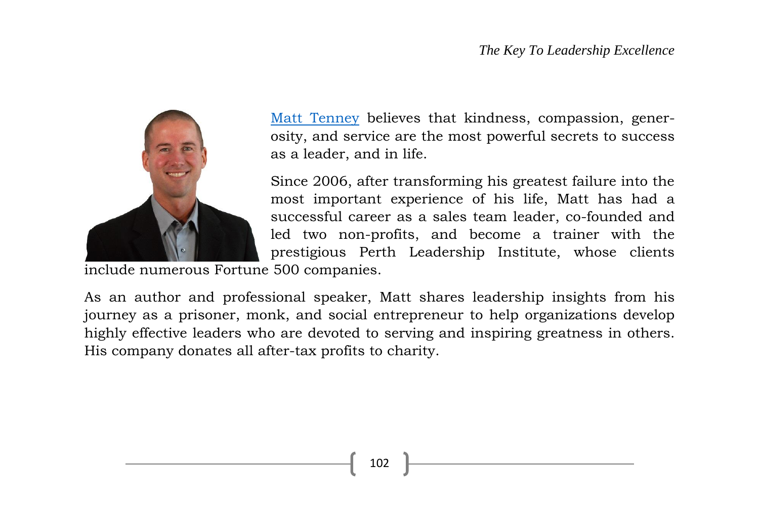[Matt Tenney] believes that kindness, compassion, generosity, and service are the most powerful secrets to success as a leader, and in life.

Since 2006, after transforming his greatest failure into the most important experience of his life, Matt has had a successful career as a sales team leader, co-founded and led two non-profits, and become a trainer with the prestigious Perth Leadership Institute, whose clients include numerous Fortune 500 companies.

As an author and professional speaker, Matt shares leadership insights from his journey as a prisoner, monk, and social entrepreneur to help organizations develop highly effective leaders who are devoted to serving and inspiring greatness in others. His company donates all after-tax profits to charity.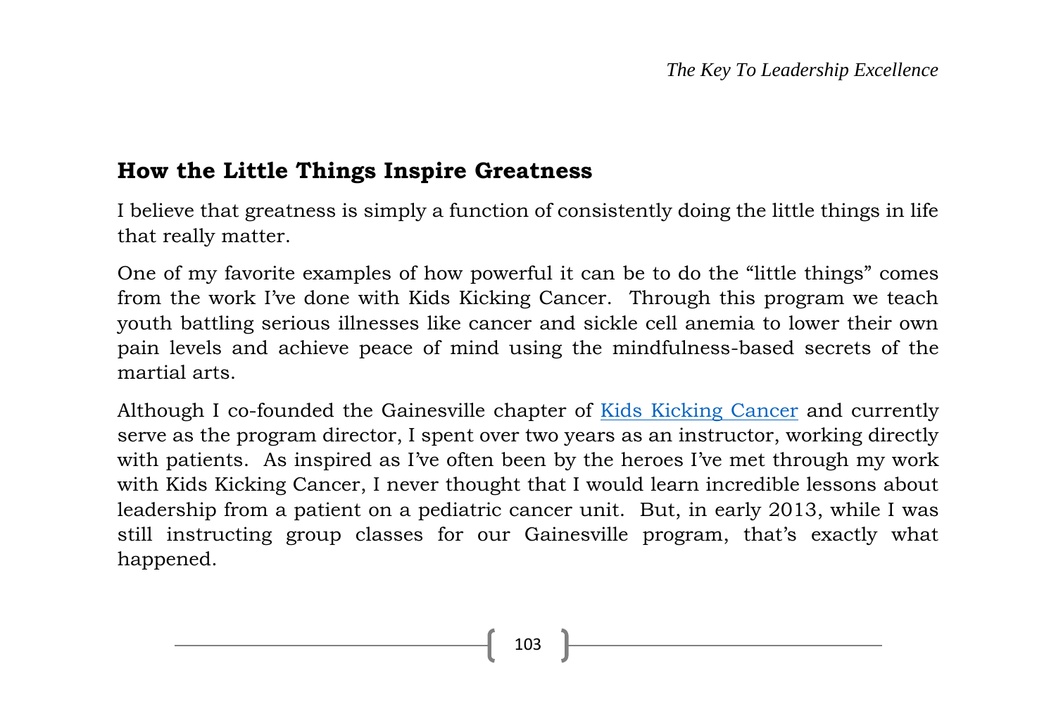## How the Little Things Inspire Greatness

I believe that greatness is simply a function of consistently doing the little things in life that really matter.

One of my favorite examples of how powerful it can be to do the "little things" comes from the work I've done with Kids Kicking Cancer. Through this program we teach youth battling serious illnesses like cancer and sickle cell anemia to lower their own pain levels and achieve peace of mind using the mindfulness-based secrets of the martial arts.

Although I co-founded the Gainesville chapter of [Kids Kicking Cancer] and currently serve as the program director, I spent over two years as an instructor, working directly with patients. As inspired as I've often been by the heroes I've met through my work with Kids Kicking Cancer, I never thought that I would learn incredible lessons about leadership from a patient on a pediatric cancer unit. But, in early 2013, while I was still instructing group classes for our Gainesville program, that's exactly what happened.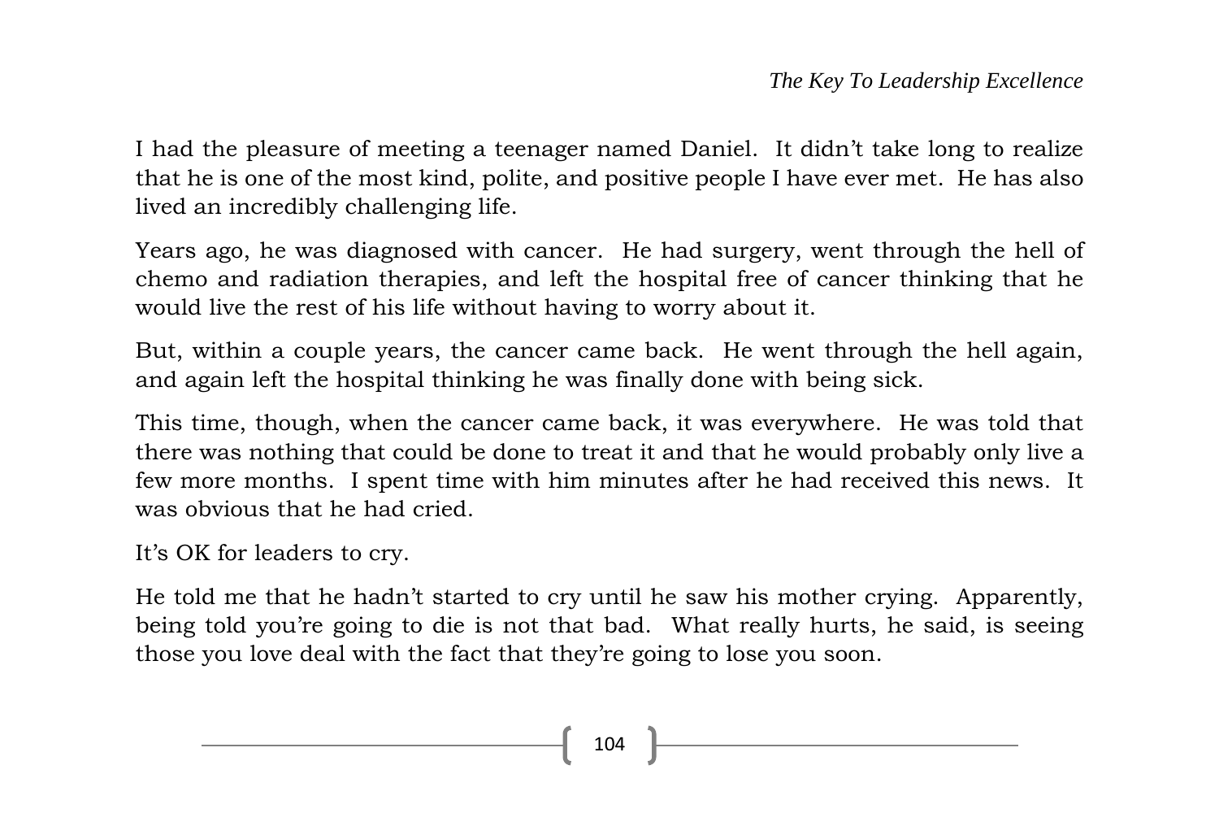I had the pleasure of meeting a teenager named Daniel. It didn't take long to realize that he is one of the most kind, polite, and positive people I have ever met. He has also lived an incredibly challenging life.

Years ago, he was diagnosed with cancer. He had surgery, went through the hell of chemo and radiation therapies, and left the hospital free of cancer thinking that he would live the rest of his life without having to worry about it.

But, within a couple years, the cancer came back. He went through the hell again, and again left the hospital thinking he was finally done with being sick.

This time, though, when the cancer came back, it was everywhere. He was told that there was nothing that could be done to treat it and that he would probably only live a few more months. I spent time with him minutes after he had received this news. It was obvious that he had cried.

It's OK for leaders to cry.

He told me that he hadn't started to cry until he saw his mother crying. Apparently, being told you're going to die is not that bad. What really hurts, he said, is seeing those you love deal with the fact that they're going to lose you soon.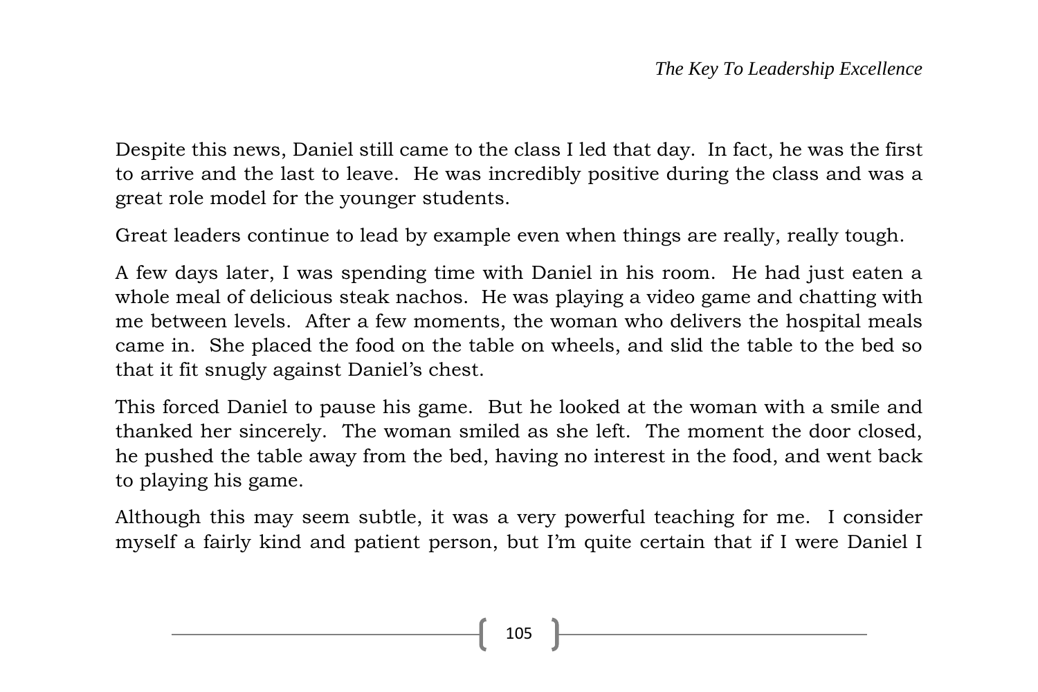Despite this news, Daniel still came to the class I led that day. In fact, he was the first to arrive and the last to leave. He was incredibly positive during the class and was a great role model for the younger students.

Great leaders continue to lead by example even when things are really, really tough.

A few days later, I was spending time with Daniel in his room. He had just eaten a whole meal of delicious steak nachos. He was playing a video game and chatting with me between levels. After a few moments, the woman who delivers the hospital meals came in. She placed the food on the table on wheels, and slid the table to the bed so that it fit snugly against Daniel's chest.

This forced Daniel to pause his game. But he looked at the woman with a smile and thanked her sincerely. The woman smiled as she left. The moment the door closed, he pushed the table away from the bed, having no interest in the food, and went back to playing his game.

Although this may seem subtle, it was a very powerful teaching for me. I consider myself a fairly kind and patient person, but I'm quite certain that if I were Daniel I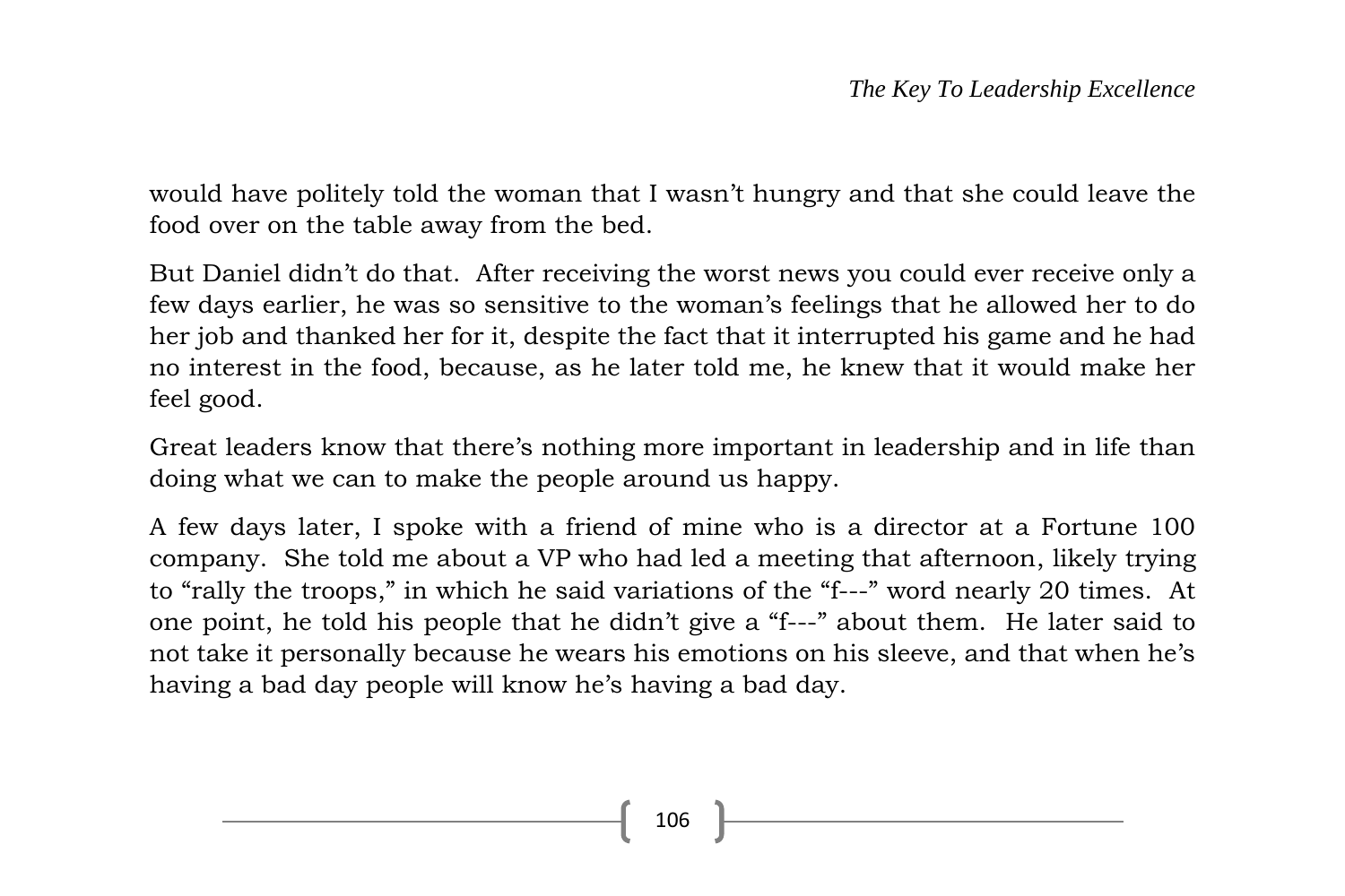would have politely told the woman that I wasn't hungry and that she could leave the food over on the table away from the bed.

But Daniel didn't do that. After receiving the worst news you could ever receive only a few days earlier, he was so sensitive to the woman's feelings that he allowed her to do her job and thanked her for it, despite the fact that it interrupted his game and he had no interest in the food, because, as he later told me, he knew that it would make her feel good.

Great leaders know that there's nothing more important in leadership and in life than doing what we can to make the people around us happy.

A few days later, I spoke with a friend of mine who is a director at a Fortune 100 company. She told me about a VP who had led a meeting that afternoon, likely trying to "rally the troops," in which he said variations of the "f---" word nearly 20 times. At one point, he told his people that he didn't give a "f---" about them. He later said to not take it personally because he wears his emotions on his sleeve, and that when he's having a bad day people will know he's having a bad day.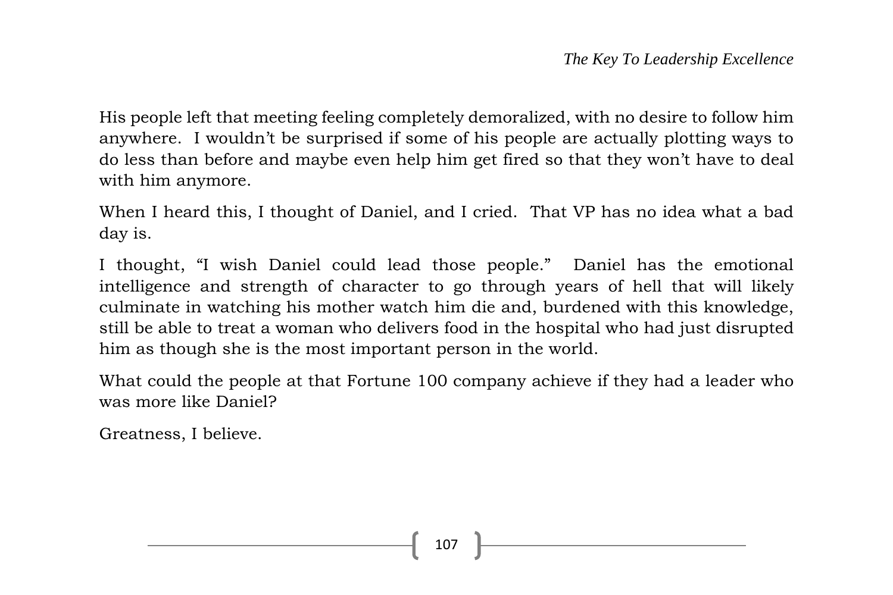His people left that meeting feeling completely demoralized, with no desire to follow him anywhere.  I wouldn't be surprised if some of his people are actually plotting ways to do less than before and maybe even help him get fired so that they won't have to deal with him anymore.

When I heard this, I thought of Daniel, and I cried.  That VP has no idea what a bad day is.

I thought, "I wish Daniel could lead those people."  Daniel has the emotional intelligence and strength of character to go through years of hell that will likely culminate in watching his mother watch him die and, burdened with this knowledge, still be able to treat a woman who delivers food in the hospital who had just disrupted him as though she is the most important person in the world.

What could the people at that Fortune 100 company achieve if they had a leader who was more like Daniel?

Greatness, I believe.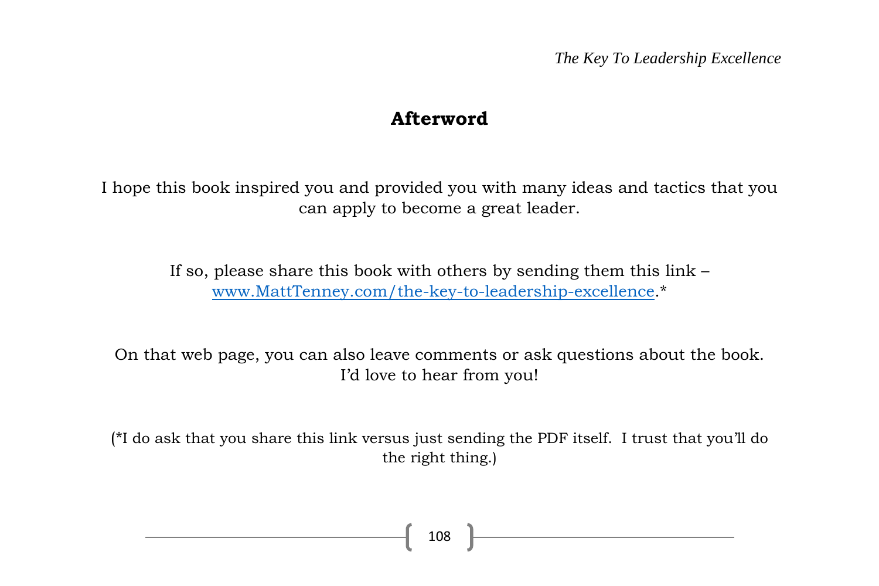# Afterword

I hope this book inspired you and provided you with many ideas and tactics that you can apply to become a great leader.

If so, please share this book with others by sending them this link – [www.MattTenney.com/the-key-to-leadership-excellence](http://www.MattTenney.com/the-key-to-leadership-excellence).*

On that web page, you can also leave comments or ask questions about the book. I'd love to hear from you!

(*I do ask that you share this link versus just sending the PDF itself. I trust that you'll do the right thing.)